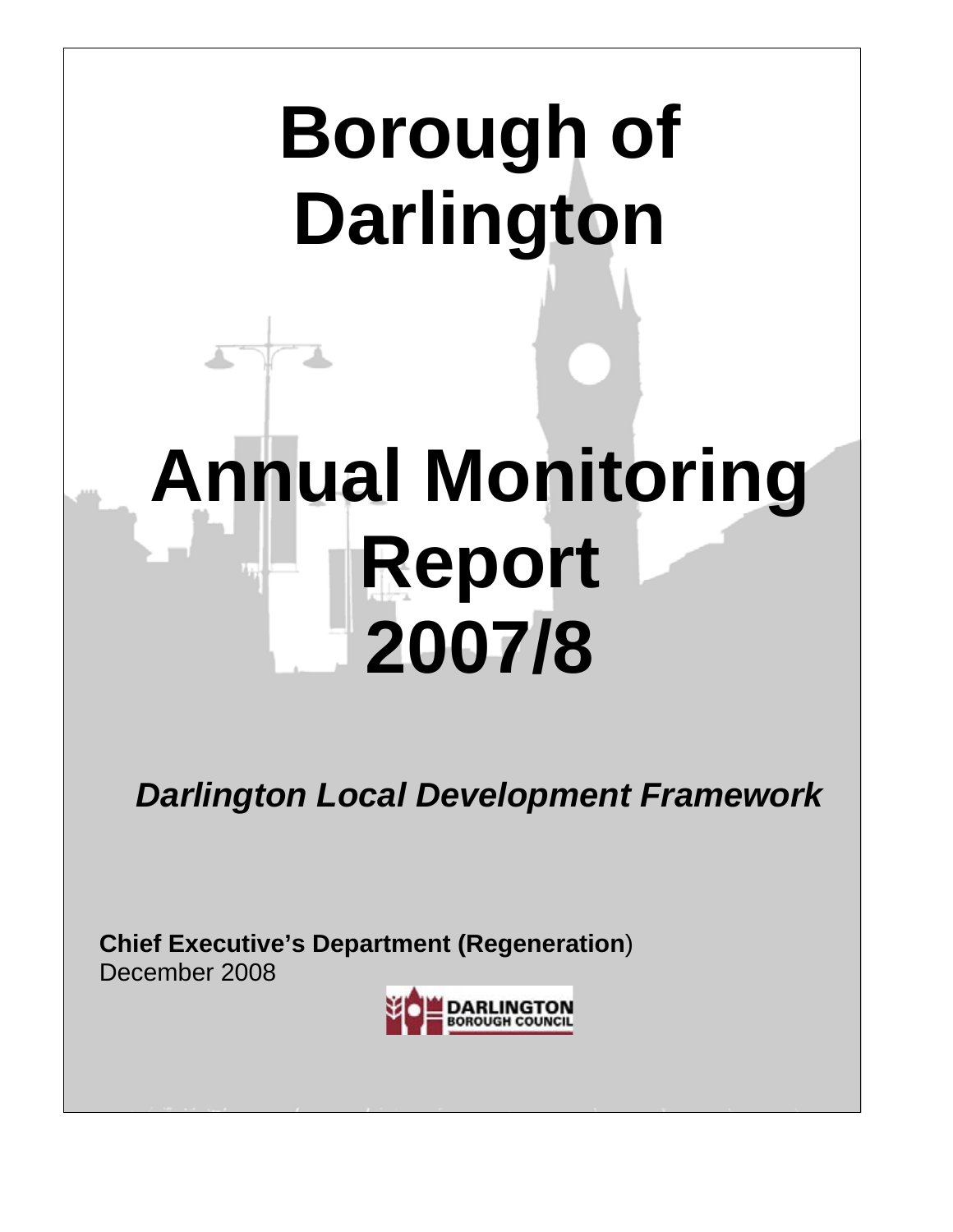# Borough of Darlington

# Annual Monitoring Report 2007/8

***Darlington Local Development Framework***

**Chief Executive's Department (Regeneration)**
December 2008

DARLINGTON BOROUGH COUNCIL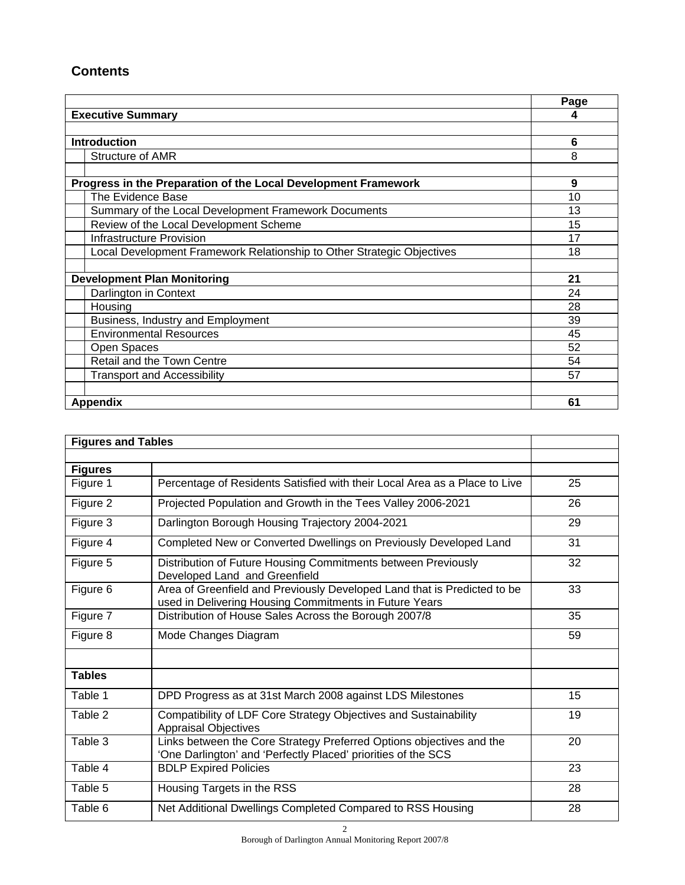## Contents

| | Page |
|---|---|
| **Executive Summary** | **4** |
| | |
| **Introduction** | **6** |
| Structure of AMR | 8 |
| | |
| **Progress in the Preparation of the Local Development Framework** | **9** |
| The Evidence Base | 10 |
| Summary of the Local Development Framework Documents | 13 |
| Review of the Local Development Scheme | 15 |
| Infrastructure Provision | 17 |
| Local Development Framework Relationship to Other Strategic Objectives | 18 |
| | |
| **Development Plan Monitoring** | **21** |
| Darlington in Context | 24 |
| Housing | 28 |
| Business, Industry and Employment | 39 |
| Environmental Resources | 45 |
| Open Spaces | 52 |
| Retail and the Town Centre | 54 |
| Transport and Accessibility | 57 |
| | |
| **Appendix** | **61** |

| **Figures and Tables** | | |
|---|---|---|
| | | |
| **Figures** | | |
| Figure 1 | Percentage of Residents Satisfied with their Local Area as a Place to Live | 25 |
| Figure 2 | Projected Population and Growth in the Tees Valley 2006-2021 | 26 |
| Figure 3 | Darlington Borough Housing Trajectory 2004-2021 | 29 |
| Figure 4 | Completed New or Converted Dwellings on Previously Developed Land | 31 |
| Figure 5 | Distribution of Future Housing Commitments between Previously Developed Land and Greenfield | 32 |
| Figure 6 | Area of Greenfield and Previously Developed Land that is Predicted to be used in Delivering Housing Commitments in Future Years | 33 |
| Figure 7 | Distribution of House Sales Across the Borough 2007/8 | 35 |
| Figure 8 | Mode Changes Diagram | 59 |
| | | |
| **Tables** | | |
| Table 1 | DPD Progress as at 31st March 2008 against LDS Milestones | 15 |
| Table 2 | Compatibility of LDF Core Strategy Objectives and Sustainability Appraisal Objectives | 19 |
| Table 3 | Links between the Core Strategy Preferred Options objectives and the 'One Darlington' and 'Perfectly Placed' priorities of the SCS | 20 |
| Table 4 | BDLP Expired Policies | 23 |
| Table 5 | Housing Targets in the RSS | 28 |
| Table 6 | Net Additional Dwellings Completed Compared to RSS Housing | 28 |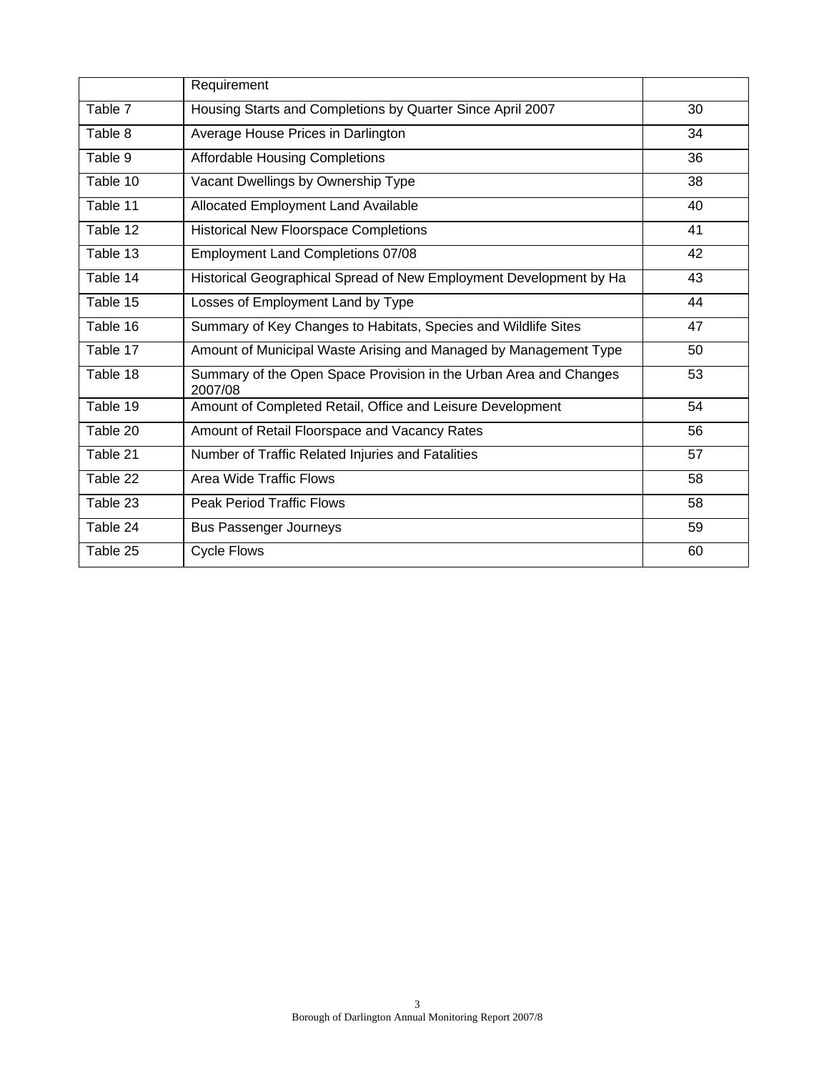| | | |
|---|---|---|
| | Requirement | |
| Table 7 | Housing Starts and Completions by Quarter Since April 2007 | 30 |
| Table 8 | Average House Prices in Darlington | 34 |
| Table 9 | Affordable Housing Completions | 36 |
| Table 10 | Vacant Dwellings by Ownership Type | 38 |
| Table 11 | Allocated Employment Land Available | 40 |
| Table 12 | Historical New Floorspace Completions | 41 |
| Table 13 | Employment Land Completions 07/08 | 42 |
| Table 14 | Historical Geographical Spread of New Employment Development by Ha | 43 |
| Table 15 | Losses of Employment Land by Type | 44 |
| Table 16 | Summary of Key Changes to Habitats, Species and Wildlife Sites | 47 |
| Table 17 | Amount of Municipal Waste Arising and Managed by Management Type | 50 |
| Table 18 | Summary of the Open Space Provision in the Urban Area and Changes 2007/08 | 53 |
| Table 19 | Amount of Completed Retail, Office and Leisure Development | 54 |
| Table 20 | Amount of Retail Floorspace and Vacancy Rates | 56 |
| Table 21 | Number of Traffic Related Injuries and Fatalities | 57 |
| Table 22 | Area Wide Traffic Flows | 58 |
| Table 23 | Peak Period Traffic Flows | 58 |
| Table 24 | Bus Passenger Journeys | 59 |
| Table 25 | Cycle Flows | 60 |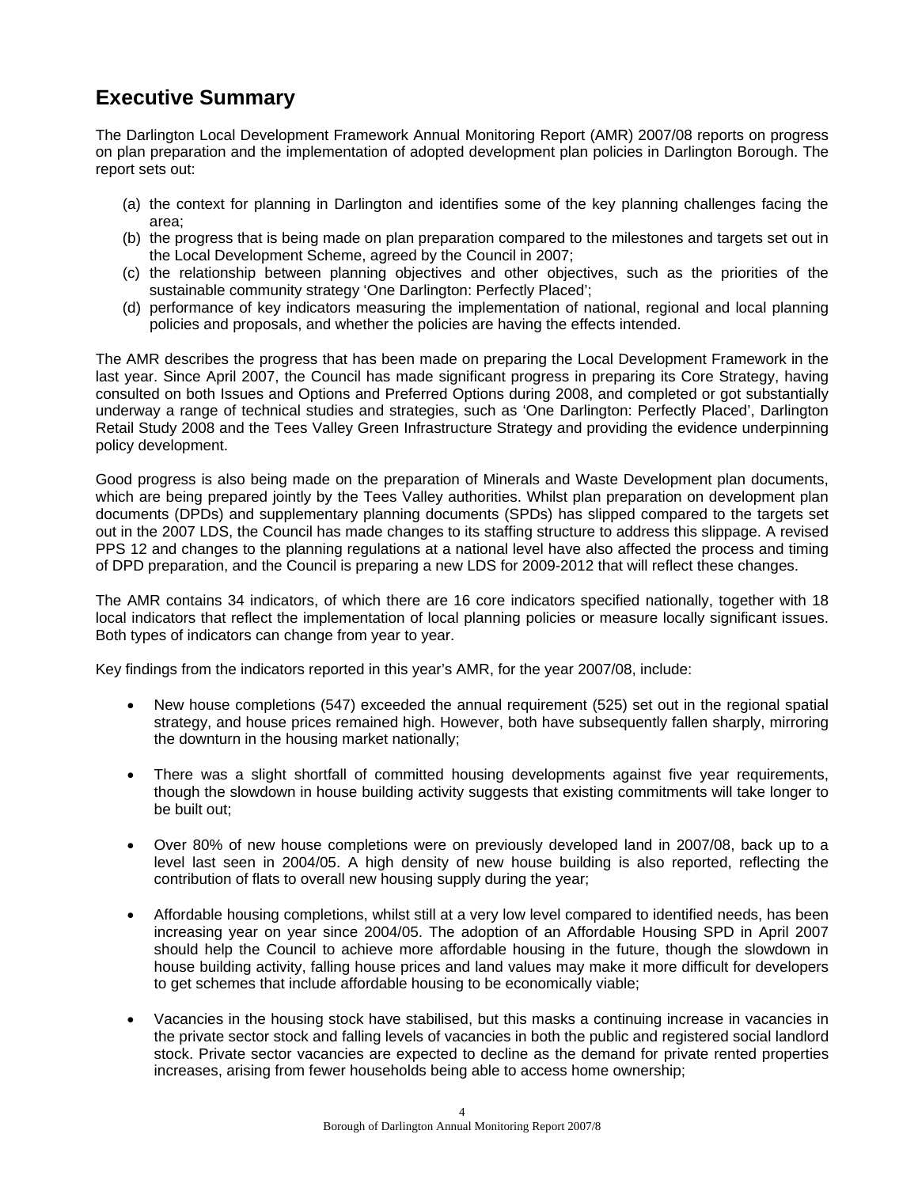## Executive Summary

The Darlington Local Development Framework Annual Monitoring Report (AMR) 2007/08 reports on progress on plan preparation and the implementation of adopted development plan policies in Darlington Borough. The report sets out:

(a) the context for planning in Darlington and identifies some of the key planning challenges facing the area;
(b) the progress that is being made on plan preparation compared to the milestones and targets set out in the Local Development Scheme, agreed by the Council in 2007;
(c) the relationship between planning objectives and other objectives, such as the priorities of the sustainable community strategy 'One Darlington: Perfectly Placed';
(d) performance of key indicators measuring the implementation of national, regional and local planning policies and proposals, and whether the policies are having the effects intended.

The AMR describes the progress that has been made on preparing the Local Development Framework in the last year. Since April 2007, the Council has made significant progress in preparing its Core Strategy, having consulted on both Issues and Options and Preferred Options during 2008, and completed or got substantially underway a range of technical studies and strategies, such as 'One Darlington: Perfectly Placed', Darlington Retail Study 2008 and the Tees Valley Green Infrastructure Strategy and providing the evidence underpinning policy development.

Good progress is also being made on the preparation of Minerals and Waste Development plan documents, which are being prepared jointly by the Tees Valley authorities. Whilst plan preparation on development plan documents (DPDs) and supplementary planning documents (SPDs) has slipped compared to the targets set out in the 2007 LDS, the Council has made changes to its staffing structure to address this slippage. A revised PPS 12 and changes to the planning regulations at a national level have also affected the process and timing of DPD preparation, and the Council is preparing a new LDS for 2009-2012 that will reflect these changes.

The AMR contains 34 indicators, of which there are 16 core indicators specified nationally, together with 18 local indicators that reflect the implementation of local planning policies or measure locally significant issues. Both types of indicators can change from year to year.

Key findings from the indicators reported in this year's AMR, for the year 2007/08, include:

- New house completions (547) exceeded the annual requirement (525) set out in the regional spatial strategy, and house prices remained high. However, both have subsequently fallen sharply, mirroring the downturn in the housing market nationally;

- There was a slight shortfall of committed housing developments against five year requirements, though the slowdown in house building activity suggests that existing commitments will take longer to be built out;

- Over 80% of new house completions were on previously developed land in 2007/08, back up to a level last seen in 2004/05. A high density of new house building is also reported, reflecting the contribution of flats to overall new housing supply during the year;

- Affordable housing completions, whilst still at a very low level compared to identified needs, has been increasing year on year since 2004/05. The adoption of an Affordable Housing SPD in April 2007 should help the Council to achieve more affordable housing in the future, though the slowdown in house building activity, falling house prices and land values may make it more difficult for developers to get schemes that include affordable housing to be economically viable;

- Vacancies in the housing stock have stabilised, but this masks a continuing increase in vacancies in the private sector stock and falling levels of vacancies in both the public and registered social landlord stock. Private sector vacancies are expected to decline as the demand for private rented properties increases, arising from fewer households being able to access home ownership;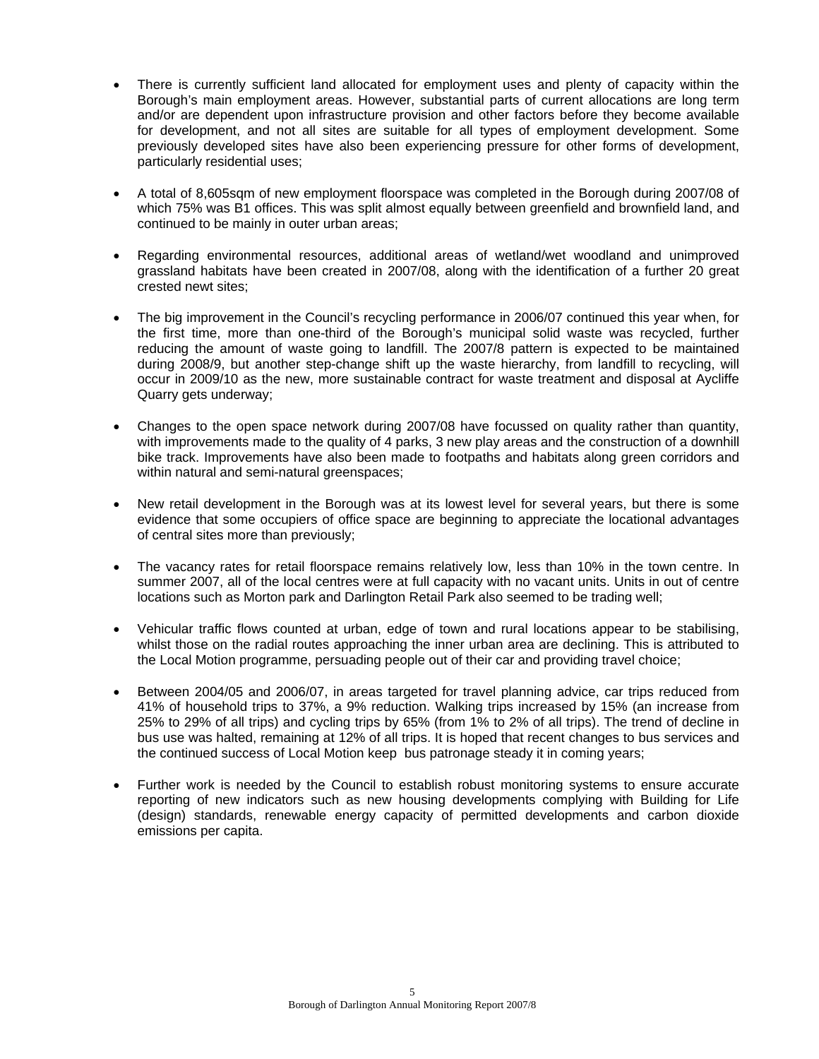- There is currently sufficient land allocated for employment uses and plenty of capacity within the Borough's main employment areas. However, substantial parts of current allocations are long term and/or are dependent upon infrastructure provision and other factors before they become available for development, and not all sites are suitable for all types of employment development. Some previously developed sites have also been experiencing pressure for other forms of development, particularly residential uses;

- A total of 8,605sqm of new employment floorspace was completed in the Borough during 2007/08 of which 75% was B1 offices. This was split almost equally between greenfield and brownfield land, and continued to be mainly in outer urban areas;

- Regarding environmental resources, additional areas of wetland/wet woodland and unimproved grassland habitats have been created in 2007/08, along with the identification of a further 20 great crested newt sites;

- The big improvement in the Council's recycling performance in 2006/07 continued this year when, for the first time, more than one-third of the Borough's municipal solid waste was recycled, further reducing the amount of waste going to landfill. The 2007/8 pattern is expected to be maintained during 2008/9, but another step-change shift up the waste hierarchy, from landfill to recycling, will occur in 2009/10 as the new, more sustainable contract for waste treatment and disposal at Aycliffe Quarry gets underway;

- Changes to the open space network during 2007/08 have focussed on quality rather than quantity, with improvements made to the quality of 4 parks, 3 new play areas and the construction of a downhill bike track. Improvements have also been made to footpaths and habitats along green corridors and within natural and semi-natural greenspaces;

- New retail development in the Borough was at its lowest level for several years, but there is some evidence that some occupiers of office space are beginning to appreciate the locational advantages of central sites more than previously;

- The vacancy rates for retail floorspace remains relatively low, less than 10% in the town centre. In summer 2007, all of the local centres were at full capacity with no vacant units. Units in out of centre locations such as Morton park and Darlington Retail Park also seemed to be trading well;

- Vehicular traffic flows counted at urban, edge of town and rural locations appear to be stabilising, whilst those on the radial routes approaching the inner urban area are declining. This is attributed to the Local Motion programme, persuading people out of their car and providing travel choice;

- Between 2004/05 and 2006/07, in areas targeted for travel planning advice, car trips reduced from 41% of household trips to 37%, a 9% reduction. Walking trips increased by 15% (an increase from 25% to 29% of all trips) and cycling trips by 65% (from 1% to 2% of all trips). The trend of decline in bus use was halted, remaining at 12% of all trips. It is hoped that recent changes to bus services and the continued success of Local Motion keep bus patronage steady it in coming years;

- Further work is needed by the Council to establish robust monitoring systems to ensure accurate reporting of new indicators such as new housing developments complying with Building for Life (design) standards, renewable energy capacity of permitted developments and carbon dioxide emissions per capita.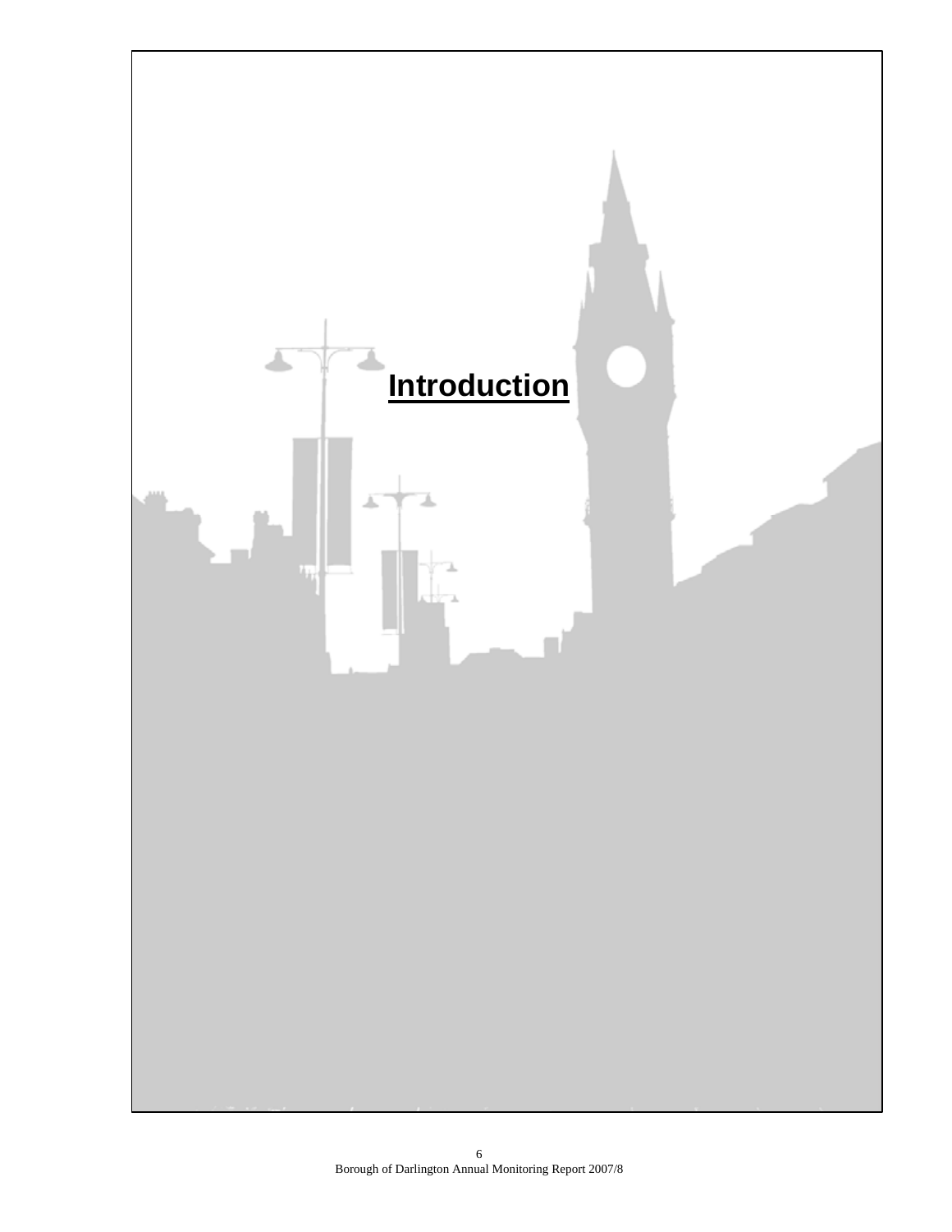# Introduction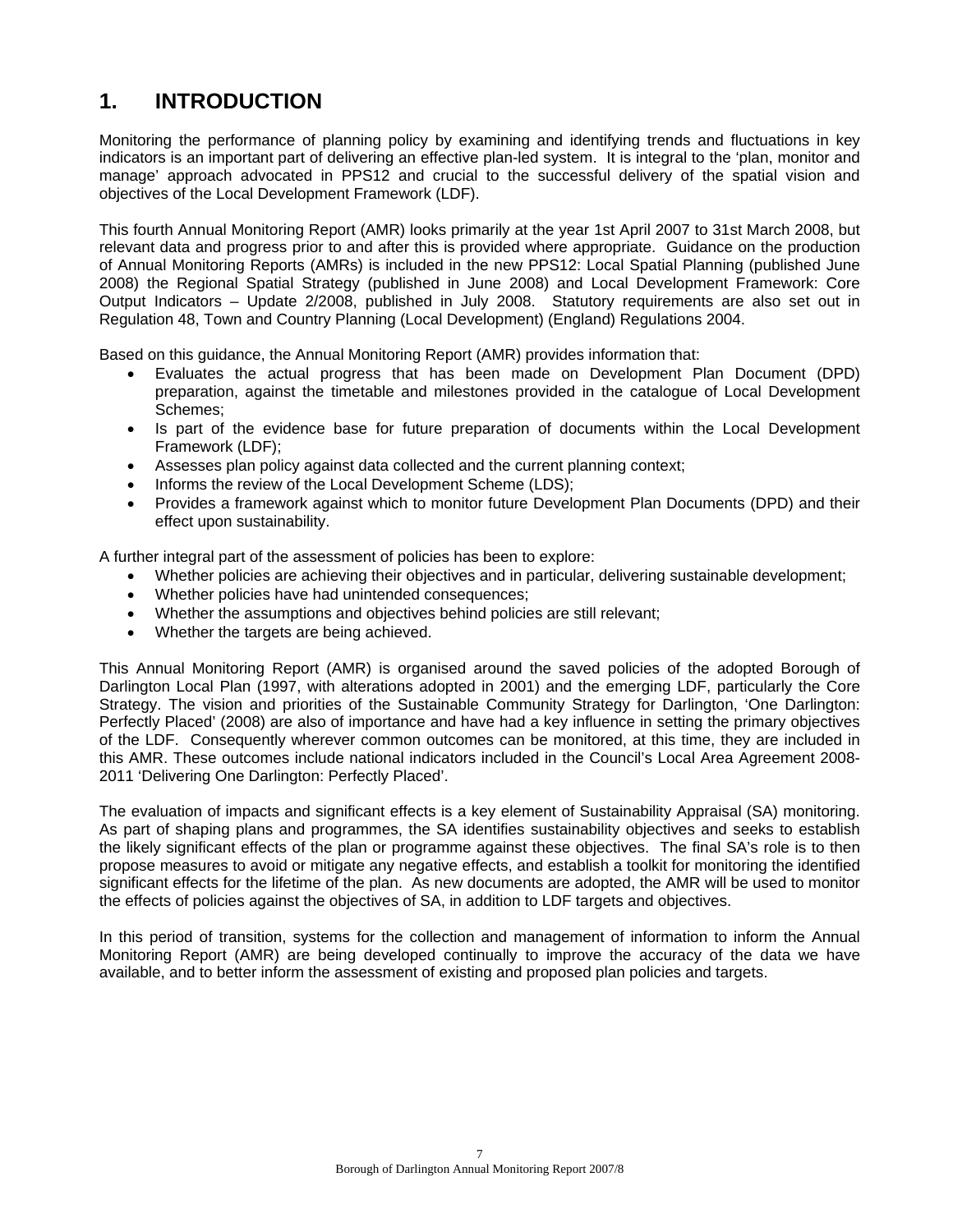# 1. INTRODUCTION

Monitoring the performance of planning policy by examining and identifying trends and fluctuations in key indicators is an important part of delivering an effective plan-led system. It is integral to the 'plan, monitor and manage' approach advocated in PPS12 and crucial to the successful delivery of the spatial vision and objectives of the Local Development Framework (LDF).

This fourth Annual Monitoring Report (AMR) looks primarily at the year 1st April 2007 to 31st March 2008, but relevant data and progress prior to and after this is provided where appropriate. Guidance on the production of Annual Monitoring Reports (AMRs) is included in the new PPS12: Local Spatial Planning (published June 2008) the Regional Spatial Strategy (published in June 2008) and Local Development Framework: Core Output Indicators – Update 2/2008, published in July 2008. Statutory requirements are also set out in Regulation 48, Town and Country Planning (Local Development) (England) Regulations 2004.

Based on this guidance, the Annual Monitoring Report (AMR) provides information that:

- Evaluates the actual progress that has been made on Development Plan Document (DPD) preparation, against the timetable and milestones provided in the catalogue of Local Development Schemes;
- Is part of the evidence base for future preparation of documents within the Local Development Framework (LDF);
- Assesses plan policy against data collected and the current planning context;
- Informs the review of the Local Development Scheme (LDS);
- Provides a framework against which to monitor future Development Plan Documents (DPD) and their effect upon sustainability.

A further integral part of the assessment of policies has been to explore:

- Whether policies are achieving their objectives and in particular, delivering sustainable development;
- Whether policies have had unintended consequences;
- Whether the assumptions and objectives behind policies are still relevant;
- Whether the targets are being achieved.

This Annual Monitoring Report (AMR) is organised around the saved policies of the adopted Borough of Darlington Local Plan (1997, with alterations adopted in 2001) and the emerging LDF, particularly the Core Strategy. The vision and priorities of the Sustainable Community Strategy for Darlington, 'One Darlington: Perfectly Placed' (2008) are also of importance and have had a key influence in setting the primary objectives of the LDF. Consequently wherever common outcomes can be monitored, at this time, they are included in this AMR. These outcomes include national indicators included in the Council's Local Area Agreement 2008-2011 'Delivering One Darlington: Perfectly Placed'.

The evaluation of impacts and significant effects is a key element of Sustainability Appraisal (SA) monitoring. As part of shaping plans and programmes, the SA identifies sustainability objectives and seeks to establish the likely significant effects of the plan or programme against these objectives. The final SA's role is to then propose measures to avoid or mitigate any negative effects, and establish a toolkit for monitoring the identified significant effects for the lifetime of the plan. As new documents are adopted, the AMR will be used to monitor the effects of policies against the objectives of SA, in addition to LDF targets and objectives.

In this period of transition, systems for the collection and management of information to inform the Annual Monitoring Report (AMR) are being developed continually to improve the accuracy of the data we have available, and to better inform the assessment of existing and proposed plan policies and targets.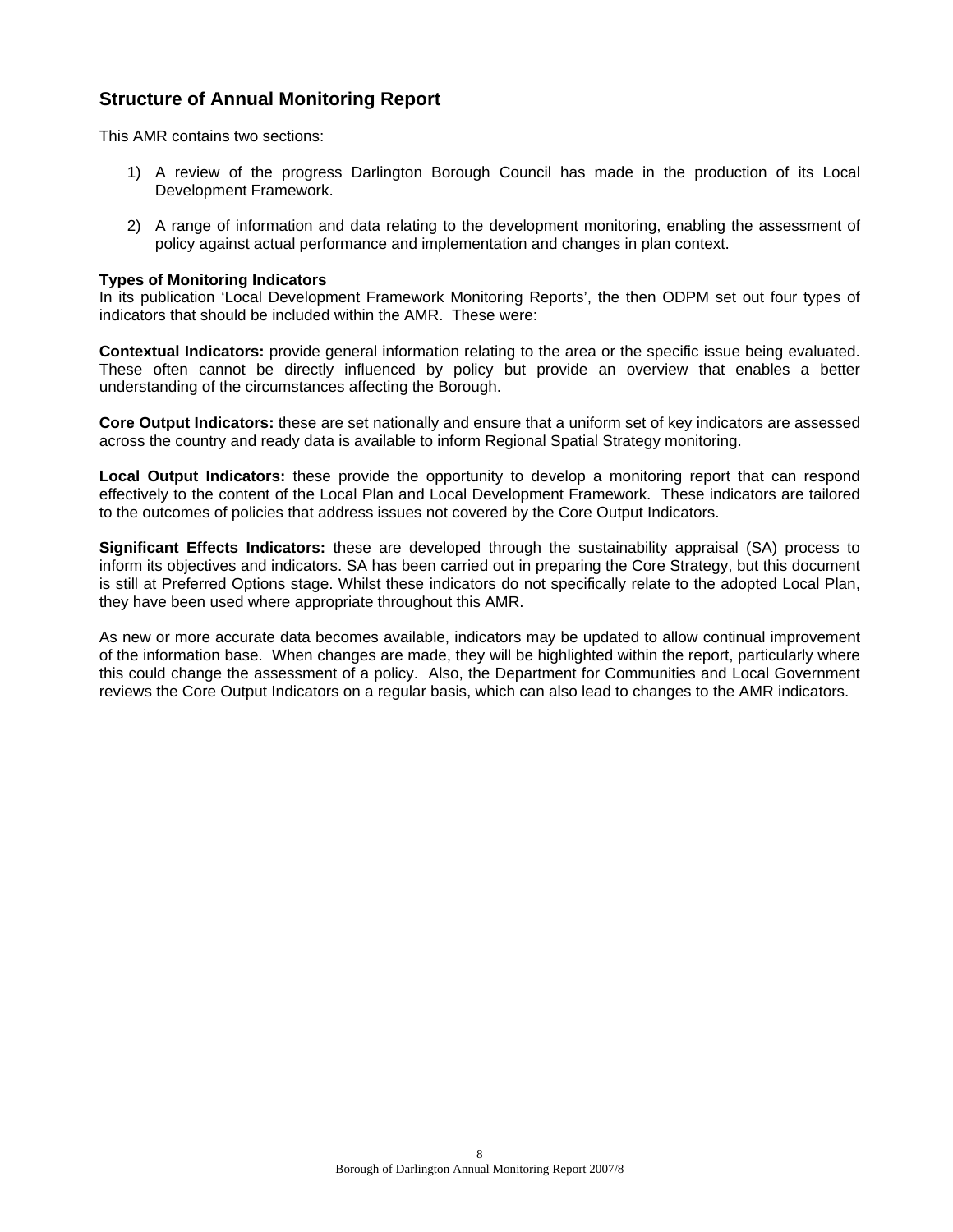## Structure of Annual Monitoring Report

This AMR contains two sections:

1) A review of the progress Darlington Borough Council has made in the production of its Local Development Framework.

2) A range of information and data relating to the development monitoring, enabling the assessment of policy against actual performance and implementation and changes in plan context.

**Types of Monitoring Indicators**

In its publication 'Local Development Framework Monitoring Reports', the then ODPM set out four types of indicators that should be included within the AMR. These were:

**Contextual Indicators:** provide general information relating to the area or the specific issue being evaluated. These often cannot be directly influenced by policy but provide an overview that enables a better understanding of the circumstances affecting the Borough.

**Core Output Indicators:** these are set nationally and ensure that a uniform set of key indicators are assessed across the country and ready data is available to inform Regional Spatial Strategy monitoring.

**Local Output Indicators:** these provide the opportunity to develop a monitoring report that can respond effectively to the content of the Local Plan and Local Development Framework. These indicators are tailored to the outcomes of policies that address issues not covered by the Core Output Indicators.

**Significant Effects Indicators:** these are developed through the sustainability appraisal (SA) process to inform its objectives and indicators. SA has been carried out in preparing the Core Strategy, but this document is still at Preferred Options stage. Whilst these indicators do not specifically relate to the adopted Local Plan, they have been used where appropriate throughout this AMR.

As new or more accurate data becomes available, indicators may be updated to allow continual improvement of the information base. When changes are made, they will be highlighted within the report, particularly where this could change the assessment of a policy. Also, the Department for Communities and Local Government reviews the Core Output Indicators on a regular basis, which can also lead to changes to the AMR indicators.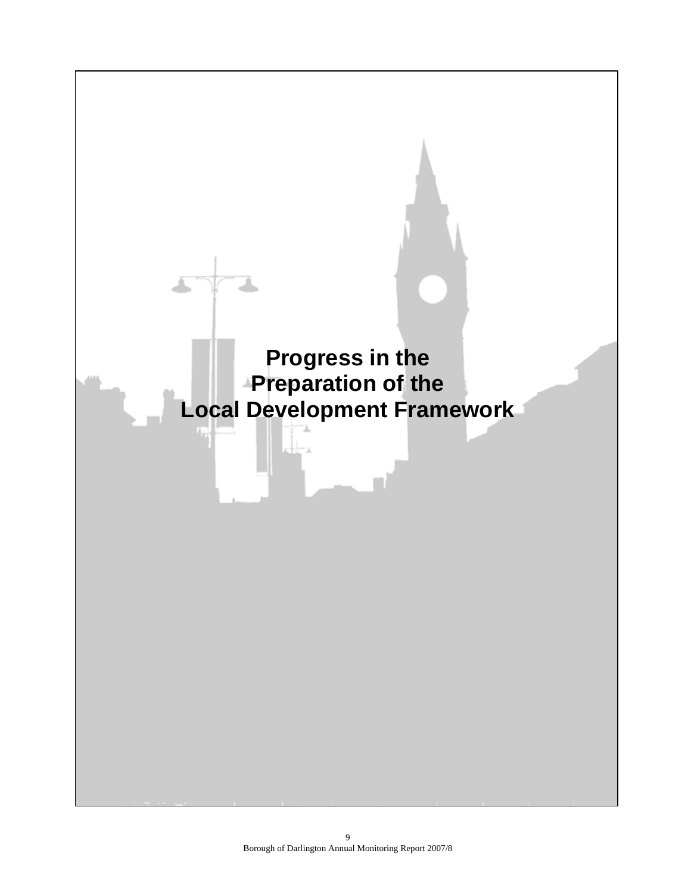# Progress in the Preparation of the Local Development Framework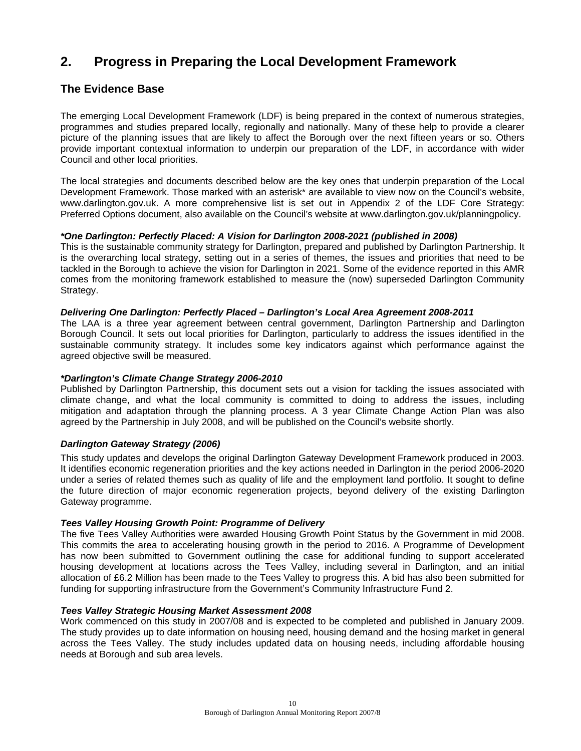## 2. Progress in Preparing the Local Development Framework

### The Evidence Base

The emerging Local Development Framework (LDF) is being prepared in the context of numerous strategies, programmes and studies prepared locally, regionally and nationally. Many of these help to provide a clearer picture of the planning issues that are likely to affect the Borough over the next fifteen years or so. Others provide important contextual information to underpin our preparation of the LDF, in accordance with wider Council and other local priorities.

The local strategies and documents described below are the key ones that underpin preparation of the Local Development Framework. Those marked with an asterisk* are available to view now on the Council's website, www.darlington.gov.uk. A more comprehensive list is set out in Appendix 2 of the LDF Core Strategy: Preferred Options document, also available on the Council's website at www.darlington.gov.uk/planningpolicy.

***One Darlington: Perfectly Placed: A Vision for Darlington 2008-2021 (published in 2008)***
This is the sustainable community strategy for Darlington, prepared and published by Darlington Partnership. It is the overarching local strategy, setting out in a series of themes, the issues and priorities that need to be tackled in the Borough to achieve the vision for Darlington in 2021. Some of the evidence reported in this AMR comes from the monitoring framework established to measure the (now) superseded Darlington Community Strategy.

***Delivering One Darlington: Perfectly Placed – Darlington's Local Area Agreement 2008-2011***
The LAA is a three year agreement between central government, Darlington Partnership and Darlington Borough Council. It sets out local priorities for Darlington, particularly to address the issues identified in the sustainable community strategy. It includes some key indicators against which performance against the agreed objective swill be measured.

***\*Darlington's Climate Change Strategy 2006-2010***
Published by Darlington Partnership, this document sets out a vision for tackling the issues associated with climate change, and what the local community is committed to doing to address the issues, including mitigation and adaptation through the planning process. A 3 year Climate Change Action Plan was also agreed by the Partnership in July 2008, and will be published on the Council's website shortly.

***Darlington Gateway Strategy (2006)***

This study updates and develops the original Darlington Gateway Development Framework produced in 2003. It identifies economic regeneration priorities and the key actions needed in Darlington in the period 2006-2020 under a series of related themes such as quality of life and the employment land portfolio. It sought to define the future direction of major economic regeneration projects, beyond delivery of the existing Darlington Gateway programme.

***Tees Valley Housing Growth Point: Programme of Delivery***
The five Tees Valley Authorities were awarded Housing Growth Point Status by the Government in mid 2008. This commits the area to accelerating housing growth in the period to 2016. A Programme of Development has now been submitted to Government outlining the case for additional funding to support accelerated housing development at locations across the Tees Valley, including several in Darlington, and an initial allocation of £6.2 Million has been made to the Tees Valley to progress this. A bid has also been submitted for funding for supporting infrastructure from the Government's Community Infrastructure Fund 2.

***Tees Valley Strategic Housing Market Assessment 2008***
Work commenced on this study in 2007/08 and is expected to be completed and published in January 2009. The study provides up to date information on housing need, housing demand and the hosing market in general across the Tees Valley. The study includes updated data on housing needs, including affordable housing needs at Borough and sub area levels.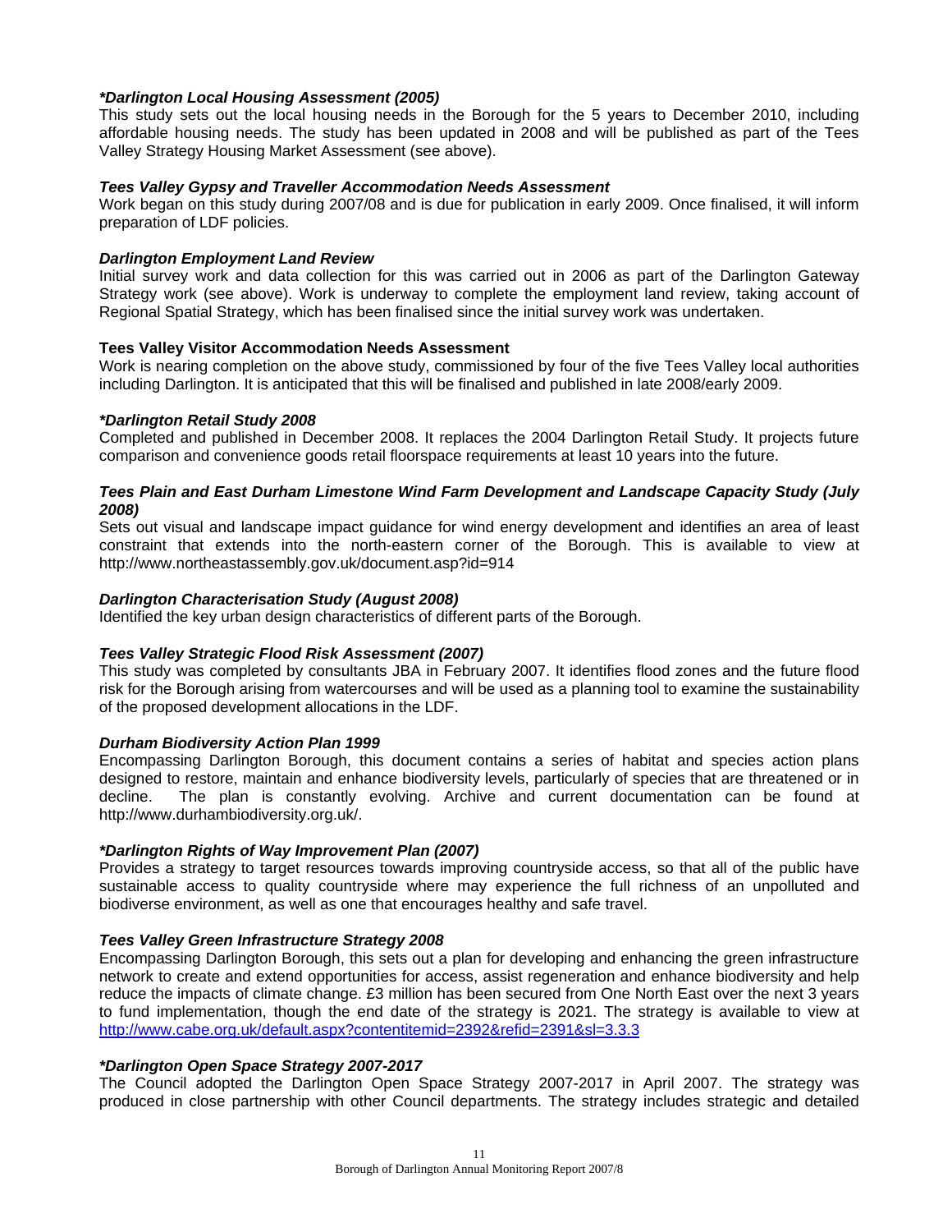***Darlington Local Housing Assessment (2005)***

This study sets out the local housing needs in the Borough for the 5 years to December 2010, including affordable housing needs. The study has been updated in 2008 and will be published as part of the Tees Valley Strategy Housing Market Assessment (see above).

***Tees Valley Gypsy and Traveller Accommodation Needs Assessment***

Work began on this study during 2007/08 and is due for publication in early 2009. Once finalised, it will inform preparation of LDF policies.

***Darlington Employment Land Review***

Initial survey work and data collection for this was carried out in 2006 as part of the Darlington Gateway Strategy work (see above). Work is underway to complete the employment land review, taking account of Regional Spatial Strategy, which has been finalised since the initial survey work was undertaken.

**Tees Valley Visitor Accommodation Needs Assessment**

Work is nearing completion on the above study, commissioned by four of the five Tees Valley local authorities including Darlington. It is anticipated that this will be finalised and published in late 2008/early 2009.

***\*Darlington Retail Study 2008***

Completed and published in December 2008. It replaces the 2004 Darlington Retail Study. It projects future comparison and convenience goods retail floorspace requirements at least 10 years into the future.

***Tees Plain and East Durham Limestone Wind Farm Development and Landscape Capacity Study (July 2008)***

Sets out visual and landscape impact guidance for wind energy development and identifies an area of least constraint that extends into the north-eastern corner of the Borough. This is available to view at http://www.northeastassembly.gov.uk/document.asp?id=914

***Darlington Characterisation Study (August 2008)***

Identified the key urban design characteristics of different parts of the Borough.

***Tees Valley Strategic Flood Risk Assessment (2007)***

This study was completed by consultants JBA in February 2007. It identifies flood zones and the future flood risk for the Borough arising from watercourses and will be used as a planning tool to examine the sustainability of the proposed development allocations in the LDF.

***Durham Biodiversity Action Plan 1999***

Encompassing Darlington Borough, this document contains a series of habitat and species action plans designed to restore, maintain and enhance biodiversity levels, particularly of species that are threatened or in decline. The plan is constantly evolving. Archive and current documentation can be found at http://www.durhambiodiversity.org.uk/.

***\*Darlington Rights of Way Improvement Plan (2007)***

Provides a strategy to target resources towards improving countryside access, so that all of the public have sustainable access to quality countryside where may experience the full richness of an unpolluted and biodiverse environment, as well as one that encourages healthy and safe travel.

***Tees Valley Green Infrastructure Strategy 2008***

Encompassing Darlington Borough, this sets out a plan for developing and enhancing the green infrastructure network to create and extend opportunities for access, assist regeneration and enhance biodiversity and help reduce the impacts of climate change. £3 million has been secured from One North East over the next 3 years to fund implementation, though the end date of the strategy is 2021. The strategy is available to view at http://www.cabe.org.uk/default.aspx?contentitemid=2392&refid=2391&sl=3.3.3

***\*Darlington Open Space Strategy 2007-2017***

The Council adopted the Darlington Open Space Strategy 2007-2017 in April 2007. The strategy was produced in close partnership with other Council departments. The strategy includes strategic and detailed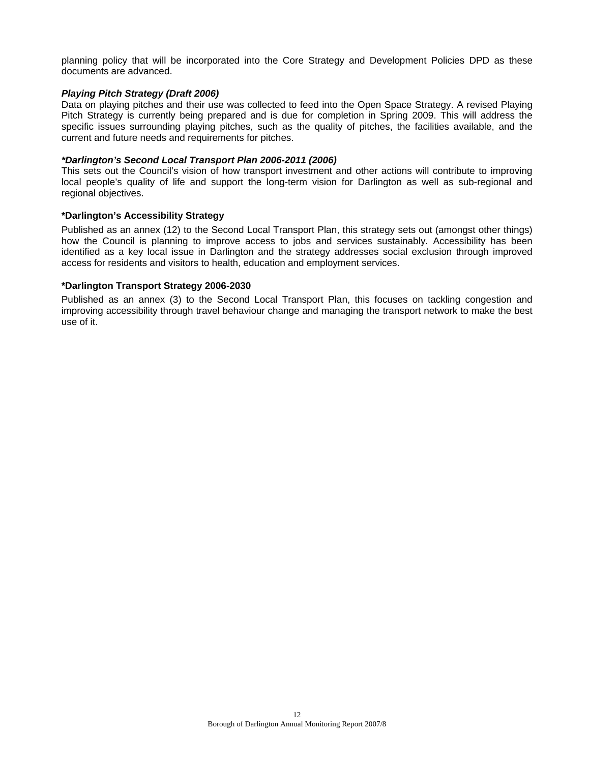planning policy that will be incorporated into the Core Strategy and Development Policies DPD as these documents are advanced.

***Playing Pitch Strategy (Draft 2006)***

Data on playing pitches and their use was collected to feed into the Open Space Strategy. A revised Playing Pitch Strategy is currently being prepared and is due for completion in Spring 2009. This will address the specific issues surrounding playing pitches, such as the quality of pitches, the facilities available, and the current and future needs and requirements for pitches.

***\*Darlington's Second Local Transport Plan 2006-2011 (2006)***

This sets out the Council's vision of how transport investment and other actions will contribute to improving local people's quality of life and support the long-term vision for Darlington as well as sub-regional and regional objectives.

**\*Darlington's Accessibility Strategy**

Published as an annex (12) to the Second Local Transport Plan, this strategy sets out (amongst other things) how the Council is planning to improve access to jobs and services sustainably. Accessibility has been identified as a key local issue in Darlington and the strategy addresses social exclusion through improved access for residents and visitors to health, education and employment services.

**\*Darlington Transport Strategy 2006-2030**

Published as an annex (3) to the Second Local Transport Plan, this focuses on tackling congestion and improving accessibility through travel behaviour change and managing the transport network to make the best use of it.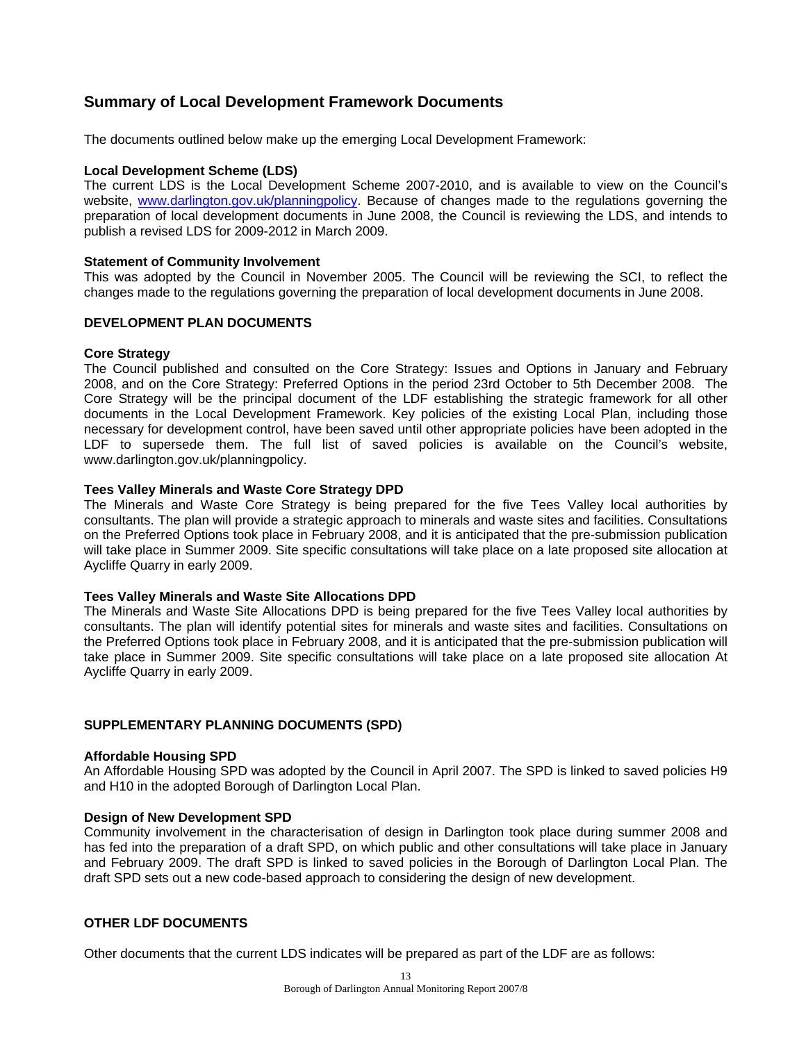## Summary of Local Development Framework Documents

The documents outlined below make up the emerging Local Development Framework:

**Local Development Scheme (LDS)**
The current LDS is the Local Development Scheme 2007-2010, and is available to view on the Council's website, www.darlington.gov.uk/planningpolicy. Because of changes made to the regulations governing the preparation of local development documents in June 2008, the Council is reviewing the LDS, and intends to publish a revised LDS for 2009-2012 in March 2009.

**Statement of Community Involvement**
This was adopted by the Council in November 2005. The Council will be reviewing the SCI, to reflect the changes made to the regulations governing the preparation of local development documents in June 2008.

**DEVELOPMENT PLAN DOCUMENTS**

**Core Strategy**
The Council published and consulted on the Core Strategy: Issues and Options in January and February 2008, and on the Core Strategy: Preferred Options in the period 23rd October to 5th December 2008. The Core Strategy will be the principal document of the LDF establishing the strategic framework for all other documents in the Local Development Framework. Key policies of the existing Local Plan, including those necessary for development control, have been saved until other appropriate policies have been adopted in the LDF to supersede them. The full list of saved policies is available on the Council's website, www.darlington.gov.uk/planningpolicy.

**Tees Valley Minerals and Waste Core Strategy DPD**
The Minerals and Waste Core Strategy is being prepared for the five Tees Valley local authorities by consultants. The plan will provide a strategic approach to minerals and waste sites and facilities. Consultations on the Preferred Options took place in February 2008, and it is anticipated that the pre-submission publication will take place in Summer 2009. Site specific consultations will take place on a late proposed site allocation at Aycliffe Quarry in early 2009.

**Tees Valley Minerals and Waste Site Allocations DPD**
The Minerals and Waste Site Allocations DPD is being prepared for the five Tees Valley local authorities by consultants. The plan will identify potential sites for minerals and waste sites and facilities. Consultations on the Preferred Options took place in February 2008, and it is anticipated that the pre-submission publication will take place in Summer 2009. Site specific consultations will take place on a late proposed site allocation At Aycliffe Quarry in early 2009.

**SUPPLEMENTARY PLANNING DOCUMENTS (SPD)**

**Affordable Housing SPD**
An Affordable Housing SPD was adopted by the Council in April 2007. The SPD is linked to saved policies H9 and H10 in the adopted Borough of Darlington Local Plan.

**Design of New Development SPD**
Community involvement in the characterisation of design in Darlington took place during summer 2008 and has fed into the preparation of a draft SPD, on which public and other consultations will take place in January and February 2009. The draft SPD is linked to saved policies in the Borough of Darlington Local Plan. The draft SPD sets out a new code-based approach to considering the design of new development.

**OTHER LDF DOCUMENTS**

Other documents that the current LDS indicates will be prepared as part of the LDF are as follows: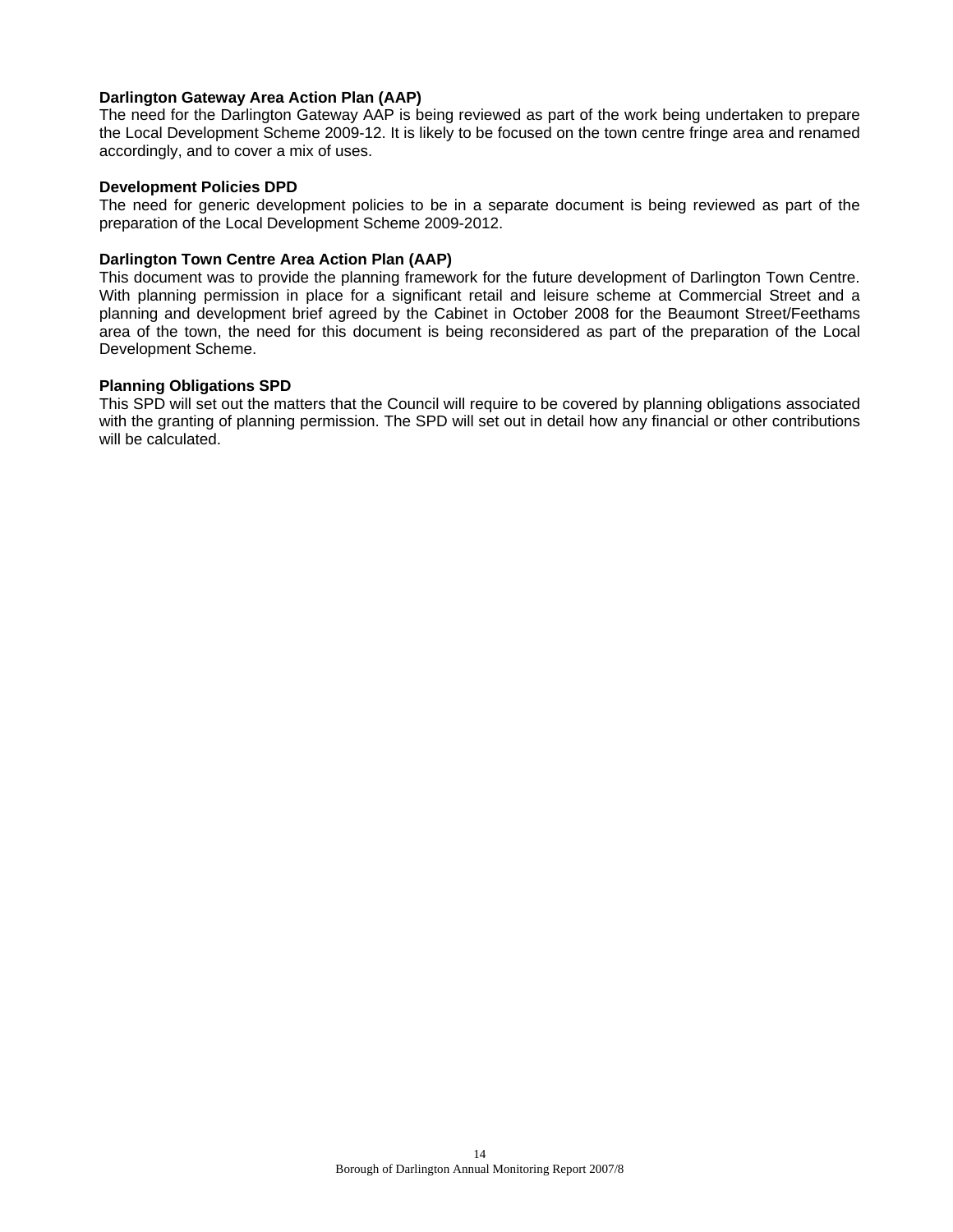**Darlington Gateway Area Action Plan (AAP)**
The need for the Darlington Gateway AAP is being reviewed as part of the work being undertaken to prepare the Local Development Scheme 2009-12. It is likely to be focused on the town centre fringe area and renamed accordingly, and to cover a mix of uses.

**Development Policies DPD**
The need for generic development policies to be in a separate document is being reviewed as part of the preparation of the Local Development Scheme 2009-2012.

**Darlington Town Centre Area Action Plan (AAP)**
This document was to provide the planning framework for the future development of Darlington Town Centre. With planning permission in place for a significant retail and leisure scheme at Commercial Street and a planning and development brief agreed by the Cabinet in October 2008 for the Beaumont Street/Feethams area of the town, the need for this document is being reconsidered as part of the preparation of the Local Development Scheme.

**Planning Obligations SPD**
This SPD will set out the matters that the Council will require to be covered by planning obligations associated with the granting of planning permission. The SPD will set out in detail how any financial or other contributions will be calculated.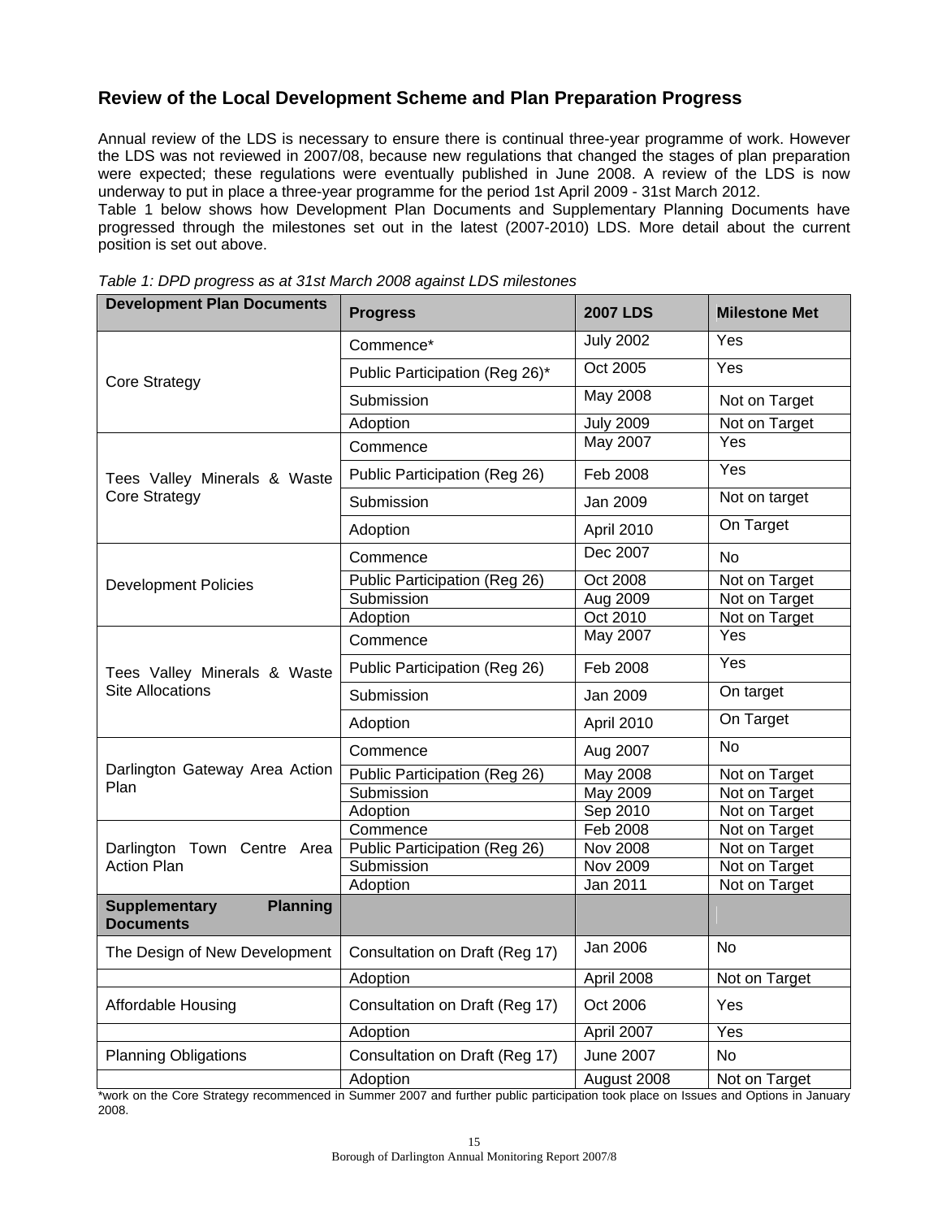## Review of the Local Development Scheme and Plan Preparation Progress

Annual review of the LDS is necessary to ensure there is continual three-year programme of work. However the LDS was not reviewed in 2007/08, because new regulations that changed the stages of plan preparation were expected; these regulations were eventually published in June 2008. A review of the LDS is now underway to put in place a three-year programme for the period 1st April 2009 - 31st March 2012.

Table 1 below shows how Development Plan Documents and Supplementary Planning Documents have progressed through the milestones set out in the latest (2007-2010) LDS. More detail about the current position is set out above.

*Table 1: DPD progress as at 31st March 2008 against LDS milestones*

| Development Plan Documents | Progress | 2007 LDS | Milestone Met |
|---|---|---|---|
| Core Strategy | Commence* | July 2002 | Yes |
| | Public Participation (Reg 26)* | Oct 2005 | Yes |
| | Submission | May 2008 | Not on Target |
| | Adoption | July 2009 | Not on Target |
| Tees Valley Minerals & Waste Core Strategy | Commence | May 2007 | Yes |
| | Public Participation (Reg 26) | Feb 2008 | Yes |
| | Submission | Jan 2009 | Not on target |
| | Adoption | April 2010 | On Target |
| Development Policies | Commence | Dec 2007 | No |
| | Public Participation (Reg 26) | Oct 2008 | Not on Target |
| | Submission | Aug 2009 | Not on Target |
| | Adoption | Oct 2010 | Not on Target |
| Tees Valley Minerals & Waste Site Allocations | Commence | May 2007 | Yes |
| | Public Participation (Reg 26) | Feb 2008 | Yes |
| | Submission | Jan 2009 | On target |
| | Adoption | April 2010 | On Target |
| Darlington Gateway Area Action Plan | Commence | Aug 2007 | No |
| | Public Participation (Reg 26) | May 2008 | Not on Target |
| | Submission | May 2009 | Not on Target |
| | Adoption | Sep 2010 | Not on Target |
| Darlington Town Centre Area Action Plan | Commence | Feb 2008 | Not on Target |
| | Public Participation (Reg 26) | Nov 2008 | Not on Target |
| | Submission | Nov 2009 | Not on Target |
| | Adoption | Jan 2011 | Not on Target |
| **Supplementary Planning Documents** | | | |
| The Design of New Development | Consultation on Draft (Reg 17) | Jan 2006 | No |
| | Adoption | April 2008 | Not on Target |
| Affordable Housing | Consultation on Draft (Reg 17) | Oct 2006 | Yes |
| | Adoption | April 2007 | Yes |
| Planning Obligations | Consultation on Draft (Reg 17) | June 2007 | No |
| | Adoption | August 2008 | Not on Target |

*work on the Core Strategy recommenced in Summer 2007 and further public participation took place on Issues and Options in January 2008.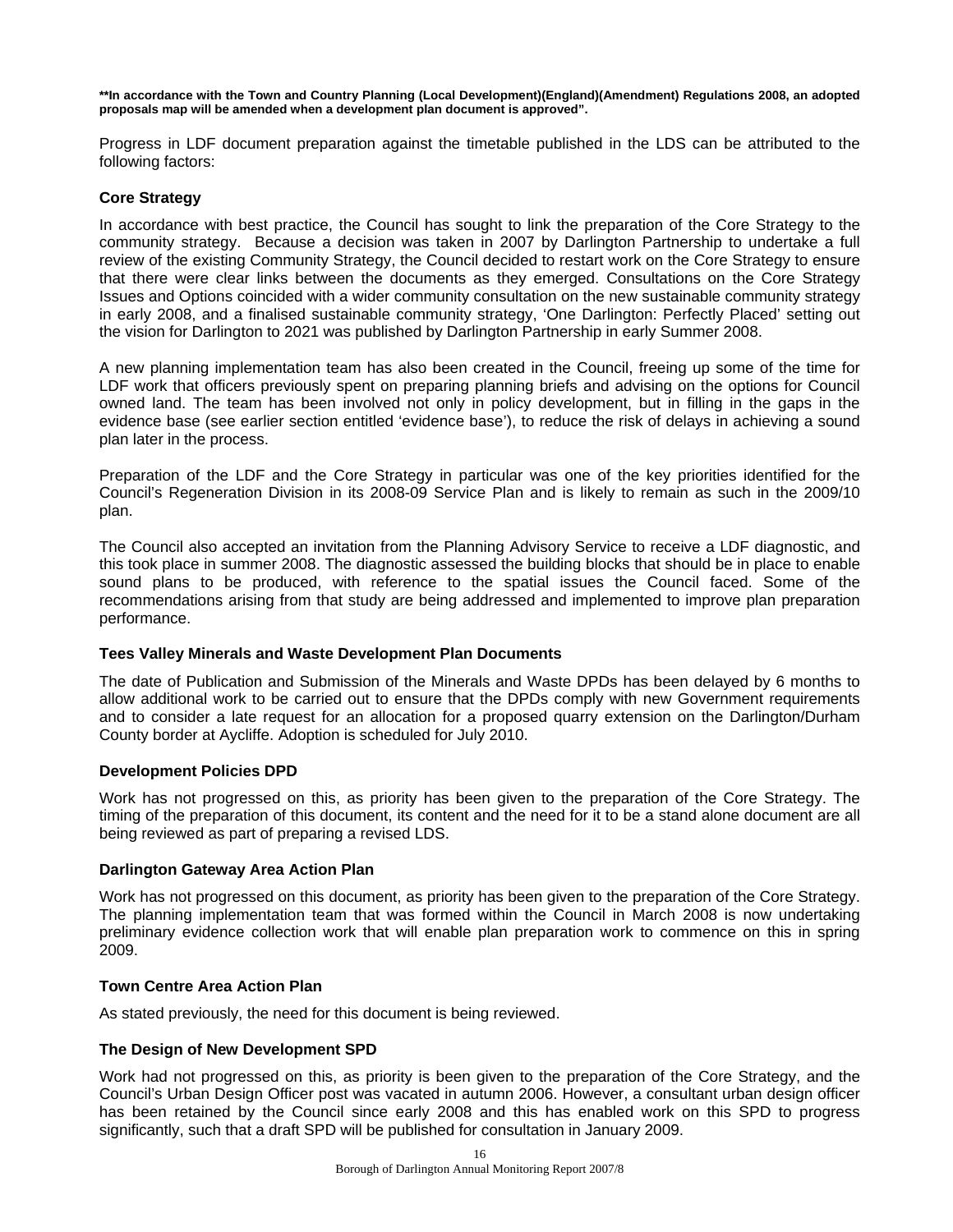**\*\*In accordance with the Town and Country Planning (Local Development)(England)(Amendment) Regulations 2008, an adopted proposals map will be amended when a development plan document is approved".**

Progress in LDF document preparation against the timetable published in the LDS can be attributed to the following factors:

### Core Strategy

In accordance with best practice, the Council has sought to link the preparation of the Core Strategy to the community strategy. Because a decision was taken in 2007 by Darlington Partnership to undertake a full review of the existing Community Strategy, the Council decided to restart work on the Core Strategy to ensure that there were clear links between the documents as they emerged. Consultations on the Core Strategy Issues and Options coincided with a wider community consultation on the new sustainable community strategy in early 2008, and a finalised sustainable community strategy, 'One Darlington: Perfectly Placed' setting out the vision for Darlington to 2021 was published by Darlington Partnership in early Summer 2008.

A new planning implementation team has also been created in the Council, freeing up some of the time for LDF work that officers previously spent on preparing planning briefs and advising on the options for Council owned land. The team has been involved not only in policy development, but in filling in the gaps in the evidence base (see earlier section entitled 'evidence base'), to reduce the risk of delays in achieving a sound plan later in the process.

Preparation of the LDF and the Core Strategy in particular was one of the key priorities identified for the Council's Regeneration Division in its 2008-09 Service Plan and is likely to remain as such in the 2009/10 plan.

The Council also accepted an invitation from the Planning Advisory Service to receive a LDF diagnostic, and this took place in summer 2008. The diagnostic assessed the building blocks that should be in place to enable sound plans to be produced, with reference to the spatial issues the Council faced. Some of the recommendations arising from that study are being addressed and implemented to improve plan preparation performance.

### Tees Valley Minerals and Waste Development Plan Documents

The date of Publication and Submission of the Minerals and Waste DPDs has been delayed by 6 months to allow additional work to be carried out to ensure that the DPDs comply with new Government requirements and to consider a late request for an allocation for a proposed quarry extension on the Darlington/Durham County border at Aycliffe. Adoption is scheduled for July 2010.

### Development Policies DPD

Work has not progressed on this, as priority has been given to the preparation of the Core Strategy. The timing of the preparation of this document, its content and the need for it to be a stand alone document are all being reviewed as part of preparing a revised LDS.

### Darlington Gateway Area Action Plan

Work has not progressed on this document, as priority has been given to the preparation of the Core Strategy. The planning implementation team that was formed within the Council in March 2008 is now undertaking preliminary evidence collection work that will enable plan preparation work to commence on this in spring 2009.

### Town Centre Area Action Plan

As stated previously, the need for this document is being reviewed.

### The Design of New Development SPD

Work had not progressed on this, as priority is been given to the preparation of the Core Strategy, and the Council's Urban Design Officer post was vacated in autumn 2006. However, a consultant urban design officer has been retained by the Council since early 2008 and this has enabled work on this SPD to progress significantly, such that a draft SPD will be published for consultation in January 2009.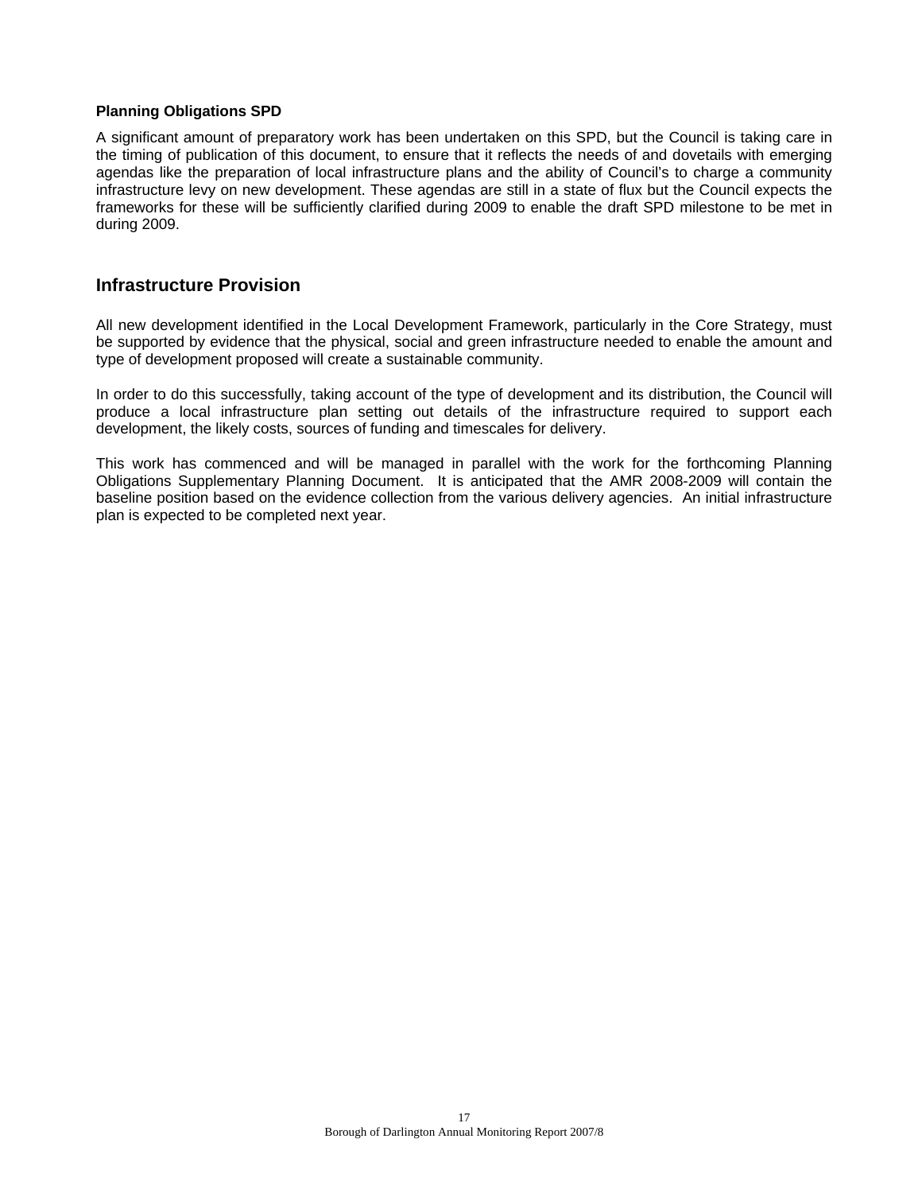**Planning Obligations SPD**

A significant amount of preparatory work has been undertaken on this SPD, but the Council is taking care in the timing of publication of this document, to ensure that it reflects the needs of and dovetails with emerging agendas like the preparation of local infrastructure plans and the ability of Council's to charge a community infrastructure levy on new development. These agendas are still in a state of flux but the Council expects the frameworks for these will be sufficiently clarified during 2009 to enable the draft SPD milestone to be met in during 2009.

## Infrastructure Provision

All new development identified in the Local Development Framework, particularly in the Core Strategy, must be supported by evidence that the physical, social and green infrastructure needed to enable the amount and type of development proposed will create a sustainable community.

In order to do this successfully, taking account of the type of development and its distribution, the Council will produce a local infrastructure plan setting out details of the infrastructure required to support each development, the likely costs, sources of funding and timescales for delivery.

This work has commenced and will be managed in parallel with the work for the forthcoming Planning Obligations Supplementary Planning Document. It is anticipated that the AMR 2008-2009 will contain the baseline position based on the evidence collection from the various delivery agencies. An initial infrastructure plan is expected to be completed next year.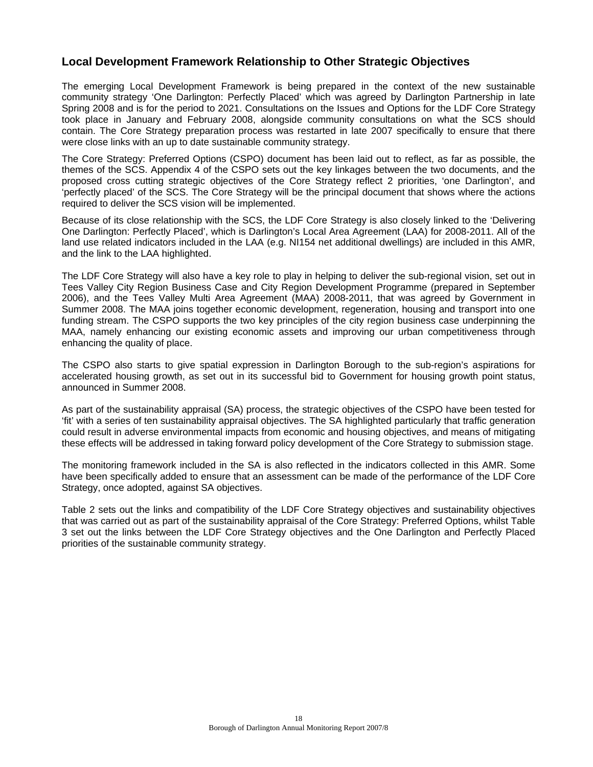## Local Development Framework Relationship to Other Strategic Objectives

The emerging Local Development Framework is being prepared in the context of the new sustainable community strategy 'One Darlington: Perfectly Placed' which was agreed by Darlington Partnership in late Spring 2008 and is for the period to 2021. Consultations on the Issues and Options for the LDF Core Strategy took place in January and February 2008, alongside community consultations on what the SCS should contain. The Core Strategy preparation process was restarted in late 2007 specifically to ensure that there were close links with an up to date sustainable community strategy.

The Core Strategy: Preferred Options (CSPO) document has been laid out to reflect, as far as possible, the themes of the SCS. Appendix 4 of the CSPO sets out the key linkages between the two documents, and the proposed cross cutting strategic objectives of the Core Strategy reflect 2 priorities, 'one Darlington', and 'perfectly placed' of the SCS. The Core Strategy will be the principal document that shows where the actions required to deliver the SCS vision will be implemented.

Because of its close relationship with the SCS, the LDF Core Strategy is also closely linked to the 'Delivering One Darlington: Perfectly Placed', which is Darlington's Local Area Agreement (LAA) for 2008-2011. All of the land use related indicators included in the LAA (e.g. NI154 net additional dwellings) are included in this AMR, and the link to the LAA highlighted.

The LDF Core Strategy will also have a key role to play in helping to deliver the sub-regional vision, set out in Tees Valley City Region Business Case and City Region Development Programme (prepared in September 2006), and the Tees Valley Multi Area Agreement (MAA) 2008-2011, that was agreed by Government in Summer 2008. The MAA joins together economic development, regeneration, housing and transport into one funding stream. The CSPO supports the two key principles of the city region business case underpinning the MAA, namely enhancing our existing economic assets and improving our urban competitiveness through enhancing the quality of place.

The CSPO also starts to give spatial expression in Darlington Borough to the sub-region's aspirations for accelerated housing growth, as set out in its successful bid to Government for housing growth point status, announced in Summer 2008.

As part of the sustainability appraisal (SA) process, the strategic objectives of the CSPO have been tested for 'fit' with a series of ten sustainability appraisal objectives. The SA highlighted particularly that traffic generation could result in adverse environmental impacts from economic and housing objectives, and means of mitigating these effects will be addressed in taking forward policy development of the Core Strategy to submission stage.

The monitoring framework included in the SA is also reflected in the indicators collected in this AMR. Some have been specifically added to ensure that an assessment can be made of the performance of the LDF Core Strategy, once adopted, against SA objectives.

Table 2 sets out the links and compatibility of the LDF Core Strategy objectives and sustainability objectives that was carried out as part of the sustainability appraisal of the Core Strategy: Preferred Options, whilst Table 3 set out the links between the LDF Core Strategy objectives and the One Darlington and Perfectly Placed priorities of the sustainable community strategy.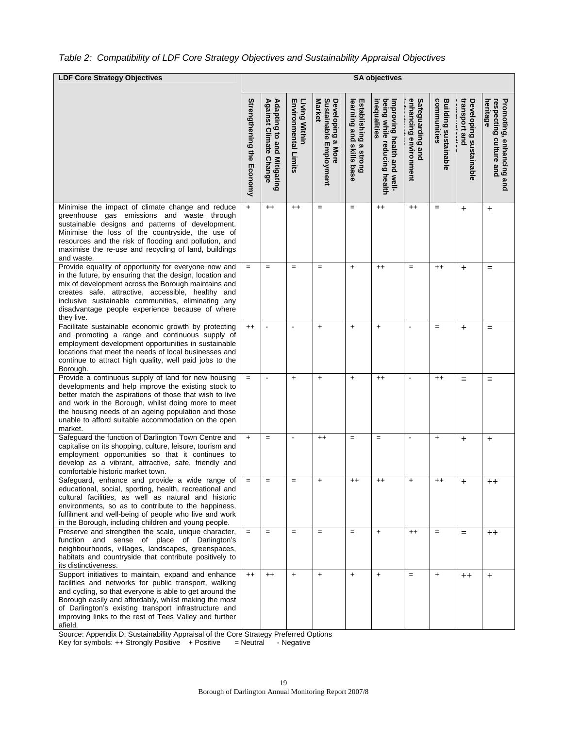*Table 2: Compatibility of LDF Core Strategy Objectives and Sustainability Appraisal Objectives*

| LDF Core Strategy Objectives | SA objectives | | | | | | | | | |
|---|---|---|---|---|---|---|---|---|---|---|
| | Strengthening the Economy | Adapting to and Mitigating Against Climate Change | Living Within Environmental Limits | Developing a More Sustainable Employment Market | Establishing a strong learning and skills base | Improving health and well-being while reducing health inequalities | Safeguarding and enhancing environment | Building sustainable communities | Developing sustainable transport and communication | Promoting, enhancing and respecting culture and heritage |
| Minimise the impact of climate change and reduce greenhouse gas emissions and waste through sustainable designs and patterns of development. Minimise the loss of the countryside, the use of resources and the risk of flooding and pollution, and maximise the re-use and recycling of land, buildings and waste. | + | ++ | ++ | = | = | ++ | ++ | = | + | + |
| Provide equality of opportunity for everyone now and in the future, by ensuring that the design, location and mix of development across the Borough maintains and creates safe, attractive, accessible, healthy and inclusive sustainable communities, eliminating any disadvantage people experience because of where they live. | = | = | = | = | + | ++ | = | ++ | + | = |
| Facilitate sustainable economic growth by protecting and promoting a range and continuous supply of employment development opportunities in sustainable locations that meet the needs of local businesses and continue to attract high quality, well paid jobs to the Borough. | ++ | - | - | + | + | + | - | = | + | = |
| Provide a continuous supply of land for new housing developments and help improve the existing stock to better match the aspirations of those that wish to live and work in the Borough, whilst doing more to meet the housing needs of an ageing population and those unable to afford suitable accommodation on the open market. | = | - | + | + | + | ++ | - | ++ | = | = |
| Safeguard the function of Darlington Town Centre and capitalise on its shopping, culture, leisure, tourism and employment opportunities so that it continues to develop as a vibrant, attractive, safe, friendly and comfortable historic market town. | + | = | - | ++ | = | = | - | + | + | + |
| Safeguard, enhance and provide a wide range of educational, social, sporting, health, recreational and cultural facilities, as well as natural and historic environments, so as to contribute to the happiness, fulfilment and well-being of people who live and work in the Borough, including children and young people. | = | = | = | + | ++ | ++ | + | ++ | + | ++ |
| Preserve and strengthen the scale, unique character, function and sense of place of Darlington's neighbourhoods, villages, landscapes, greenspaces, habitats and countryside that contribute positively to its distinctiveness. | = | = | = | = | = | + | ++ | = | = | ++ |
| Support initiatives to maintain, expand and enhance facilities and networks for public transport, walking and cycling, so that everyone is able to get around the Borough easily and affordably, whilst making the most of Darlington's existing transport infrastructure and improving links to the rest of Tees Valley and further afield. | ++ | ++ | + | + | + | + | = | + | ++ | + |

Source: Appendix D: Sustainability Appraisal of the Core Strategy Preferred Options
Key for symbols: ++ Strongly Positive + Positive = Neutral - Negative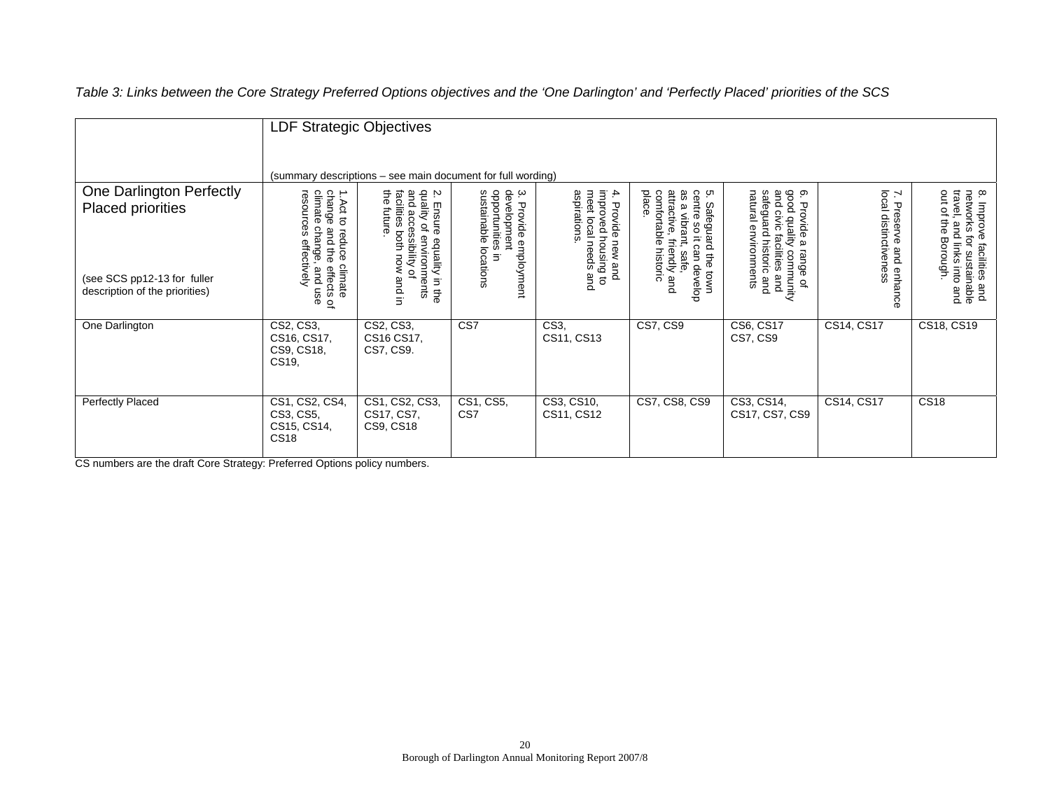*Table 3: Links between the Core Strategy Preferred Options objectives and the 'One Darlington' and 'Perfectly Placed' priorities of the SCS*

| One Darlington Perfectly Placed priorities (see SCS pp12-13 for fuller description of the priorities) | LDF Strategic Objectives (summary descriptions – see main document for full wording) | | | | | | | |
|---|---|---|---|---|---|---|---|---|
| | 1. Act to reduce climate change and the effects of climate change, and use resources effectively | 2. Ensure equality in the quality of environments and accessibility of facilities both now and in the future. | 3. Provide employment development opportunities in sustainable locations | 4. Provide new and improved housing to meet local needs and aspirations. | 5. Safeguard the town centre so it can develop as a vibrant, safe, attractive, friendly and comfortable historic place. | 6. Provide a range of good quality community and civic facilities and safeguard historic and natural environments | 7. Preserve and enhance local distinctiveness | 8. Improve facilities and networks for sustainable travel, and links into and out of the Borough. |
| One Darlington | CS2, CS3, CS16, CS17, CS9, CS18, CS19, | CS2, CS3, CS16 CS17, CS7, CS9. | CS7 | CS3, CS11, CS13 | CS7, CS9 | CS6, CS17 CS7, CS9 | CS14, CS17 | CS18, CS19 |
| Perfectly Placed | CS1, CS2, CS4, CS3, CS5, CS15, CS14, CS18 | CS1, CS2, CS3, CS17, CS7, CS9, CS18 | CS1, CS5, CS7 | CS3, CS10, CS11, CS12 | CS7, CS8, CS9 | CS3, CS14, CS17, CS7, CS9 | CS14, CS17 | CS18 |

CS numbers are the draft Core Strategy: Preferred Options policy numbers.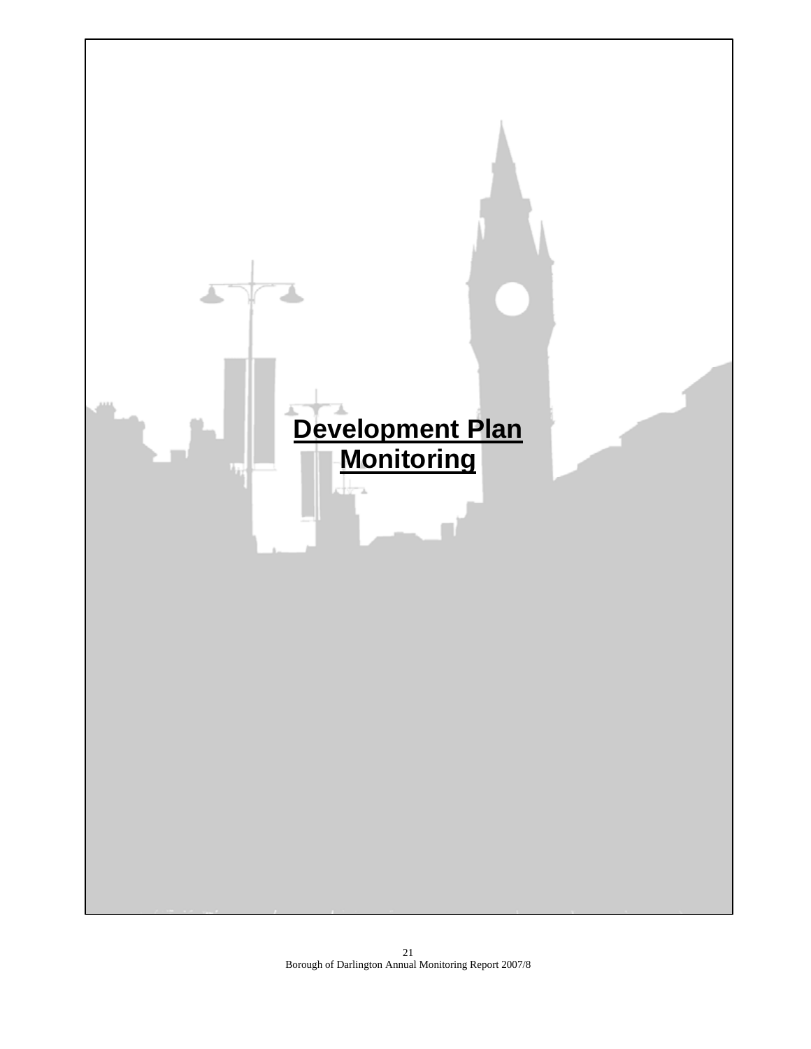# Development Plan Monitoring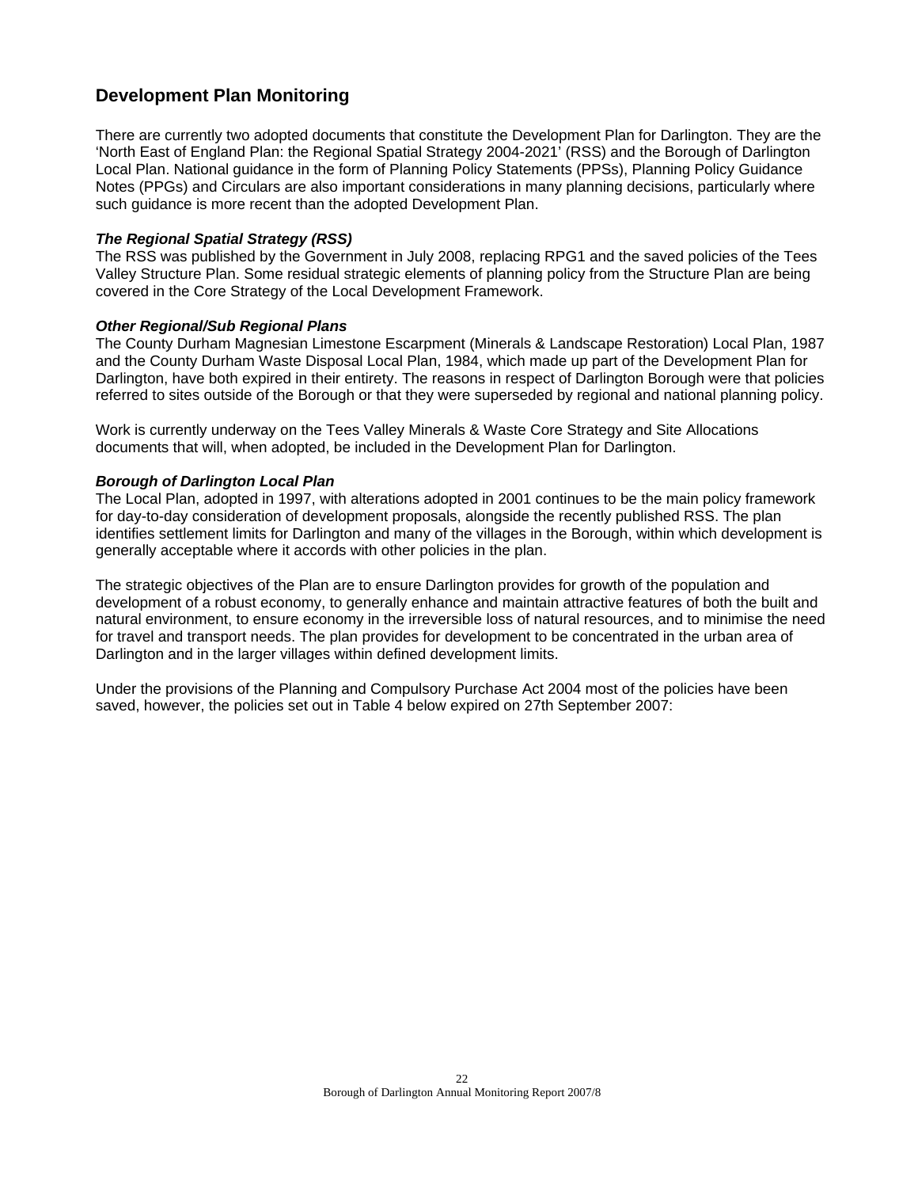## Development Plan Monitoring

There are currently two adopted documents that constitute the Development Plan for Darlington. They are the 'North East of England Plan: the Regional Spatial Strategy 2004-2021' (RSS) and the Borough of Darlington Local Plan. National guidance in the form of Planning Policy Statements (PPSs), Planning Policy Guidance Notes (PPGs) and Circulars are also important considerations in many planning decisions, particularly where such guidance is more recent than the adopted Development Plan.

### *The Regional Spatial Strategy (RSS)*

The RSS was published by the Government in July 2008, replacing RPG1 and the saved policies of the Tees Valley Structure Plan. Some residual strategic elements of planning policy from the Structure Plan are being covered in the Core Strategy of the Local Development Framework.

### *Other Regional/Sub Regional Plans*

The County Durham Magnesian Limestone Escarpment (Minerals & Landscape Restoration) Local Plan, 1987 and the County Durham Waste Disposal Local Plan, 1984, which made up part of the Development Plan for Darlington, have both expired in their entirety. The reasons in respect of Darlington Borough were that policies referred to sites outside of the Borough or that they were superseded by regional and national planning policy.

Work is currently underway on the Tees Valley Minerals & Waste Core Strategy and Site Allocations documents that will, when adopted, be included in the Development Plan for Darlington.

### *Borough of Darlington Local Plan*

The Local Plan, adopted in 1997, with alterations adopted in 2001 continues to be the main policy framework for day-to-day consideration of development proposals, alongside the recently published RSS. The plan identifies settlement limits for Darlington and many of the villages in the Borough, within which development is generally acceptable where it accords with other policies in the plan.

The strategic objectives of the Plan are to ensure Darlington provides for growth of the population and development of a robust economy, to generally enhance and maintain attractive features of both the built and natural environment, to ensure economy in the irreversible loss of natural resources, and to minimise the need for travel and transport needs. The plan provides for development to be concentrated in the urban area of Darlington and in the larger villages within defined development limits.

Under the provisions of the Planning and Compulsory Purchase Act 2004 most of the policies have been saved, however, the policies set out in Table 4 below expired on 27th September 2007: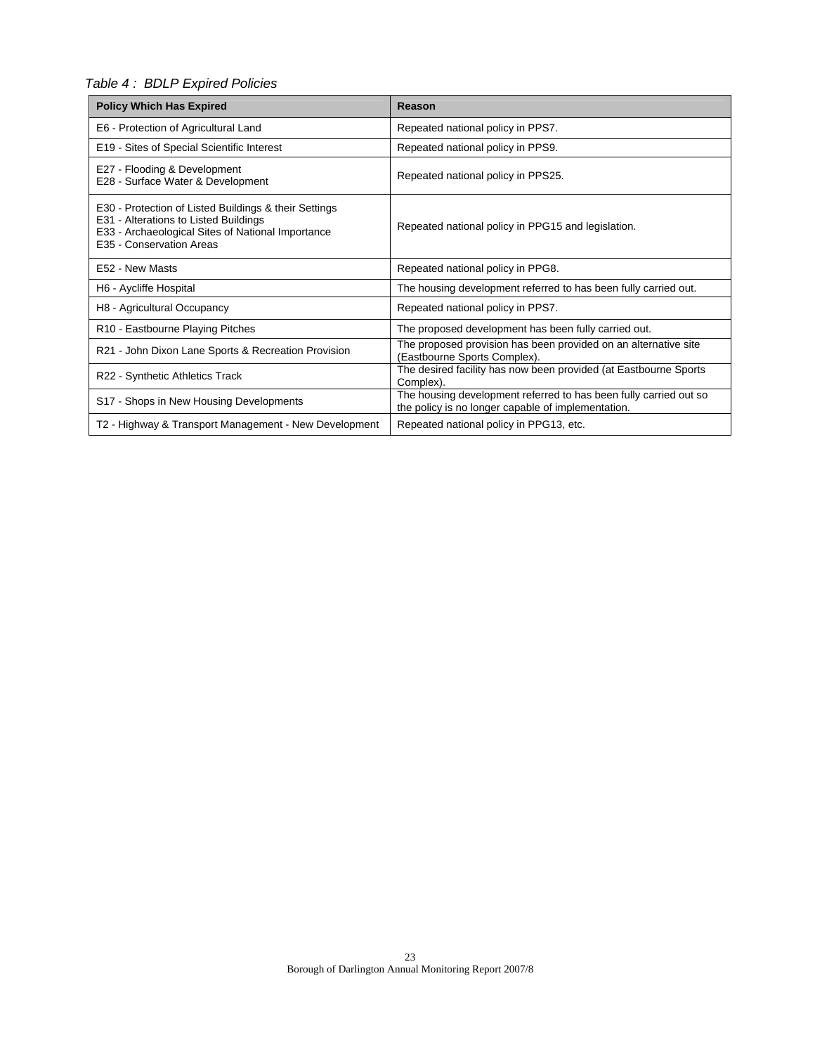*Table 4 : BDLP Expired Policies*

| Policy Which Has Expired | Reason |
| --- | --- |
| E6 - Protection of Agricultural Land | Repeated national policy in PPS7. |
| E19 - Sites of Special Scientific Interest | Repeated national policy in PPS9. |
| E27 - Flooding & Development<br>E28 - Surface Water & Development | Repeated national policy in PPS25. |
| E30 - Protection of Listed Buildings & their Settings<br>E31 - Alterations to Listed Buildings<br>E33 - Archaeological Sites of National Importance<br>E35 - Conservation Areas | Repeated national policy in PPG15 and legislation. |
| E52 - New Masts | Repeated national policy in PPG8. |
| H6 - Aycliffe Hospital | The housing development referred to has been fully carried out. |
| H8 - Agricultural Occupancy | Repeated national policy in PPS7. |
| R10 - Eastbourne Playing Pitches | The proposed development has been fully carried out. |
| R21 - John Dixon Lane Sports & Recreation Provision | The proposed provision has been provided on an alternative site (Eastbourne Sports Complex). |
| R22 - Synthetic Athletics Track | The desired facility has now been provided (at Eastbourne Sports Complex). |
| S17 - Shops in New Housing Developments | The housing development referred to has been fully carried out so the policy is no longer capable of implementation. |
| T2 - Highway & Transport Management - New Development | Repeated national policy in PPG13, etc. |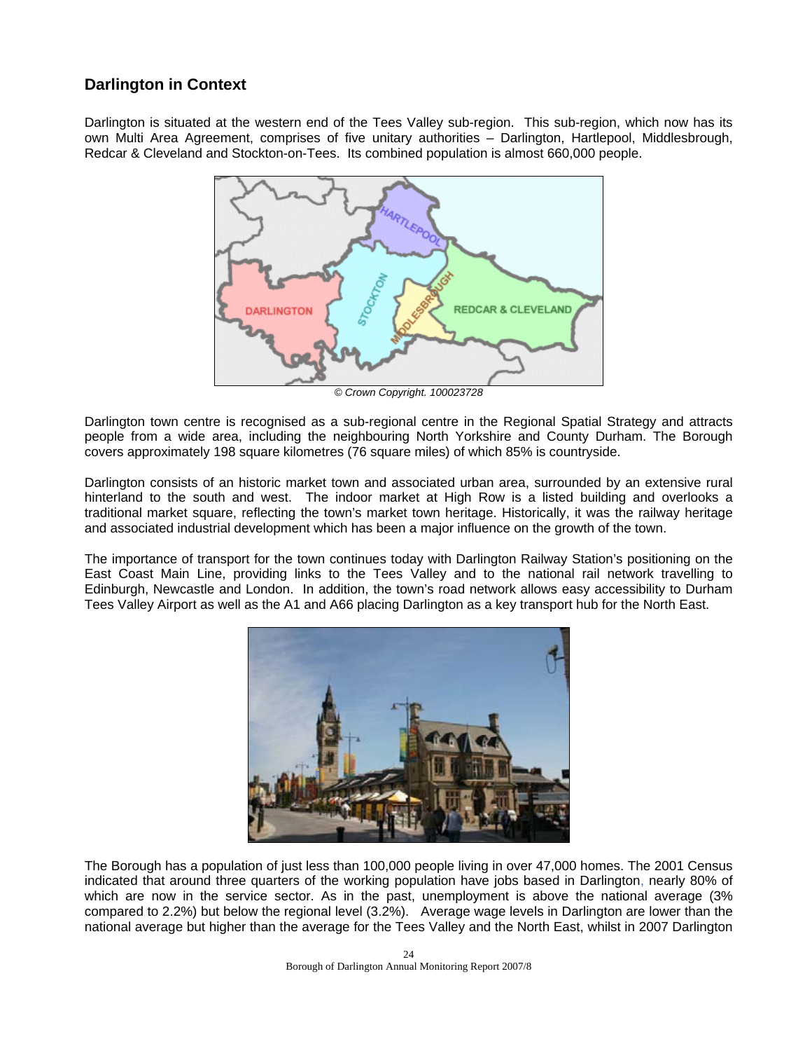## Darlington in Context

Darlington is situated at the western end of the Tees Valley sub-region. This sub-region, which now has its own Multi Area Agreement, comprises of five unitary authorities – Darlington, Hartlepool, Middlesbrough, Redcar & Cleveland and Stockton-on-Tees. Its combined population is almost 660,000 people.

HARTLEPOOL
STOCKTON
MIDDLESBROUGH
DARLINGTON
REDCAR & CLEVELAND

*© Crown Copyright. 100023728*

Darlington town centre is recognised as a sub-regional centre in the Regional Spatial Strategy and attracts people from a wide area, including the neighbouring North Yorkshire and County Durham. The Borough covers approximately 198 square kilometres (76 square miles) of which 85% is countryside.

Darlington consists of an historic market town and associated urban area, surrounded by an extensive rural hinterland to the south and west. The indoor market at High Row is a listed building and overlooks a traditional market square, reflecting the town's market town heritage. Historically, it was the railway heritage and associated industrial development which has been a major influence on the growth of the town.

The importance of transport for the town continues today with Darlington Railway Station's positioning on the East Coast Main Line, providing links to the Tees Valley and to the national rail network travelling to Edinburgh, Newcastle and London. In addition, the town's road network allows easy accessibility to Durham Tees Valley Airport as well as the A1 and A66 placing Darlington as a key transport hub for the North East.

The Borough has a population of just less than 100,000 people living in over 47,000 homes. The 2001 Census indicated that around three quarters of the working population have jobs based in Darlington, nearly 80% of which are now in the service sector. As in the past, unemployment is above the national average (3% compared to 2.2%) but below the regional level (3.2%). Average wage levels in Darlington are lower than the national average but higher than the average for the Tees Valley and the North East, whilst in 2007 Darlington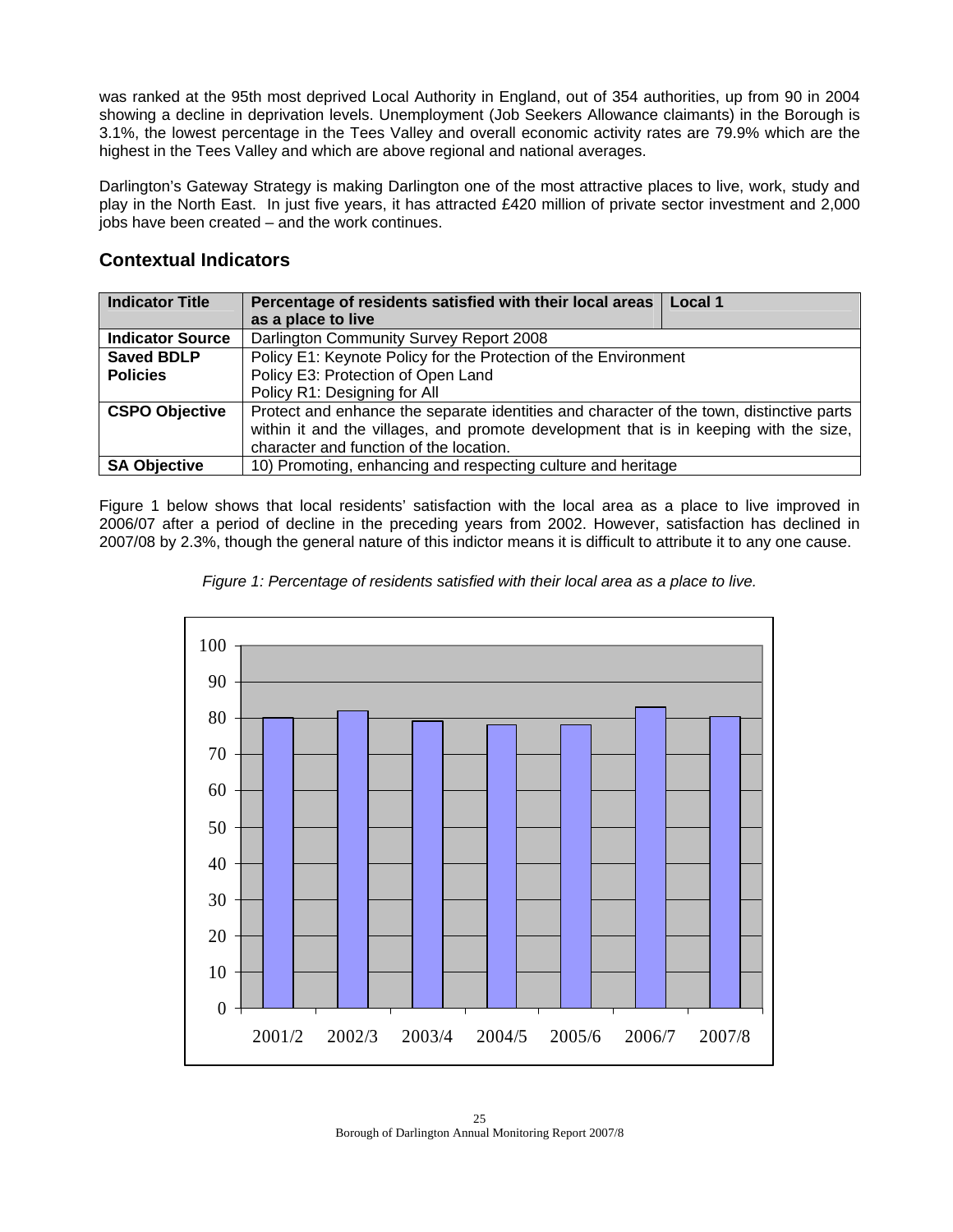was ranked at the 95th most deprived Local Authority in England, out of 354 authorities, up from 90 in 2004 showing a decline in deprivation levels. Unemployment (Job Seekers Allowance claimants) in the Borough is 3.1%, the lowest percentage in the Tees Valley and overall economic activity rates are 79.9% which are the highest in the Tees Valley and which are above regional and national averages.

Darlington's Gateway Strategy is making Darlington one of the most attractive places to live, work, study and play in the North East. In just five years, it has attracted £420 million of private sector investment and 2,000 jobs have been created – and the work continues.

## Contextual Indicators

| **Indicator Title** | **Percentage of residents satisfied with their local areas as a place to live** | **Local 1** |
|---|---|---|
| **Indicator Source** | Darlington Community Survey Report 2008 | |
| **Saved BDLP Policies** | Policy E1: Keynote Policy for the Protection of the Environment<br>Policy E3: Protection of Open Land<br>Policy R1: Designing for All | |
| **CSPO Objective** | Protect and enhance the separate identities and character of the town, distinctive parts within it and the villages, and promote development that is in keeping with the size, character and function of the location. | |
| **SA Objective** | 10) Promoting, enhancing and respecting culture and heritage | |

Figure 1 below shows that local residents' satisfaction with the local area as a place to live improved in 2006/07 after a period of decline in the preceding years from 2002. However, satisfaction has declined in 2007/08 by 2.3%, though the general nature of this indictor means it is difficult to attribute it to any one cause.

*Figure 1: Percentage of residents satisfied with their local area as a place to live.*

100
90
80
70
60
50
40
30
20
10
0

2001/2 2002/3 2003/4 2004/5 2005/6 2006/7 2007/8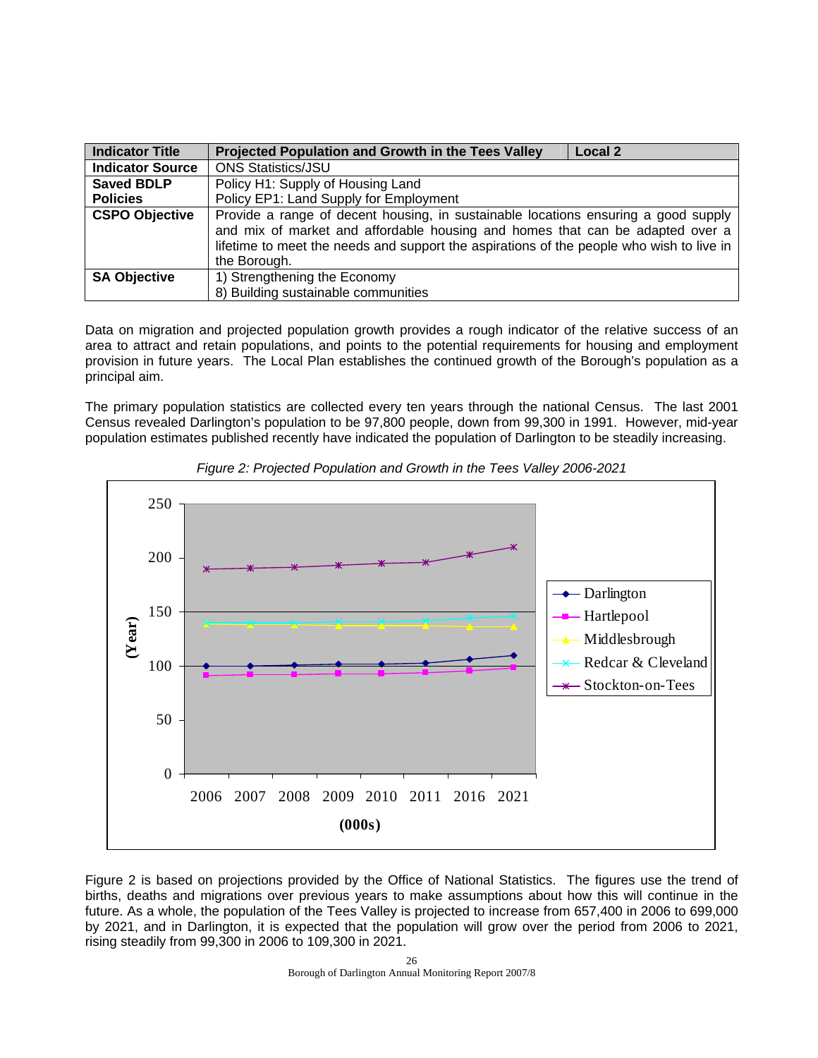| Indicator Title | Projected Population and Growth in the Tees Valley | Local 2 |
|---|---|---|
| Indicator Source | ONS Statistics/JSU | |
| Saved BDLP Policies | Policy H1: Supply of Housing Land<br>Policy EP1: Land Supply for Employment | |
| CSPO Objective | Provide a range of decent housing, in sustainable locations ensuring a good supply and mix of market and affordable housing and homes that can be adapted over a lifetime to meet the needs and support the aspirations of the people who wish to live in the Borough. | |
| SA Objective | 1) Strengthening the Economy<br>8) Building sustainable communities | |

Data on migration and projected population growth provides a rough indicator of the relative success of an area to attract and retain populations, and points to the potential requirements for housing and employment provision in future years. The Local Plan establishes the continued growth of the Borough's population as a principal aim.

The primary population statistics are collected every ten years through the national Census. The last 2001 Census revealed Darlington's population to be 97,800 people, down from 99,300 in 1991. However, mid-year population estimates published recently have indicated the population of Darlington to be steadily increasing.

*Figure 2: Projected Population and Growth in the Tees Valley 2006-2021*

(Year)

250
200
150
100
50
0

2006 2007 2008 2009 2010 2011 2016 2021

(000s)

Darlington
Hartlepool
Middlesbrough
Redcar & Cleveland
Stockton-on-Tees

Figure 2 is based on projections provided by the Office of National Statistics. The figures use the trend of births, deaths and migrations over previous years to make assumptions about how this will continue in the future. As a whole, the population of the Tees Valley is projected to increase from 657,400 in 2006 to 699,000 by 2021, and in Darlington, it is expected that the population will grow over the period from 2006 to 2021, rising steadily from 99,300 in 2006 to 109,300 in 2021.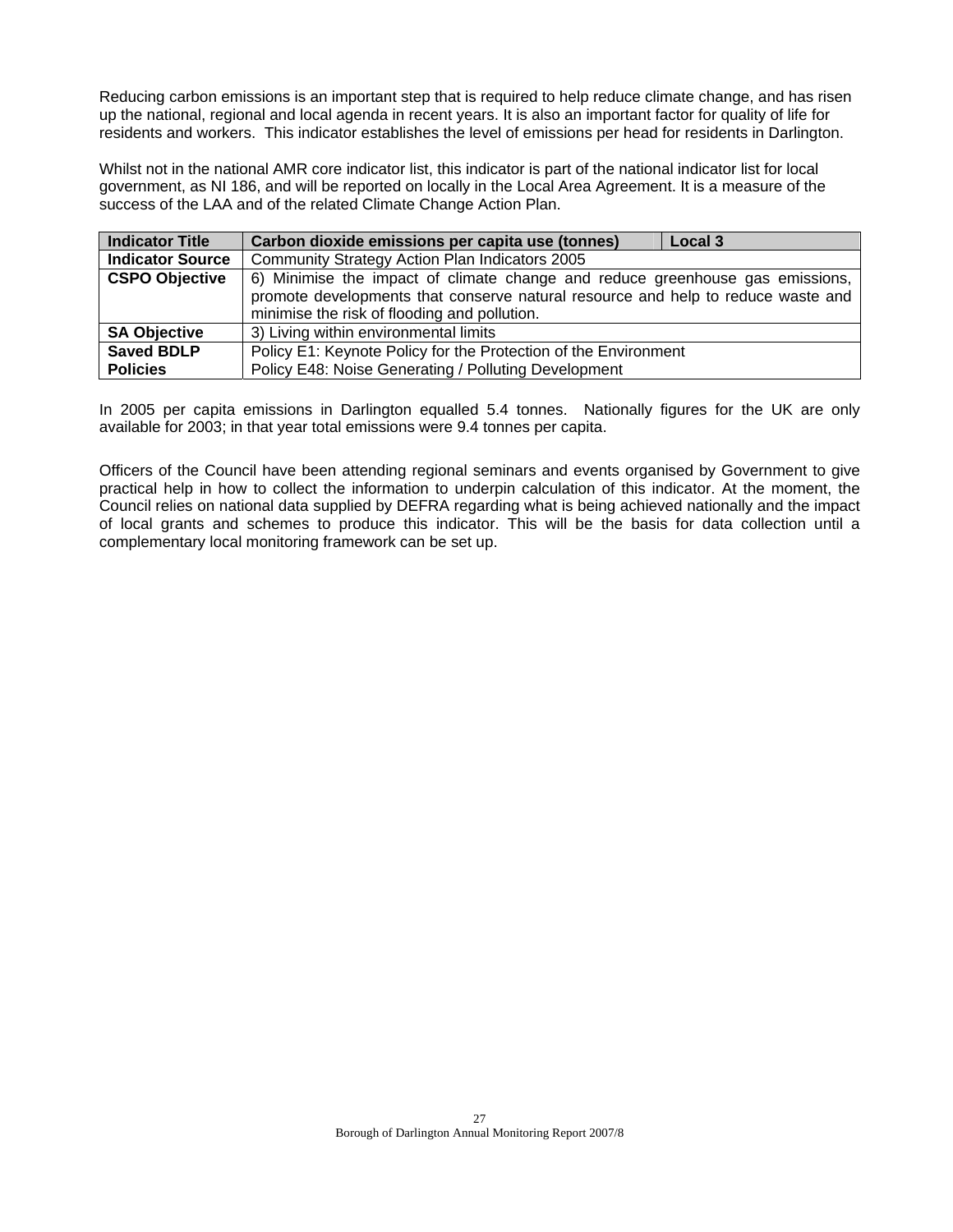Reducing carbon emissions is an important step that is required to help reduce climate change, and has risen up the national, regional and local agenda in recent years. It is also an important factor for quality of life for residents and workers. This indicator establishes the level of emissions per head for residents in Darlington.

Whilst not in the national AMR core indicator list, this indicator is part of the national indicator list for local government, as NI 186, and will be reported on locally in the Local Area Agreement. It is a measure of the success of the LAA and of the related Climate Change Action Plan.

| **Indicator Title** | **Carbon dioxide emissions per capita use (tonnes)** | **Local 3** |
|---|---|---|
| **Indicator Source** | Community Strategy Action Plan Indicators 2005 | |
| **CSPO Objective** | 6) Minimise the impact of climate change and reduce greenhouse gas emissions, promote developments that conserve natural resource and help to reduce waste and minimise the risk of flooding and pollution. | |
| **SA Objective** | 3) Living within environmental limits | |
| **Saved BDLP Policies** | Policy E1: Keynote Policy for the Protection of the Environment<br>Policy E48: Noise Generating / Polluting Development | |

In 2005 per capita emissions in Darlington equalled 5.4 tonnes. Nationally figures for the UK are only available for 2003; in that year total emissions were 9.4 tonnes per capita.

Officers of the Council have been attending regional seminars and events organised by Government to give practical help in how to collect the information to underpin calculation of this indicator. At the moment, the Council relies on national data supplied by DEFRA regarding what is being achieved nationally and the impact of local grants and schemes to produce this indicator. This will be the basis for data collection until a complementary local monitoring framework can be set up.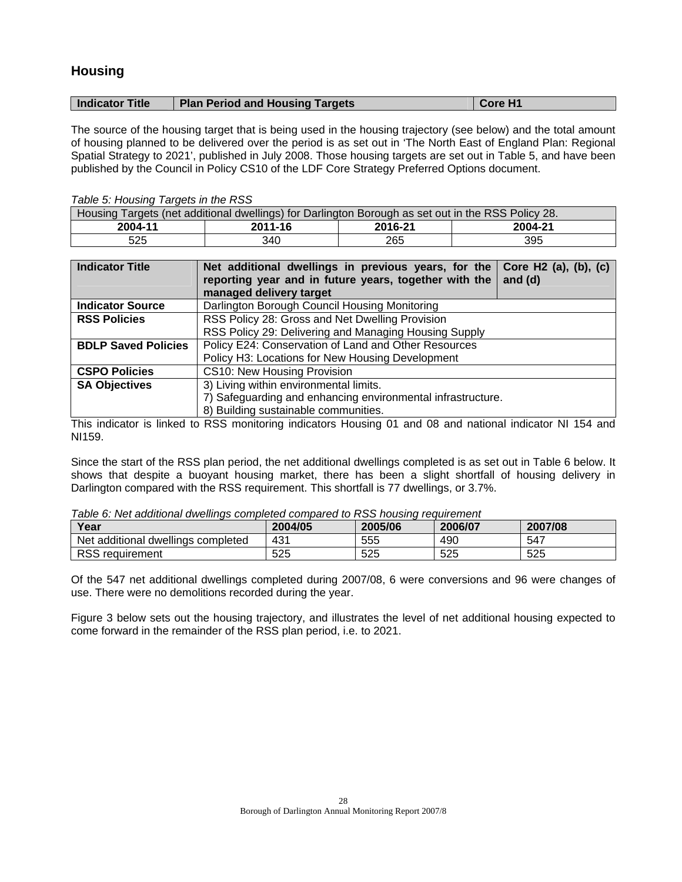## Housing

| Indicator Title | Plan Period and Housing Targets | Core H1 |
|---|---|---|

The source of the housing target that is being used in the housing trajectory (see below) and the total amount of housing planned to be delivered over the period is as set out in 'The North East of England Plan: Regional Spatial Strategy to 2021', published in July 2008. Those housing targets are set out in Table 5, and have been published by the Council in Policy CS10 of the LDF Core Strategy Preferred Options document.

*Table 5: Housing Targets in the RSS*

| Housing Targets (net additional dwellings) for Darlington Borough as set out in the RSS Policy 28. | | | |
|---|---|---|---|
| **2004-11** | **2011-16** | **2016-21** | **2004-21** |
| 525 | 340 | 265 | 395 |

| Indicator Title | Net additional dwellings in previous years, for the reporting year and in future years, together with the managed delivery target | Core H2 (a), (b), (c) and (d) |
|---|---|---|
| **Indicator Source** | Darlington Borough Council Housing Monitoring | |
| **RSS Policies** | RSS Policy 28: Gross and Net Dwelling Provision<br>RSS Policy 29: Delivering and Managing Housing Supply | |
| **BDLP Saved Policies** | Policy E24: Conservation of Land and Other Resources<br>Policy H3: Locations for New Housing Development | |
| **CSPO Policies** | CS10: New Housing Provision | |
| **SA Objectives** | 3) Living within environmental limits.<br>7) Safeguarding and enhancing environmental infrastructure.<br>8) Building sustainable communities. | |

This indicator is linked to RSS monitoring indicators Housing 01 and 08 and national indicator NI 154 and NI159.

Since the start of the RSS plan period, the net additional dwellings completed is as set out in Table 6 below. It shows that despite a buoyant housing market, there has been a slight shortfall of housing delivery in Darlington compared with the RSS requirement. This shortfall is 77 dwellings, or 3.7%.

*Table 6: Net additional dwellings completed compared to RSS housing requirement*

| Year | 2004/05 | 2005/06 | 2006/07 | 2007/08 |
|---|---|---|---|---|
| Net additional dwellings completed | 431 | 555 | 490 | 547 |
| RSS requirement | 525 | 525 | 525 | 525 |

Of the 547 net additional dwellings completed during 2007/08, 6 were conversions and 96 were changes of use. There were no demolitions recorded during the year.

Figure 3 below sets out the housing trajectory, and illustrates the level of net additional housing expected to come forward in the remainder of the RSS plan period, i.e. to 2021.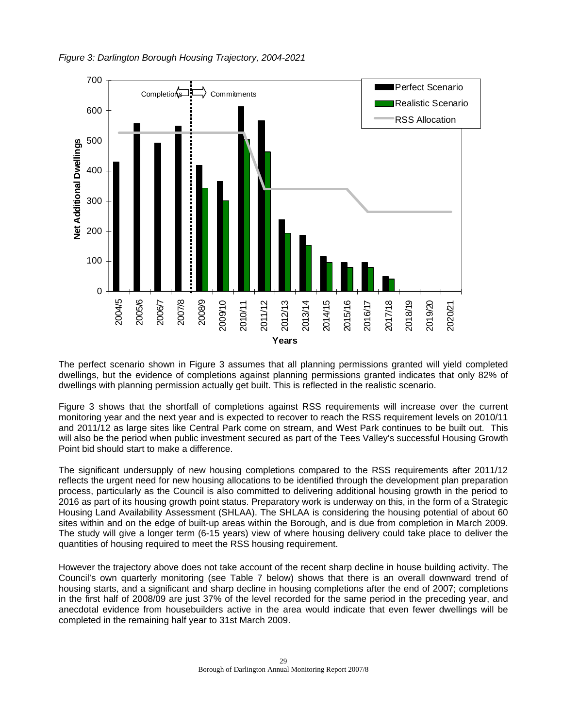*Figure 3: Darlington Borough Housing Trajectory, 2004-2021*

Completions | Commitments

Perfect Scenario
Realistic Scenario
RSS Allocation

Net Additional Dwellings

700
600
500
400
300
200
100
0

2004/5 2005/6 2006/7 2007/8 2008/9 2009/10 2010/11 2011/12 2012/13 2013/14 2014/15 2015/16 2016/17 2017/18 2018/19 2019/20 2020/21

Years

The perfect scenario shown in Figure 3 assumes that all planning permissions granted will yield completed dwellings, but the evidence of completions against planning permissions granted indicates that only 82% of dwellings with planning permission actually get built. This is reflected in the realistic scenario.

Figure 3 shows that the shortfall of completions against RSS requirements will increase over the current monitoring year and the next year and is expected to recover to reach the RSS requirement levels on 2010/11 and 2011/12 as large sites like Central Park come on stream, and West Park continues to be built out. This will also be the period when public investment secured as part of the Tees Valley's successful Housing Growth Point bid should start to make a difference.

The significant undersupply of new housing completions compared to the RSS requirements after 2011/12 reflects the urgent need for new housing allocations to be identified through the development plan preparation process, particularly as the Council is also committed to delivering additional housing growth in the period to 2016 as part of its housing growth point status. Preparatory work is underway on this, in the form of a Strategic Housing Land Availability Assessment (SHLAA). The SHLAA is considering the housing potential of about 60 sites within and on the edge of built-up areas within the Borough, and is due from completion in March 2009. The study will give a longer term (6-15 years) view of where housing delivery could take place to deliver the quantities of housing required to meet the RSS housing requirement.

However the trajectory above does not take account of the recent sharp decline in house building activity. The Council's own quarterly monitoring (see Table 7 below) shows that there is an overall downward trend of housing starts, and a significant and sharp decline in housing completions after the end of 2007; completions in the first half of 2008/09 are just 37% of the level recorded for the same period in the preceding year, and anecdotal evidence from housebuilders active in the area would indicate that even fewer dwellings will be completed in the remaining half year to 31st March 2009.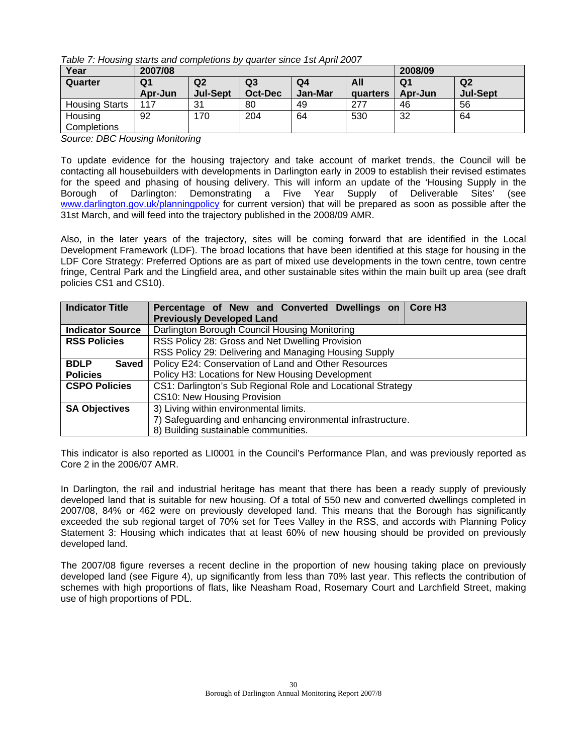*Table 7: Housing starts and completions by quarter since 1st April 2007*

| Year | 2007/08 | | | | | 2008/09 | |
|---|---|---|---|---|---|---|---|
| **Quarter** | **Q1 Apr-Jun** | **Q2 Jul-Sept** | **Q3 Oct-Dec** | **Q4 Jan-Mar** | **All quarters** | **Q1 Apr-Jun** | **Q2 Jul-Sept** |
| Housing Starts | 117 | 31 | 80 | 49 | 277 | 46 | 56 |
| Housing Completions | 92 | 170 | 204 | 64 | 530 | 32 | 64 |

*Source: DBC Housing Monitoring*

To update evidence for the housing trajectory and take account of market trends, the Council will be contacting all housebuilders with developments in Darlington early in 2009 to establish their revised estimates for the speed and phasing of housing delivery. This will inform an update of the 'Housing Supply in the Borough of Darlington: Demonstrating a Five Year Supply of Deliverable Sites' (see www.darlington.gov.uk/planningpolicy for current version) that will be prepared as soon as possible after the 31st March, and will feed into the trajectory published in the 2008/09 AMR.

Also, in the later years of the trajectory, sites will be coming forward that are identified in the Local Development Framework (LDF). The broad locations that have been identified at this stage for housing in the LDF Core Strategy: Preferred Options are as part of mixed use developments in the town centre, town centre fringe, Central Park and the Lingfield area, and other sustainable sites within the main built up area (see draft policies CS1 and CS10).

| **Indicator Title** | **Percentage of New and Converted Dwellings on Previously Developed Land** | **Core H3** |
|---|---|---|
| **Indicator Source** | Darlington Borough Council Housing Monitoring | |
| **RSS Policies** | RSS Policy 28: Gross and Net Dwelling Provision<br>RSS Policy 29: Delivering and Managing Housing Supply | |
| **BDLP Saved Policies** | Policy E24: Conservation of Land and Other Resources<br>Policy H3: Locations for New Housing Development | |
| **CSPO Policies** | CS1: Darlington's Sub Regional Role and Locational Strategy<br>CS10: New Housing Provision | |
| **SA Objectives** | 3) Living within environmental limits.<br>7) Safeguarding and enhancing environmental infrastructure.<br>8) Building sustainable communities. | |

This indicator is also reported as LI0001 in the Council's Performance Plan, and was previously reported as Core 2 in the 2006/07 AMR.

In Darlington, the rail and industrial heritage has meant that there has been a ready supply of previously developed land that is suitable for new housing. Of a total of 550 new and converted dwellings completed in 2007/08, 84% or 462 were on previously developed land. This means that the Borough has significantly exceeded the sub regional target of 70% set for Tees Valley in the RSS, and accords with Planning Policy Statement 3: Housing which indicates that at least 60% of new housing should be provided on previously developed land.

The 2007/08 figure reverses a recent decline in the proportion of new housing taking place on previously developed land (see Figure 4), up significantly from less than 70% last year. This reflects the contribution of schemes with high proportions of flats, like Neasham Road, Rosemary Court and Larchfield Street, making use of high proportions of PDL.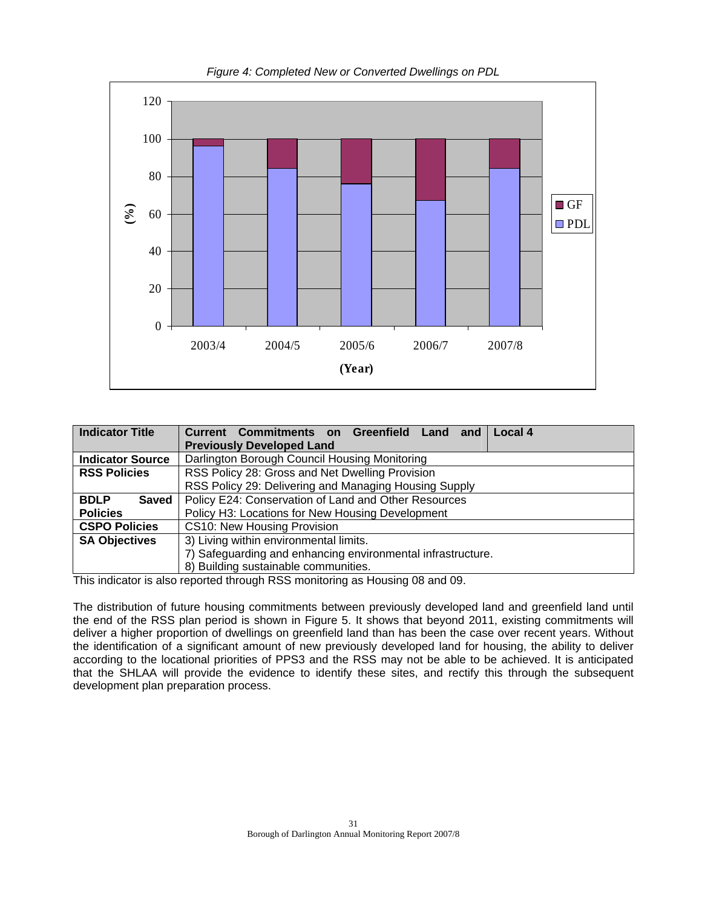*Figure 4: Completed New or Converted Dwellings on PDL*

120
100
80
60
40
20
0
(%)
2003/4
2004/5
2005/6
2006/7
2007/8
(Year)
GF
PDL

| | | |
|---|---|---|
| **Indicator Title** | **Current Commitments on Greenfield Land and Previously Developed Land** | **Local 4** |
| **Indicator Source** | Darlington Borough Council Housing Monitoring | |
| **RSS Policies** | RSS Policy 28: Gross and Net Dwelling Provision<br>RSS Policy 29: Delivering and Managing Housing Supply | |
| **BDLP Saved Policies** | Policy E24: Conservation of Land and Other Resources<br>Policy H3: Locations for New Housing Development | |
| **CSPO Policies** | CS10: New Housing Provision | |
| **SA Objectives** | 3) Living within environmental limits.<br>7) Safeguarding and enhancing environmental infrastructure.<br>8) Building sustainable communities. | |

This indicator is also reported through RSS monitoring as Housing 08 and 09.

The distribution of future housing commitments between previously developed land and greenfield land until the end of the RSS plan period is shown in Figure 5. It shows that beyond 2011, existing commitments will deliver a higher proportion of dwellings on greenfield land than has been the case over recent years. Without the identification of a significant amount of new previously developed land for housing, the ability to deliver according to the locational priorities of PPS3 and the RSS may not be able to be achieved. It is anticipated that the SHLAA will provide the evidence to identify these sites, and rectify this through the subsequent development plan preparation process.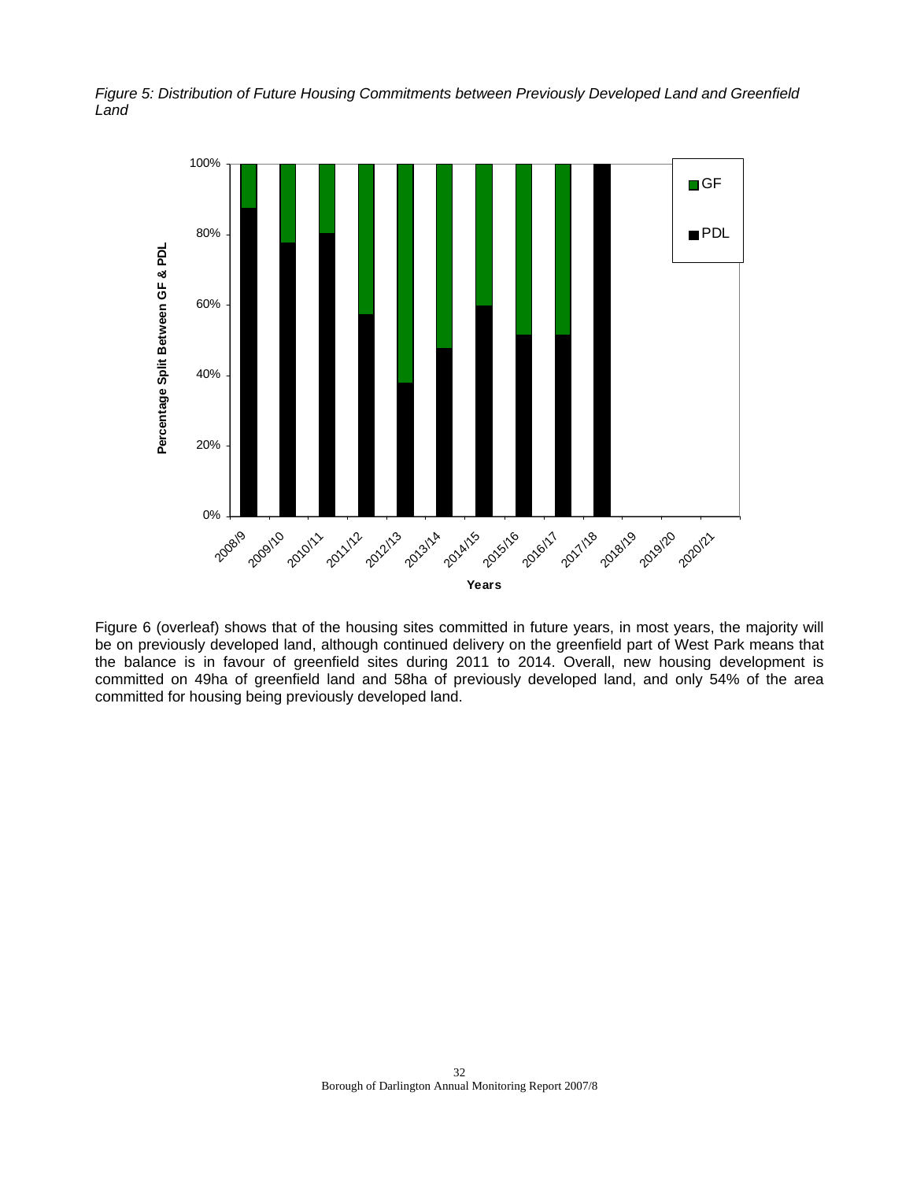*Figure 5: Distribution of Future Housing Commitments between Previously Developed Land and Greenfield Land*

100%
80%
60%
40%
20%
0%

Percentage Split Between GF & PDL

2008/9
2009/10
2010/11
2011/12
2012/13
2013/14
2014/15
2015/16
2016/17
2017/18
2018/19
2019/20
2020/21

Years

GF
PDL

Figure 6 (overleaf) shows that of the housing sites committed in future years, in most years, the majority will be on previously developed land, although continued delivery on the greenfield part of West Park means that the balance is in favour of greenfield sites during 2011 to 2014. Overall, new housing development is committed on 49ha of greenfield land and 58ha of previously developed land, and only 54% of the area committed for housing being previously developed land.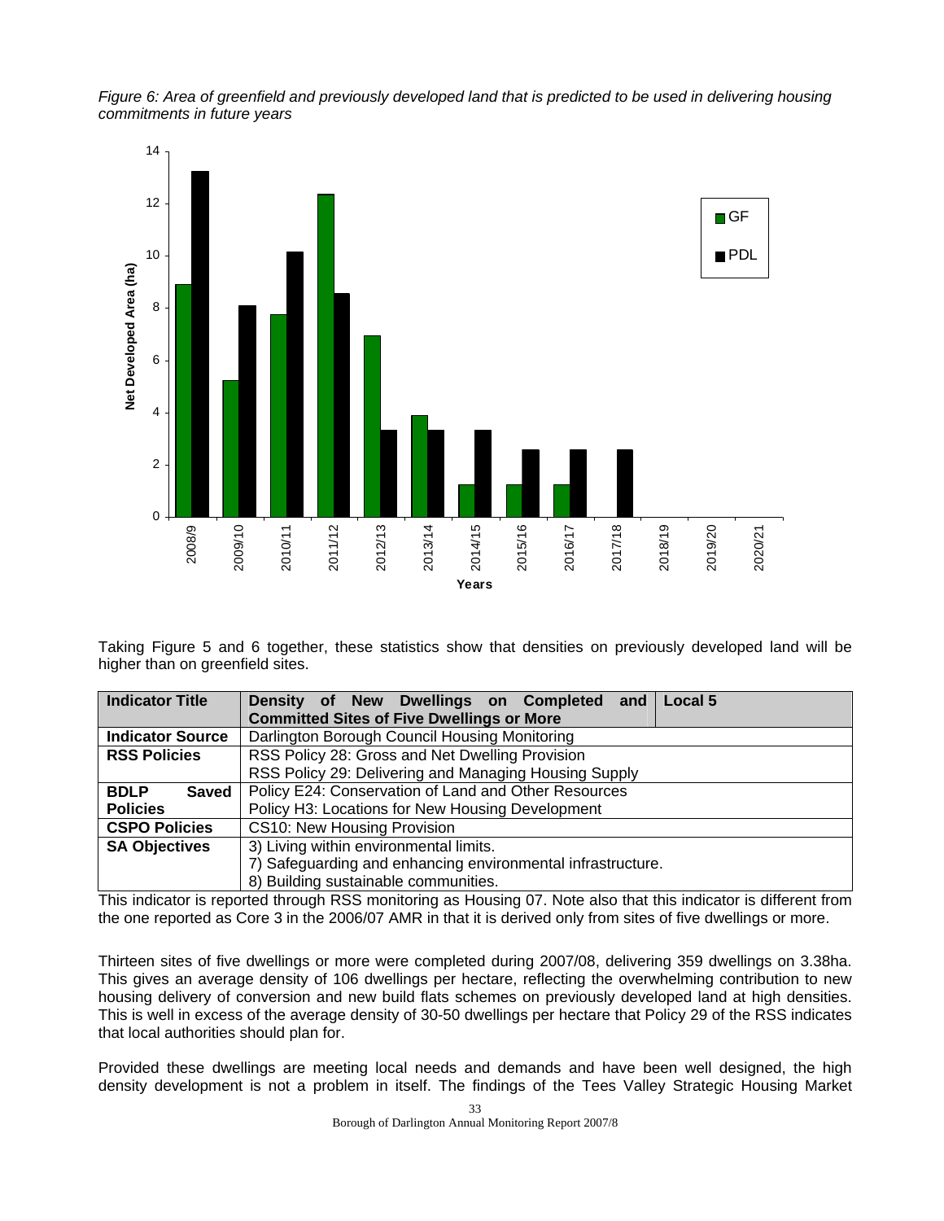*Figure 6: Area of greenfield and previously developed land that is predicted to be used in delivering housing commitments in future years*

Net Developed Area (ha)

14
12
10
8
6
4
2
0

2008/9
2009/10
2010/11
2011/12
2012/13
2013/14
2014/15
2015/16
2016/17
2017/18
2018/19
2019/20
2020/21

Years

GF
PDL

Taking Figure 5 and 6 together, these statistics show that densities on previously developed land will be higher than on greenfield sites.

| **Indicator Title** | **Density of New Dwellings on Completed and Committed Sites of Five Dwellings or More** | **Local 5** |
|---|---|---|
| **Indicator Source** | Darlington Borough Council Housing Monitoring | |
| **RSS Policies** | RSS Policy 28: Gross and Net Dwelling Provision<br>RSS Policy 29: Delivering and Managing Housing Supply | |
| **BDLP Saved Policies** | Policy E24: Conservation of Land and Other Resources<br>Policy H3: Locations for New Housing Development | |
| **CSPO Policies** | CS10: New Housing Provision | |
| **SA Objectives** | 3) Living within environmental limits.<br>7) Safeguarding and enhancing environmental infrastructure.<br>8) Building sustainable communities. | |

This indicator is reported through RSS monitoring as Housing 07. Note also that this indicator is different from the one reported as Core 3 in the 2006/07 AMR in that it is derived only from sites of five dwellings or more.

Thirteen sites of five dwellings or more were completed during 2007/08, delivering 359 dwellings on 3.38ha. This gives an average density of 106 dwellings per hectare, reflecting the overwhelming contribution to new housing delivery of conversion and new build flats schemes on previously developed land at high densities. This is well in excess of the average density of 30-50 dwellings per hectare that Policy 29 of the RSS indicates that local authorities should plan for.

Provided these dwellings are meeting local needs and demands and have been well designed, the high density development is not a problem in itself. The findings of the Tees Valley Strategic Housing Market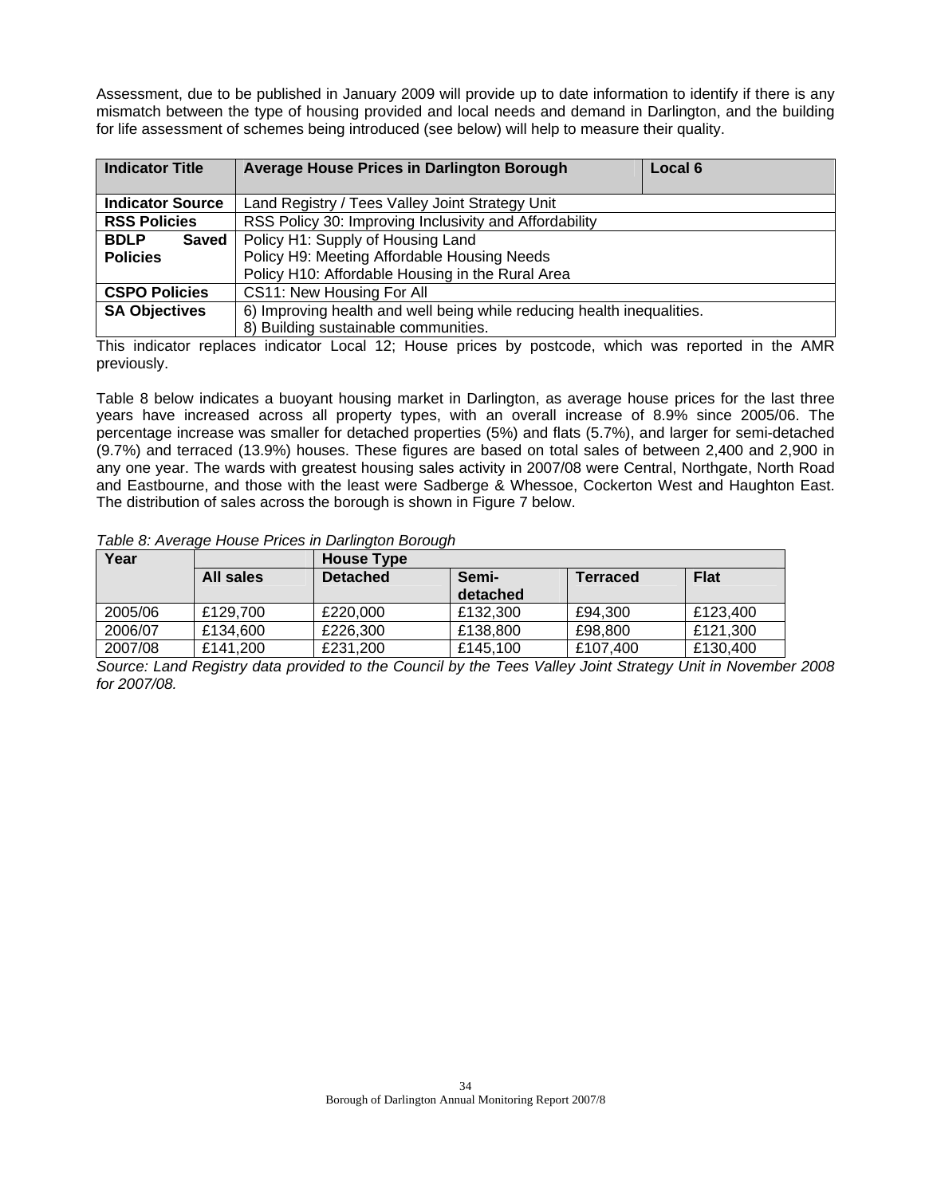Assessment, due to be published in January 2009 will provide up to date information to identify if there is any mismatch between the type of housing provided and local needs and demand in Darlington, and the building for life assessment of schemes being introduced (see below) will help to measure their quality.

| **Indicator Title** | **Average House Prices in Darlington Borough** | **Local 6** |
|---|---|---|
| **Indicator Source** | Land Registry / Tees Valley Joint Strategy Unit | |
| **RSS Policies** | RSS Policy 30: Improving Inclusivity and Affordability | |
| **BDLP Saved Policies** | Policy H1: Supply of Housing Land<br>Policy H9: Meeting Affordable Housing Needs<br>Policy H10: Affordable Housing in the Rural Area | |
| **CSPO Policies** | CS11: New Housing For All | |
| **SA Objectives** | 6) Improving health and well being while reducing health inequalities.<br>8) Building sustainable communities. | |

This indicator replaces indicator Local 12; House prices by postcode, which was reported in the AMR previously.

Table 8 below indicates a buoyant housing market in Darlington, as average house prices for the last three years have increased across all property types, with an overall increase of 8.9% since 2005/06. The percentage increase was smaller for detached properties (5%) and flats (5.7%), and larger for semi-detached (9.7%) and terraced (13.9%) houses. These figures are based on total sales of between 2,400 and 2,900 in any one year. The wards with greatest housing sales activity in 2007/08 were Central, Northgate, North Road and Eastbourne, and those with the least were Sadberge & Whessoe, Cockerton West and Haughton East. The distribution of sales across the borough is shown in Figure 7 below.

*Table 8: Average House Prices in Darlington Borough*

| **Year** | | **House Type** | | | |
|---|---|---|---|---|---|
| | **All sales** | **Detached** | **Semi-detached** | **Terraced** | **Flat** |
| 2005/06 | £129,700 | £220,000 | £132,300 | £94,300 | £123,400 |
| 2006/07 | £134,600 | £226,300 | £138,800 | £98,800 | £121,300 |
| 2007/08 | £141,200 | £231,200 | £145,100 | £107,400 | £130,400 |

*Source: Land Registry data provided to the Council by the Tees Valley Joint Strategy Unit in November 2008 for 2007/08.*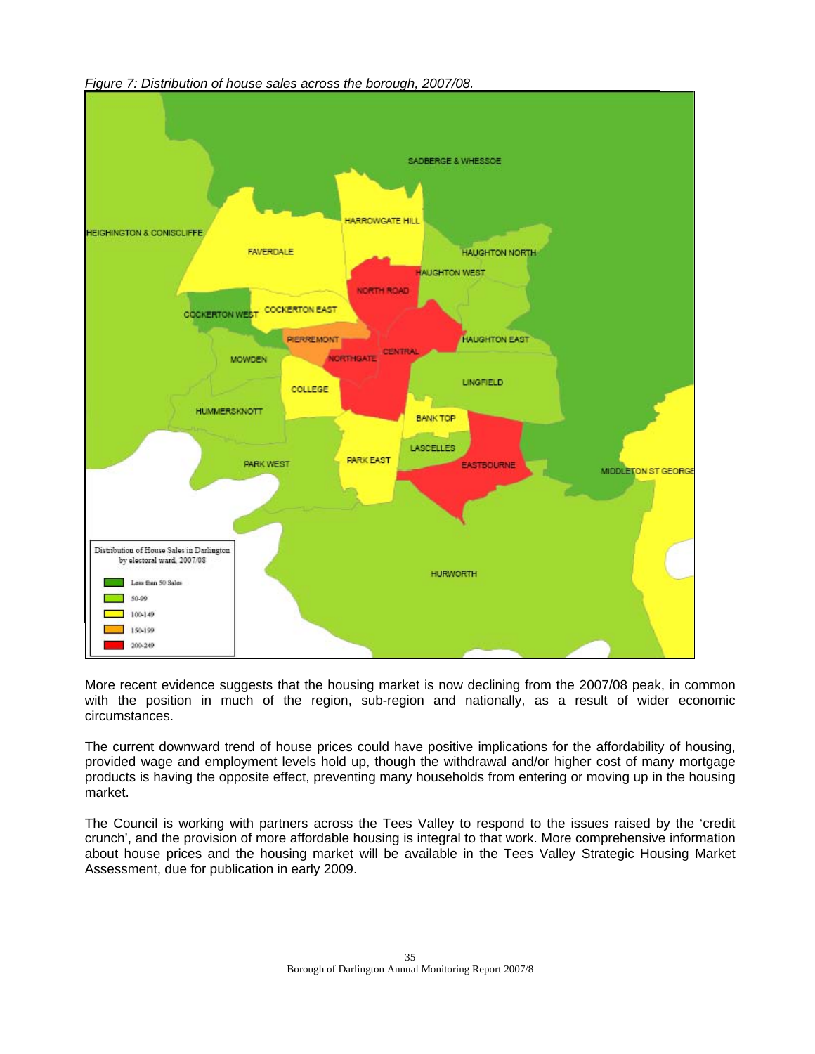*Figure 7: Distribution of house sales across the borough, 2007/08.*

SADBERGE & WHESSOE
HARROWGATE HILL
HEIGHINGTON & CONISCLIFFE
FAVERDALE
HAUGHTON NORTH
HAUGHTON WEST
NORTH ROAD
COCKERTON WEST
COCKERTON EAST
PIERREMONT
HAUGHTON EAST
CENTRAL
MOWDEN
NORTHGATE
LINGFIELD
COLLEGE
HUMMERSKNOTT
BANK TOP
LASCELLES
PARK WEST
PARK EAST
EASTBOURNE
MIDDLETON ST GEORGE
HURWORTH

Distribution of House Sales in Darlington by electoral ward, 2007/08

Less than 50 Sales
50-99
100-149
150-199
200-249

More recent evidence suggests that the housing market is now declining from the 2007/08 peak, in common with the position in much of the region, sub-region and nationally, as a result of wider economic circumstances.

The current downward trend of house prices could have positive implications for the affordability of housing, provided wage and employment levels hold up, though the withdrawal and/or higher cost of many mortgage products is having the opposite effect, preventing many households from entering or moving up in the housing market.

The Council is working with partners across the Tees Valley to respond to the issues raised by the 'credit crunch', and the provision of more affordable housing is integral to that work. More comprehensive information about house prices and the housing market will be available in the Tees Valley Strategic Housing Market Assessment, due for publication in early 2009.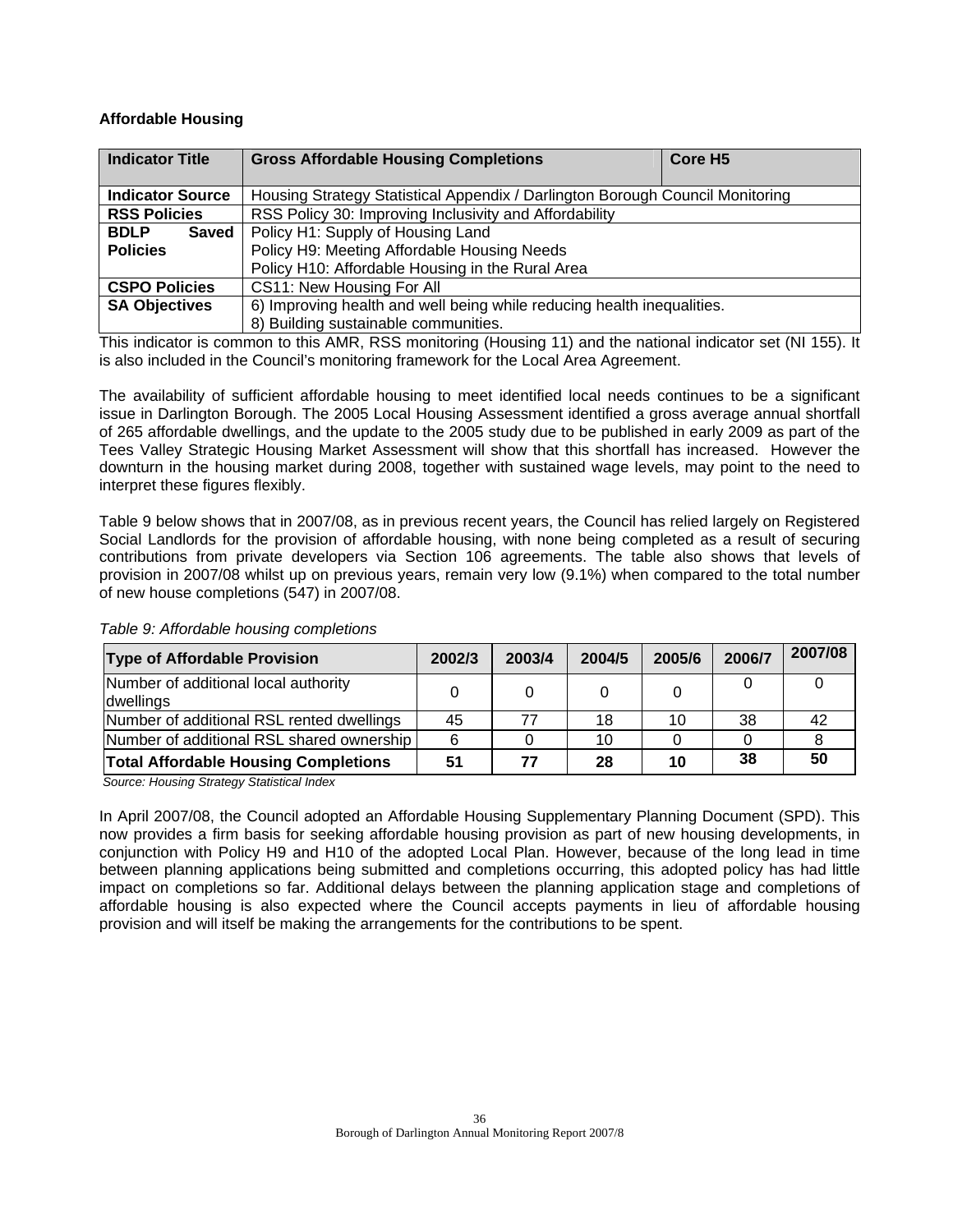**Affordable Housing**

| Indicator Title | Gross Affordable Housing Completions | Core H5 |
|---|---|---|
| Indicator Source | Housing Strategy Statistical Appendix / Darlington Borough Council Monitoring | |
| RSS Policies | RSS Policy 30: Improving Inclusivity and Affordability | |
| BDLP Saved Policies | Policy H1: Supply of Housing Land<br>Policy H9: Meeting Affordable Housing Needs<br>Policy H10: Affordable Housing in the Rural Area | |
| CSPO Policies | CS11: New Housing For All | |
| SA Objectives | 6) Improving health and well being while reducing health inequalities.<br>8) Building sustainable communities. | |

This indicator is common to this AMR, RSS monitoring (Housing 11) and the national indicator set (NI 155). It is also included in the Council's monitoring framework for the Local Area Agreement.

The availability of sufficient affordable housing to meet identified local needs continues to be a significant issue in Darlington Borough. The 2005 Local Housing Assessment identified a gross average annual shortfall of 265 affordable dwellings, and the update to the 2005 study due to be published in early 2009 as part of the Tees Valley Strategic Housing Market Assessment will show that this shortfall has increased. However the downturn in the housing market during 2008, together with sustained wage levels, may point to the need to interpret these figures flexibly.

Table 9 below shows that in 2007/08, as in previous recent years, the Council has relied largely on Registered Social Landlords for the provision of affordable housing, with none being completed as a result of securing contributions from private developers via Section 106 agreements. The table also shows that levels of provision in 2007/08 whilst up on previous years, remain very low (9.1%) when compared to the total number of new house completions (547) in 2007/08.

*Table 9: Affordable housing completions*

| Type of Affordable Provision | 2002/3 | 2003/4 | 2004/5 | 2005/6 | 2006/7 | 2007/08 |
|---|---|---|---|---|---|---|
| Number of additional local authority dwellings | 0 | 0 | 0 | 0 | 0 | 0 |
| Number of additional RSL rented dwellings | 45 | 77 | 18 | 10 | 38 | 42 |
| Number of additional RSL shared ownership | 6 | 0 | 10 | 0 | 0 | 8 |
| **Total Affordable Housing Completions** | **51** | **77** | **28** | **10** | **38** | **50** |

*Source: Housing Strategy Statistical Index*

In April 2007/08, the Council adopted an Affordable Housing Supplementary Planning Document (SPD). This now provides a firm basis for seeking affordable housing provision as part of new housing developments, in conjunction with Policy H9 and H10 of the adopted Local Plan. However, because of the long lead in time between planning applications being submitted and completions occurring, this adopted policy has had little impact on completions so far. Additional delays between the planning application stage and completions of affordable housing is also expected where the Council accepts payments in lieu of affordable housing provision and will itself be making the arrangements for the contributions to be spent.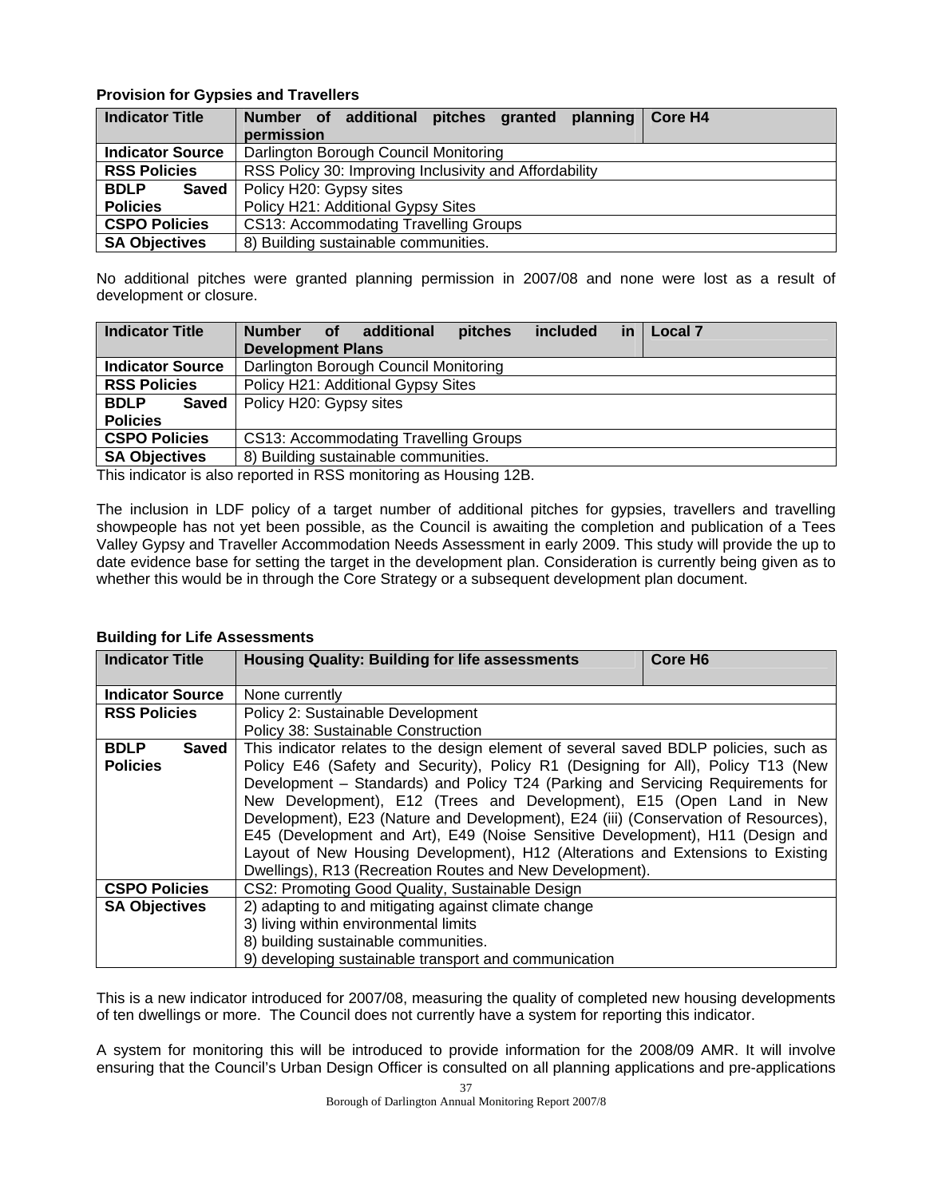**Provision for Gypsies and Travellers**

| Indicator Title | Number of additional pitches granted planning permission | Core H4 |
|---|---|---|
| **Indicator Source** | Darlington Borough Council Monitoring | |
| **RSS Policies** | RSS Policy 30: Improving Inclusivity and Affordability | |
| **BDLP Saved Policies** | Policy H20: Gypsy sites<br>Policy H21: Additional Gypsy Sites | |
| **CSPO Policies** | CS13: Accommodating Travelling Groups | |
| **SA Objectives** | 8) Building sustainable communities. | |

No additional pitches were granted planning permission in 2007/08 and none were lost as a result of development or closure.

| Indicator Title | Number of additional pitches included in Development Plans | Local 7 |
|---|---|---|
| **Indicator Source** | Darlington Borough Council Monitoring | |
| **RSS Policies** | Policy H21: Additional Gypsy Sites | |
| **BDLP Saved Policies** | Policy H20: Gypsy sites | |
| **CSPO Policies** | CS13: Accommodating Travelling Groups | |
| **SA Objectives** | 8) Building sustainable communities. | |

This indicator is also reported in RSS monitoring as Housing 12B.

The inclusion in LDF policy of a target number of additional pitches for gypsies, travellers and travelling showpeople has not yet been possible, as the Council is awaiting the completion and publication of a Tees Valley Gypsy and Traveller Accommodation Needs Assessment in early 2009. This study will provide the up to date evidence base for setting the target in the development plan. Consideration is currently being given as to whether this would be in through the Core Strategy or a subsequent development plan document.

**Building for Life Assessments**

| Indicator Title | Housing Quality: Building for life assessments | Core H6 |
|---|---|---|
| **Indicator Source** | None currently | |
| **RSS Policies** | Policy 2: Sustainable Development<br>Policy 38: Sustainable Construction | |
| **BDLP Saved Policies** | This indicator relates to the design element of several saved BDLP policies, such as Policy E46 (Safety and Security), Policy R1 (Designing for All), Policy T13 (New Development – Standards) and Policy T24 (Parking and Servicing Requirements for New Development), E12 (Trees and Development), E15 (Open Land in New Development), E23 (Nature and Development), E24 (iii) (Conservation of Resources), E45 (Development and Art), E49 (Noise Sensitive Development), H11 (Design and Layout of New Housing Development), H12 (Alterations and Extensions to Existing Dwellings), R13 (Recreation Routes and New Development). | |
| **CSPO Policies** | CS2: Promoting Good Quality, Sustainable Design | |
| **SA Objectives** | 2) adapting to and mitigating against climate change<br>3) living within environmental limits<br>8) building sustainable communities.<br>9) developing sustainable transport and communication | |

This is a new indicator introduced for 2007/08, measuring the quality of completed new housing developments of ten dwellings or more. The Council does not currently have a system for reporting this indicator.

A system for monitoring this will be introduced to provide information for the 2008/09 AMR. It will involve ensuring that the Council's Urban Design Officer is consulted on all planning applications and pre-applications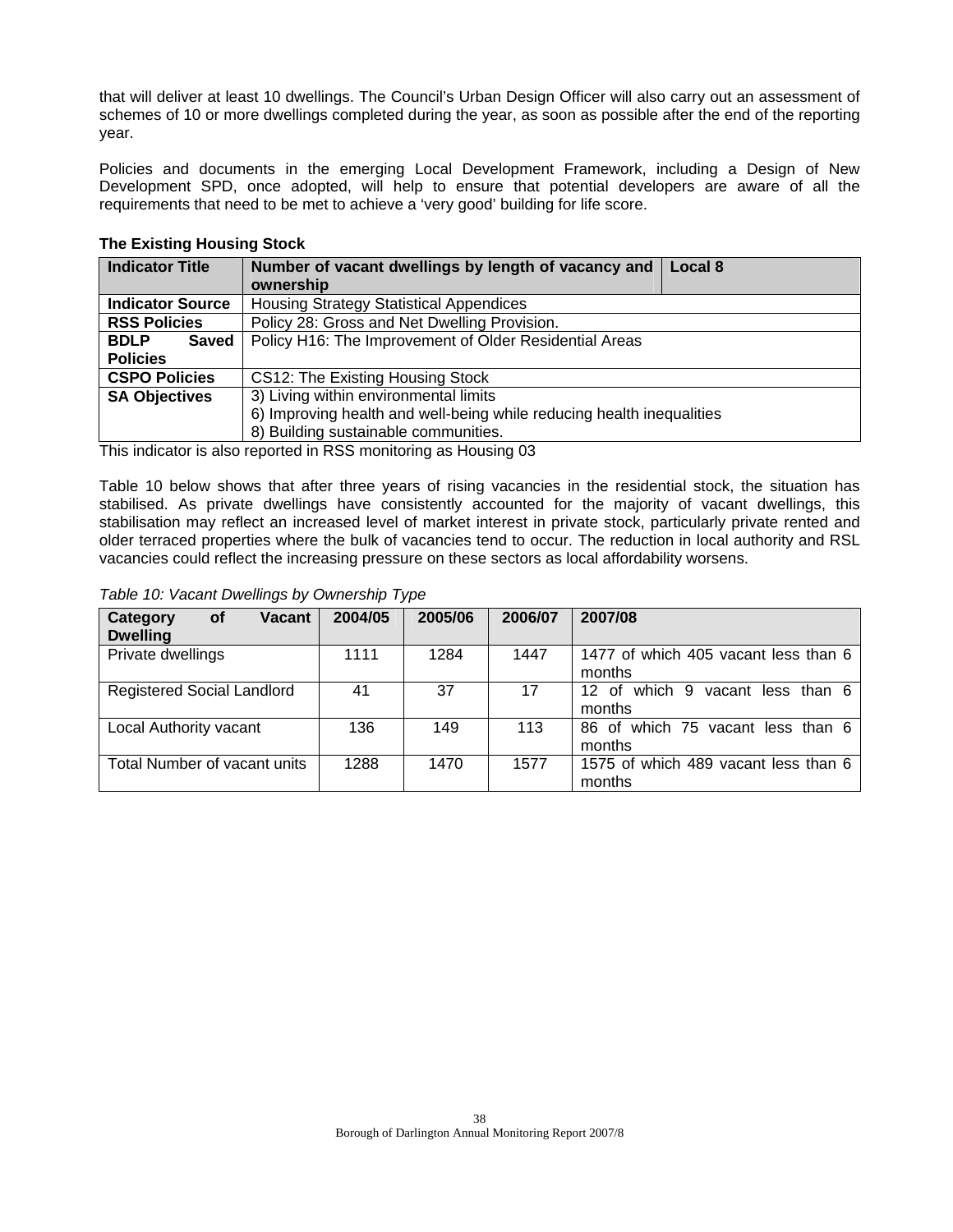that will deliver at least 10 dwellings. The Council's Urban Design Officer will also carry out an assessment of schemes of 10 or more dwellings completed during the year, as soon as possible after the end of the reporting year.

Policies and documents in the emerging Local Development Framework, including a Design of New Development SPD, once adopted, will help to ensure that potential developers are aware of all the requirements that need to be met to achieve a 'very good' building for life score.

**The Existing Housing Stock**

| **Indicator Title** | **Number of vacant dwellings by length of vacancy and ownership** | **Local 8** |
|---|---|---|
| **Indicator Source** | Housing Strategy Statistical Appendices | |
| **RSS Policies** | Policy 28: Gross and Net Dwelling Provision. | |
| **BDLP Saved Policies** | Policy H16: The Improvement of Older Residential Areas | |
| **CSPO Policies** | CS12: The Existing Housing Stock | |
| **SA Objectives** | 3) Living within environmental limits<br>6) Improving health and well-being while reducing health inequalities<br>8) Building sustainable communities. | |

This indicator is also reported in RSS monitoring as Housing 03

Table 10 below shows that after three years of rising vacancies in the residential stock, the situation has stabilised. As private dwellings have consistently accounted for the majority of vacant dwellings, this stabilisation may reflect an increased level of market interest in private stock, particularly private rented and older terraced properties where the bulk of vacancies tend to occur. The reduction in local authority and RSL vacancies could reflect the increasing pressure on these sectors as local affordability worsens.

*Table 10: Vacant Dwellings by Ownership Type*

| **Category of Vacant Dwelling** | **2004/05** | **2005/06** | **2006/07** | **2007/08** |
|---|---|---|---|---|
| Private dwellings | 1111 | 1284 | 1447 | 1477 of which 405 vacant less than 6 months |
| Registered Social Landlord | 41 | 37 | 17 | 12 of which 9 vacant less than 6 months |
| Local Authority vacant | 136 | 149 | 113 | 86 of which 75 vacant less than 6 months |
| Total Number of vacant units | 1288 | 1470 | 1577 | 1575 of which 489 vacant less than 6 months |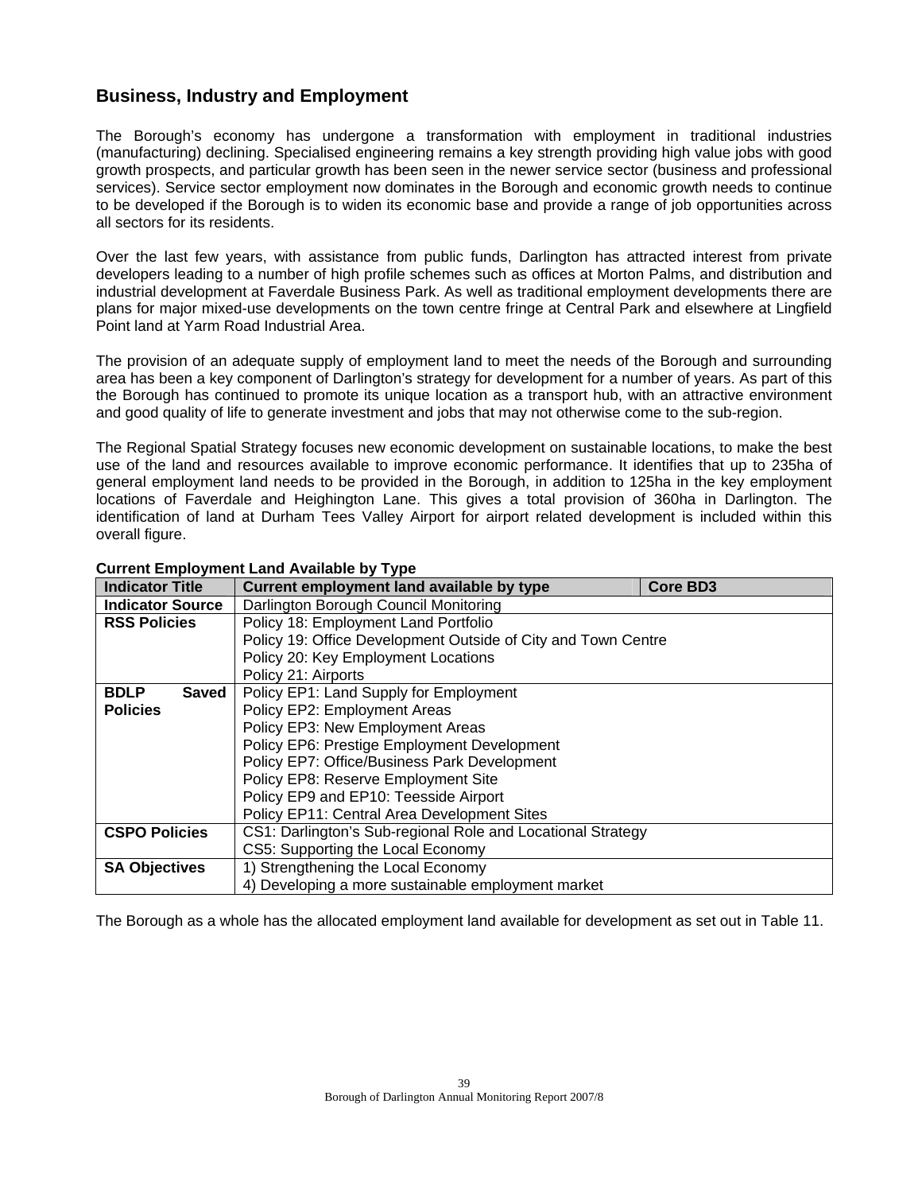## Business, Industry and Employment

The Borough's economy has undergone a transformation with employment in traditional industries (manufacturing) declining. Specialised engineering remains a key strength providing high value jobs with good growth prospects, and particular growth has been seen in the newer service sector (business and professional services). Service sector employment now dominates in the Borough and economic growth needs to continue to be developed if the Borough is to widen its economic base and provide a range of job opportunities across all sectors for its residents.

Over the last few years, with assistance from public funds, Darlington has attracted interest from private developers leading to a number of high profile schemes such as offices at Morton Palms, and distribution and industrial development at Faverdale Business Park. As well as traditional employment developments there are plans for major mixed-use developments on the town centre fringe at Central Park and elsewhere at Lingfield Point land at Yarm Road Industrial Area.

The provision of an adequate supply of employment land to meet the needs of the Borough and surrounding area has been a key component of Darlington's strategy for development for a number of years. As part of this the Borough has continued to promote its unique location as a transport hub, with an attractive environment and good quality of life to generate investment and jobs that may not otherwise come to the sub-region.

The Regional Spatial Strategy focuses new economic development on sustainable locations, to make the best use of the land and resources available to improve economic performance. It identifies that up to 235ha of general employment land needs to be provided in the Borough, in addition to 125ha in the key employment locations of Faverdale and Heighington Lane. This gives a total provision of 360ha in Darlington. The identification of land at Durham Tees Valley Airport for airport related development is included within this overall figure.

**Current Employment Land Available by Type**

| **Indicator Title** | **Current employment land available by type** | **Core BD3** |
|---|---|---|
| **Indicator Source** | Darlington Borough Council Monitoring | |
| **RSS Policies** | Policy 18: Employment Land Portfolio<br>Policy 19: Office Development Outside of City and Town Centre<br>Policy 20: Key Employment Locations<br>Policy 21: Airports | |
| **BDLP Saved Policies** | Policy EP1: Land Supply for Employment<br>Policy EP2: Employment Areas<br>Policy EP3: New Employment Areas<br>Policy EP6: Prestige Employment Development<br>Policy EP7: Office/Business Park Development<br>Policy EP8: Reserve Employment Site<br>Policy EP9 and EP10: Teesside Airport<br>Policy EP11: Central Area Development Sites | |
| **CSPO Policies** | CS1: Darlington's Sub-regional Role and Locational Strategy<br>CS5: Supporting the Local Economy | |
| **SA Objectives** | 1) Strengthening the Local Economy<br>4) Developing a more sustainable employment market | |

The Borough as a whole has the allocated employment land available for development as set out in Table 11.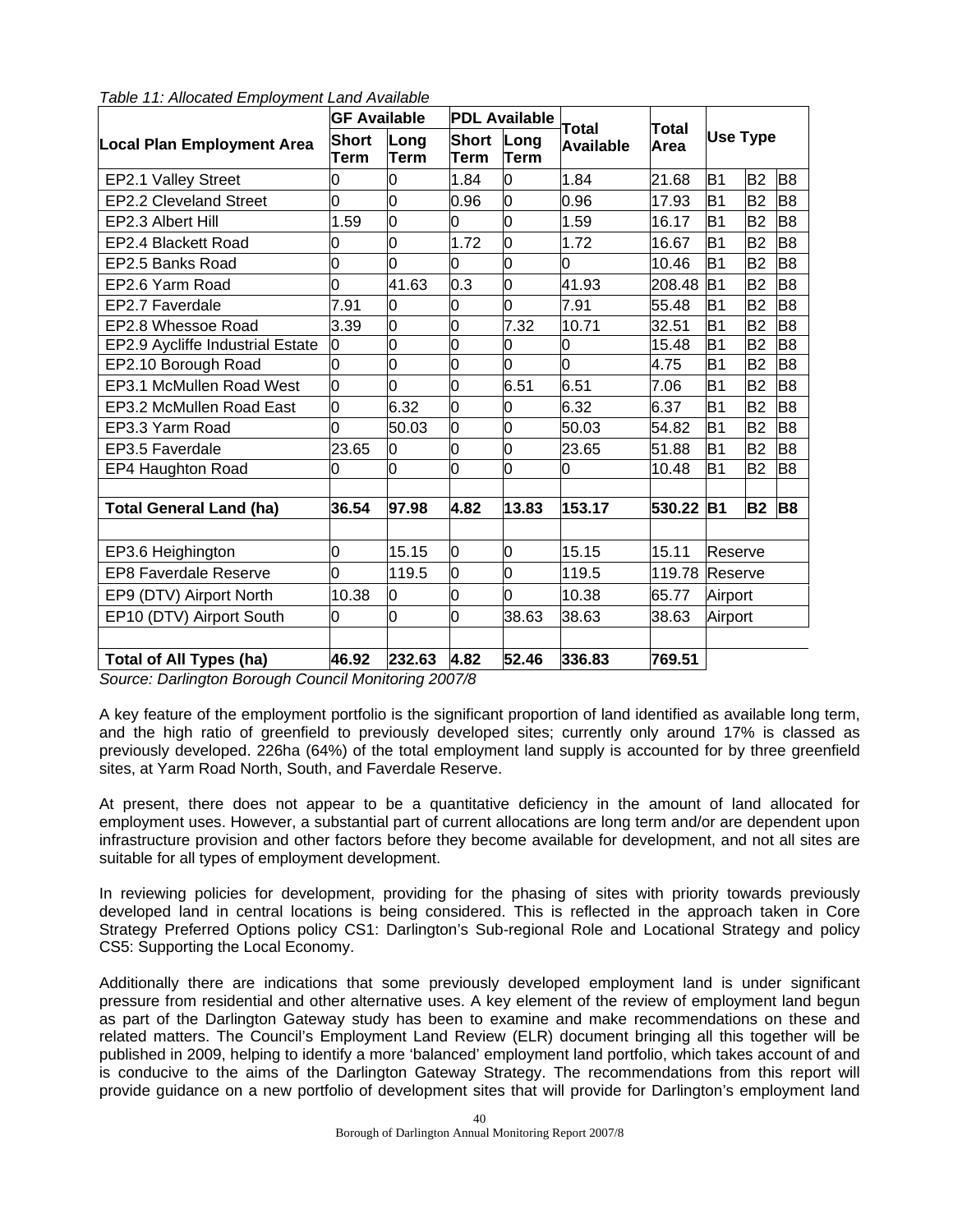*Table 11: Allocated Employment Land Available*

| Local Plan Employment Area | GF Available | | PDL Available | | Total Available | Total Area | Use Type | | |
|---|---|---|---|---|---|---|---|---|---|
| | Short Term | Long Term | Short Term | Long Term | | | | | |
| EP2.1 Valley Street | 0 | 0 | 1.84 | 0 | 1.84 | 21.68 | B1 | B2 | B8 |
| EP2.2 Cleveland Street | 0 | 0 | 0.96 | 0 | 0.96 | 17.93 | B1 | B2 | B8 |
| EP2.3 Albert Hill | 1.59 | 0 | 0 | 0 | 1.59 | 16.17 | B1 | B2 | B8 |
| EP2.4 Blackett Road | 0 | 0 | 1.72 | 0 | 1.72 | 16.67 | B1 | B2 | B8 |
| EP2.5 Banks Road | 0 | 0 | 0 | 0 | 0 | 10.46 | B1 | B2 | B8 |
| EP2.6 Yarm Road | 0 | 41.63 | 0.3 | 0 | 41.93 | 208.48 | B1 | B2 | B8 |
| EP2.7 Faverdale | 7.91 | 0 | 0 | 0 | 7.91 | 55.48 | B1 | B2 | B8 |
| EP2.8 Whessoe Road | 3.39 | 0 | 0 | 7.32 | 10.71 | 32.51 | B1 | B2 | B8 |
| EP2.9 Aycliffe Industrial Estate | 0 | 0 | 0 | 0 | 0 | 15.48 | B1 | B2 | B8 |
| EP2.10 Borough Road | 0 | 0 | 0 | 0 | 0 | 4.75 | B1 | B2 | B8 |
| EP3.1 McMullen Road West | 0 | 0 | 0 | 6.51 | 6.51 | 7.06 | B1 | B2 | B8 |
| EP3.2 McMullen Road East | 0 | 6.32 | 0 | 0 | 6.32 | 6.37 | B1 | B2 | B8 |
| EP3.3 Yarm Road | 0 | 50.03 | 0 | 0 | 50.03 | 54.82 | B1 | B2 | B8 |
| EP3.5 Faverdale | 23.65 | 0 | 0 | 0 | 23.65 | 51.88 | B1 | B2 | B8 |
| EP4 Haughton Road | 0 | 0 | 0 | 0 | 0 | 10.48 | B1 | B2 | B8 |
| | | | | | | | | | |
| **Total General Land (ha)** | **36.54** | **97.98** | **4.82** | **13.83** | **153.17** | **530.22** | **B1** | **B2** | **B8** |
| | | | | | | | | | |
| EP3.6 Heighington | 0 | 15.15 | 0 | 0 | 15.15 | 15.11 | Reserve | | |
| EP8 Faverdale Reserve | 0 | 119.5 | 0 | 0 | 119.5 | 119.78 | Reserve | | |
| EP9 (DTV) Airport North | 10.38 | 0 | 0 | 0 | 10.38 | 65.77 | Airport | | |
| EP10 (DTV) Airport South | 0 | 0 | 0 | 38.63 | 38.63 | 38.63 | Airport | | |
| | | | | | | | | | |
| **Total of All Types (ha)** | **46.92** | **232.63** | **4.82** | **52.46** | **336.83** | **769.51** | | | |

*Source: Darlington Borough Council Monitoring 2007/8*

A key feature of the employment portfolio is the significant proportion of land identified as available long term, and the high ratio of greenfield to previously developed sites; currently only around 17% is classed as previously developed. 226ha (64%) of the total employment land supply is accounted for by three greenfield sites, at Yarm Road North, South, and Faverdale Reserve.

At present, there does not appear to be a quantitative deficiency in the amount of land allocated for employment uses. However, a substantial part of current allocations are long term and/or are dependent upon infrastructure provision and other factors before they become available for development, and not all sites are suitable for all types of employment development.

In reviewing policies for development, providing for the phasing of sites with priority towards previously developed land in central locations is being considered. This is reflected in the approach taken in Core Strategy Preferred Options policy CS1: Darlington's Sub-regional Role and Locational Strategy and policy CS5: Supporting the Local Economy.

Additionally there are indications that some previously developed employment land is under significant pressure from residential and other alternative uses. A key element of the review of employment land begun as part of the Darlington Gateway study has been to examine and make recommendations on these and related matters. The Council's Employment Land Review (ELR) document bringing all this together will be published in 2009, helping to identify a more 'balanced' employment land portfolio, which takes account of and is conducive to the aims of the Darlington Gateway Strategy. The recommendations from this report will provide guidance on a new portfolio of development sites that will provide for Darlington's employment land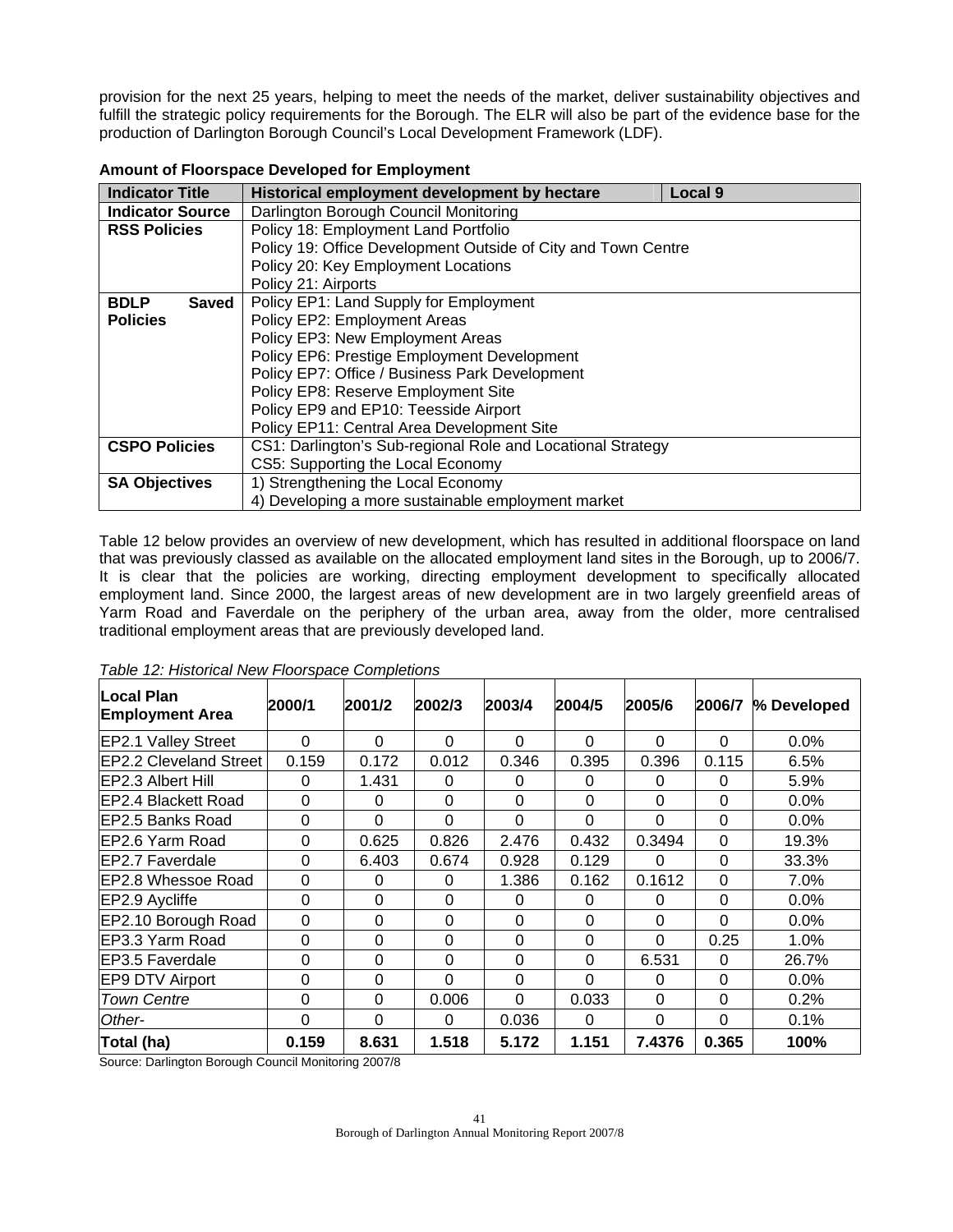provision for the next 25 years, helping to meet the needs of the market, deliver sustainability objectives and fulfill the strategic policy requirements for the Borough. The ELR will also be part of the evidence base for the production of Darlington Borough Council's Local Development Framework (LDF).

**Amount of Floorspace Developed for Employment**

| **Indicator Title** | **Historical employment development by hectare** | **Local 9** |
|---|---|---|
| **Indicator Source** | Darlington Borough Council Monitoring | |
| **RSS Policies** | Policy 18: Employment Land Portfolio<br>Policy 19: Office Development Outside of City and Town Centre<br>Policy 20: Key Employment Locations<br>Policy 21: Airports | |
| **BDLP Saved Policies** | Policy EP1: Land Supply for Employment<br>Policy EP2: Employment Areas<br>Policy EP3: New Employment Areas<br>Policy EP6: Prestige Employment Development<br>Policy EP7: Office / Business Park Development<br>Policy EP8: Reserve Employment Site<br>Policy EP9 and EP10: Teesside Airport<br>Policy EP11: Central Area Development Site | |
| **CSPO Policies** | CS1: Darlington's Sub-regional Role and Locational Strategy<br>CS5: Supporting the Local Economy | |
| **SA Objectives** | 1) Strengthening the Local Economy<br>4) Developing a more sustainable employment market | |

Table 12 below provides an overview of new development, which has resulted in additional floorspace on land that was previously classed as available on the allocated employment land sites in the Borough, up to 2006/7. It is clear that the policies are working, directing employment development to specifically allocated employment land. Since 2000, the largest areas of new development are in two largely greenfield areas of Yarm Road and Faverdale on the periphery of the urban area, away from the older, more centralised traditional employment areas that are previously developed land.

*Table 12: Historical New Floorspace Completions*

| **Local Plan Employment Area** | **2000/1** | **2001/2** | **2002/3** | **2003/4** | **2004/5** | **2005/6** | **2006/7** | **% Developed** |
|---|---|---|---|---|---|---|---|---|
| EP2.1 Valley Street | 0 | 0 | 0 | 0 | 0 | 0 | 0 | 0.0% |
| EP2.2 Cleveland Street | 0.159 | 0.172 | 0.012 | 0.346 | 0.395 | 0.396 | 0.115 | 6.5% |
| EP2.3 Albert Hill | 0 | 1.431 | 0 | 0 | 0 | 0 | 0 | 5.9% |
| EP2.4 Blackett Road | 0 | 0 | 0 | 0 | 0 | 0 | 0 | 0.0% |
| EP2.5 Banks Road | 0 | 0 | 0 | 0 | 0 | 0 | 0 | 0.0% |
| EP2.6 Yarm Road | 0 | 0.625 | 0.826 | 2.476 | 0.432 | 0.3494 | 0 | 19.3% |
| EP2.7 Faverdale | 0 | 6.403 | 0.674 | 0.928 | 0.129 | 0 | 0 | 33.3% |
| EP2.8 Whessoe Road | 0 | 0 | 0 | 1.386 | 0.162 | 0.1612 | 0 | 7.0% |
| EP2.9 Aycliffe | 0 | 0 | 0 | 0 | 0 | 0 | 0 | 0.0% |
| EP2.10 Borough Road | 0 | 0 | 0 | 0 | 0 | 0 | 0 | 0.0% |
| EP3.3 Yarm Road | 0 | 0 | 0 | 0 | 0 | 0 | 0.25 | 1.0% |
| EP3.5 Faverdale | 0 | 0 | 0 | 0 | 0 | 6.531 | 0 | 26.7% |
| EP9 DTV Airport | 0 | 0 | 0 | 0 | 0 | 0 | 0 | 0.0% |
| *Town Centre* | 0 | 0 | 0.006 | 0 | 0.033 | 0 | 0 | 0.2% |
| *Other-* | 0 | 0 | 0 | 0.036 | 0 | 0 | 0 | 0.1% |
| **Total (ha)** | **0.159** | **8.631** | **1.518** | **5.172** | **1.151** | **7.4376** | **0.365** | **100%** |

Source: Darlington Borough Council Monitoring 2007/8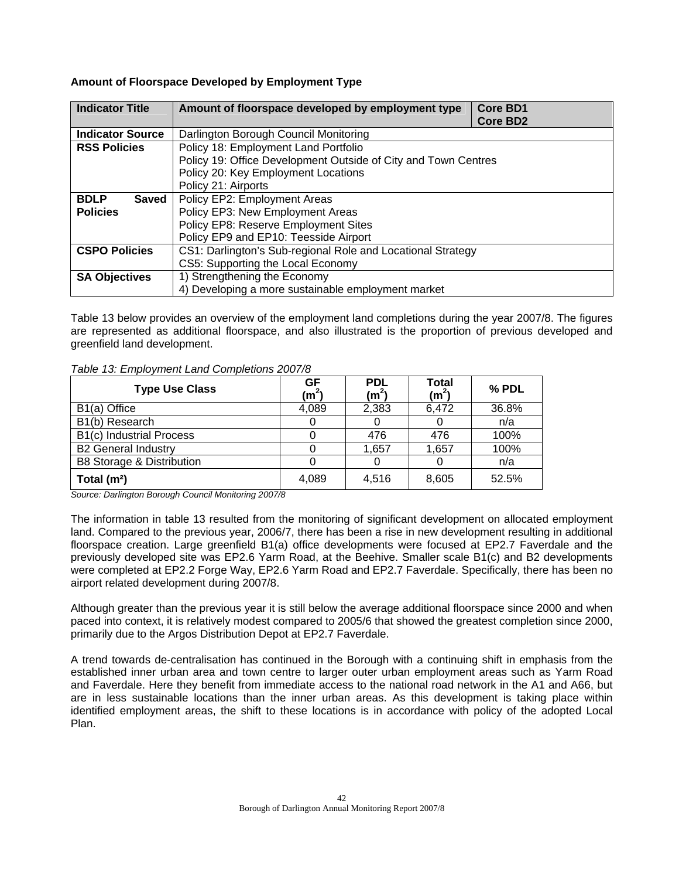**Amount of Floorspace Developed by Employment Type**

| **Indicator Title** | **Amount of floorspace developed by employment type** | **Core BD1 Core BD2** |
|---|---|---|
| **Indicator Source** | Darlington Borough Council Monitoring | |
| **RSS Policies** | Policy 18: Employment Land Portfolio<br>Policy 19: Office Development Outside of City and Town Centres<br>Policy 20: Key Employment Locations<br>Policy 21: Airports | |
| **BDLP Saved Policies** | Policy EP2: Employment Areas<br>Policy EP3: New Employment Areas<br>Policy EP8: Reserve Employment Sites<br>Policy EP9 and EP10: Teesside Airport | |
| **CSPO Policies** | CS1: Darlington's Sub-regional Role and Locational Strategy<br>CS5: Supporting the Local Economy | |
| **SA Objectives** | 1) Strengthening the Economy<br>4) Developing a more sustainable employment market | |

Table 13 below provides an overview of the employment land completions during the year 2007/8. The figures are represented as additional floorspace, and also illustrated is the proportion of previous developed and greenfield land development.

*Table 13: Employment Land Completions 2007/8*

| Type Use Class | GF ($m^2$) | PDL ($m^2$) | Total ($m^2$) | % PDL |
|---|---|---|---|---|
| B1(a) Office | 4,089 | 2,383 | 6,472 | 36.8% |
| B1(b) Research | 0 | 0 | 0 | n/a |
| B1(c) Industrial Process | 0 | 476 | 476 | 100% |
| B2 General Industry | 0 | 1,657 | 1,657 | 100% |
| B8 Storage & Distribution | 0 | 0 | 0 | n/a |
| **Total ($m^2$)** | 4,089 | 4,516 | 8,605 | 52.5% |

*Source: Darlington Borough Council Monitoring 2007/8*

The information in table 13 resulted from the monitoring of significant development on allocated employment land. Compared to the previous year, 2006/7, there has been a rise in new development resulting in additional floorspace creation. Large greenfield B1(a) office developments were focused at EP2.7 Faverdale and the previously developed site was EP2.6 Yarm Road, at the Beehive. Smaller scale B1(c) and B2 developments were completed at EP2.2 Forge Way, EP2.6 Yarm Road and EP2.7 Faverdale. Specifically, there has been no airport related development during 2007/8.

Although greater than the previous year it is still below the average additional floorspace since 2000 and when paced into context, it is relatively modest compared to 2005/6 that showed the greatest completion since 2000, primarily due to the Argos Distribution Depot at EP2.7 Faverdale.

A trend towards de-centralisation has continued in the Borough with a continuing shift in emphasis from the established inner urban area and town centre to larger outer urban employment areas such as Yarm Road and Faverdale. Here they benefit from immediate access to the national road network in the A1 and A66, but are in less sustainable locations than the inner urban areas. As this development is taking place within identified employment areas, the shift to these locations is in accordance with policy of the adopted Local Plan.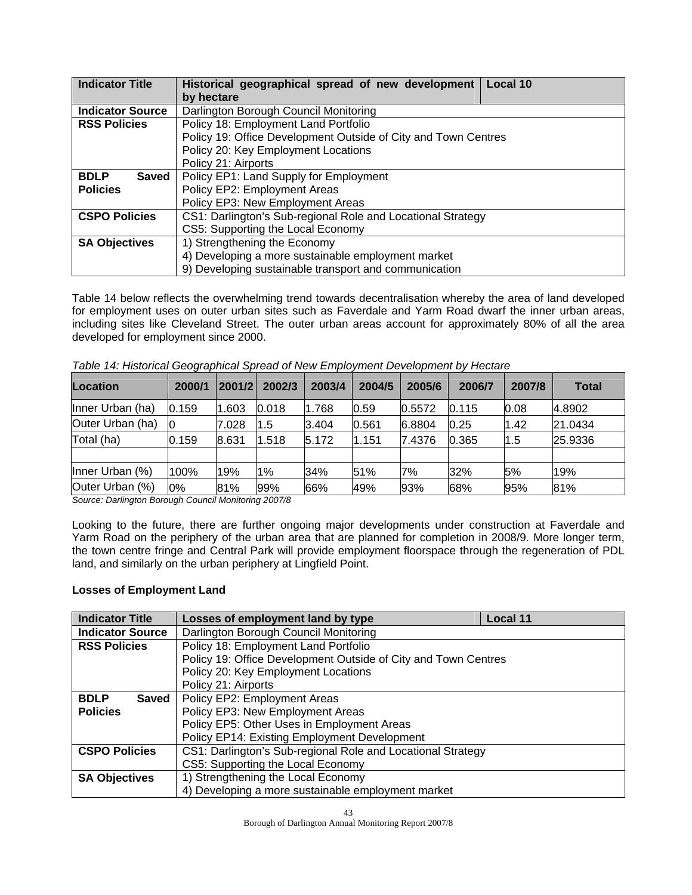| Indicator Title | Historical geographical spread of new development by hectare | Local 10 |
|---|---|---|
| **Indicator Source** | Darlington Borough Council Monitoring | |
| **RSS Policies** | Policy 18: Employment Land Portfolio<br>Policy 19: Office Development Outside of City and Town Centres<br>Policy 20: Key Employment Locations<br>Policy 21: Airports | |
| **BDLP Saved Policies** | Policy EP1: Land Supply for Employment<br>Policy EP2: Employment Areas<br>Policy EP3: New Employment Areas | |
| **CSPO Policies** | CS1: Darlington's Sub-regional Role and Locational Strategy<br>CS5: Supporting the Local Economy | |
| **SA Objectives** | 1) Strengthening the Economy<br>4) Developing a more sustainable employment market<br>9) Developing sustainable transport and communication | |

Table 14 below reflects the overwhelming trend towards decentralisation whereby the area of land developed for employment uses on outer urban sites such as Faverdale and Yarm Road dwarf the inner urban areas, including sites like Cleveland Street. The outer urban areas account for approximately 80% of all the area developed for employment since 2000.

*Table 14: Historical Geographical Spread of New Employment Development by Hectare*

| Location | 2000/1 | 2001/2 | 2002/3 | 2003/4 | 2004/5 | 2005/6 | 2006/7 | 2007/8 | Total |
|---|---|---|---|---|---|---|---|---|---|
| Inner Urban (ha) | 0.159 | 1.603 | 0.018 | 1.768 | 0.59 | 0.5572 | 0.115 | 0.08 | 4.8902 |
| Outer Urban (ha) | 0 | 7.028 | 1.5 | 3.404 | 0.561 | 6.8804 | 0.25 | 1.42 | 21.0434 |
| Total (ha) | 0.159 | 8.631 | 1.518 | 5.172 | 1.151 | 7.4376 | 0.365 | 1.5 | 25.9336 |
| | | | | | | | | | |
| Inner Urban (%) | 100% | 19% | 1% | 34% | 51% | 7% | 32% | 5% | 19% |
| Outer Urban (%) | 0% | 81% | 99% | 66% | 49% | 93% | 68% | 95% | 81% |

*Source: Darlington Borough Council Monitoring 2007/8*

Looking to the future, there are further ongoing major developments under construction at Faverdale and Yarm Road on the periphery of the urban area that are planned for completion in 2008/9. More longer term, the town centre fringe and Central Park will provide employment floorspace through the regeneration of PDL land, and similarly on the urban periphery at Lingfield Point.

**Losses of Employment Land**

| Indicator Title | Losses of employment land by type | Local 11 |
|---|---|---|
| **Indicator Source** | Darlington Borough Council Monitoring | |
| **RSS Policies** | Policy 18: Employment Land Portfolio<br>Policy 19: Office Development Outside of City and Town Centres<br>Policy 20: Key Employment Locations<br>Policy 21: Airports | |
| **BDLP Saved Policies** | Policy EP2: Employment Areas<br>Policy EP3: New Employment Areas<br>Policy EP5: Other Uses in Employment Areas<br>Policy EP14: Existing Employment Development | |
| **CSPO Policies** | CS1: Darlington's Sub-regional Role and Locational Strategy<br>CS5: Supporting the Local Economy | |
| **SA Objectives** | 1) Strengthening the Local Economy<br>4) Developing a more sustainable employment market | |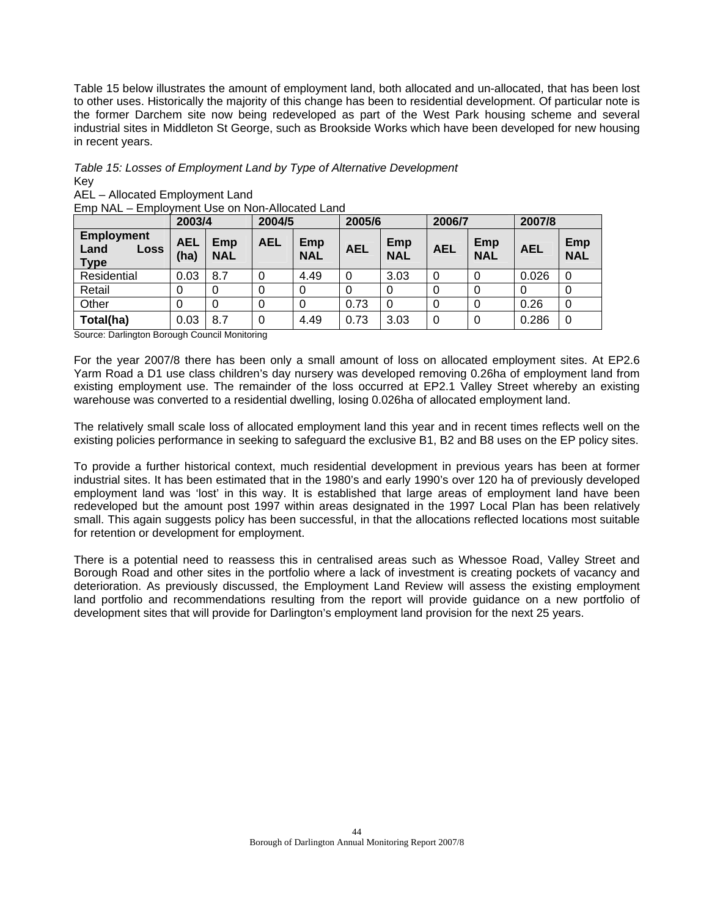Table 15 below illustrates the amount of employment land, both allocated and un-allocated, that has been lost to other uses. Historically the majority of this change has been to residential development. Of particular note is the former Darchem site now being redeveloped as part of the West Park housing scheme and several industrial sites in Middleton St George, such as Brookside Works which have been developed for new housing in recent years.

*Table 15: Losses of Employment Land by Type of Alternative Development*

Key

AEL – Allocated Employment Land

Emp NAL – Employment Use on Non-Allocated Land

| | 2003/4 | | 2004/5 | | 2005/6 | | 2006/7 | | 2007/8 | |
|---|---|---|---|---|---|---|---|---|---|---|
| **Employment Land Loss Type** | **AEL (ha)** | **Emp NAL** | **AEL** | **Emp NAL** | **AEL** | **Emp NAL** | **AEL** | **Emp NAL** | **AEL** | **Emp NAL** |
| Residential | 0.03 | 8.7 | 0 | 4.49 | 0 | 3.03 | 0 | 0 | 0.026 | 0 |
| Retail | 0 | 0 | 0 | 0 | 0 | 0 | 0 | 0 | 0 | 0 |
| Other | 0 | 0 | 0 | 0 | 0.73 | 0 | 0 | 0 | 0.26 | 0 |
| **Total(ha)** | 0.03 | 8.7 | 0 | 4.49 | 0.73 | 3.03 | 0 | 0 | 0.286 | 0 |

Source: Darlington Borough Council Monitoring

For the year 2007/8 there has been only a small amount of loss on allocated employment sites. At EP2.6 Yarm Road a D1 use class children's day nursery was developed removing 0.26ha of employment land from existing employment use. The remainder of the loss occurred at EP2.1 Valley Street whereby an existing warehouse was converted to a residential dwelling, losing 0.026ha of allocated employment land.

The relatively small scale loss of allocated employment land this year and in recent times reflects well on the existing policies performance in seeking to safeguard the exclusive B1, B2 and B8 uses on the EP policy sites.

To provide a further historical context, much residential development in previous years has been at former industrial sites. It has been estimated that in the 1980's and early 1990's over 120 ha of previously developed employment land was 'lost' in this way. It is established that large areas of employment land have been redeveloped but the amount post 1997 within areas designated in the 1997 Local Plan has been relatively small. This again suggests policy has been successful, in that the allocations reflected locations most suitable for retention or development for employment.

There is a potential need to reassess this in centralised areas such as Whessoe Road, Valley Street and Borough Road and other sites in the portfolio where a lack of investment is creating pockets of vacancy and deterioration. As previously discussed, the Employment Land Review will assess the existing employment land portfolio and recommendations resulting from the report will provide guidance on a new portfolio of development sites that will provide for Darlington's employment land provision for the next 25 years.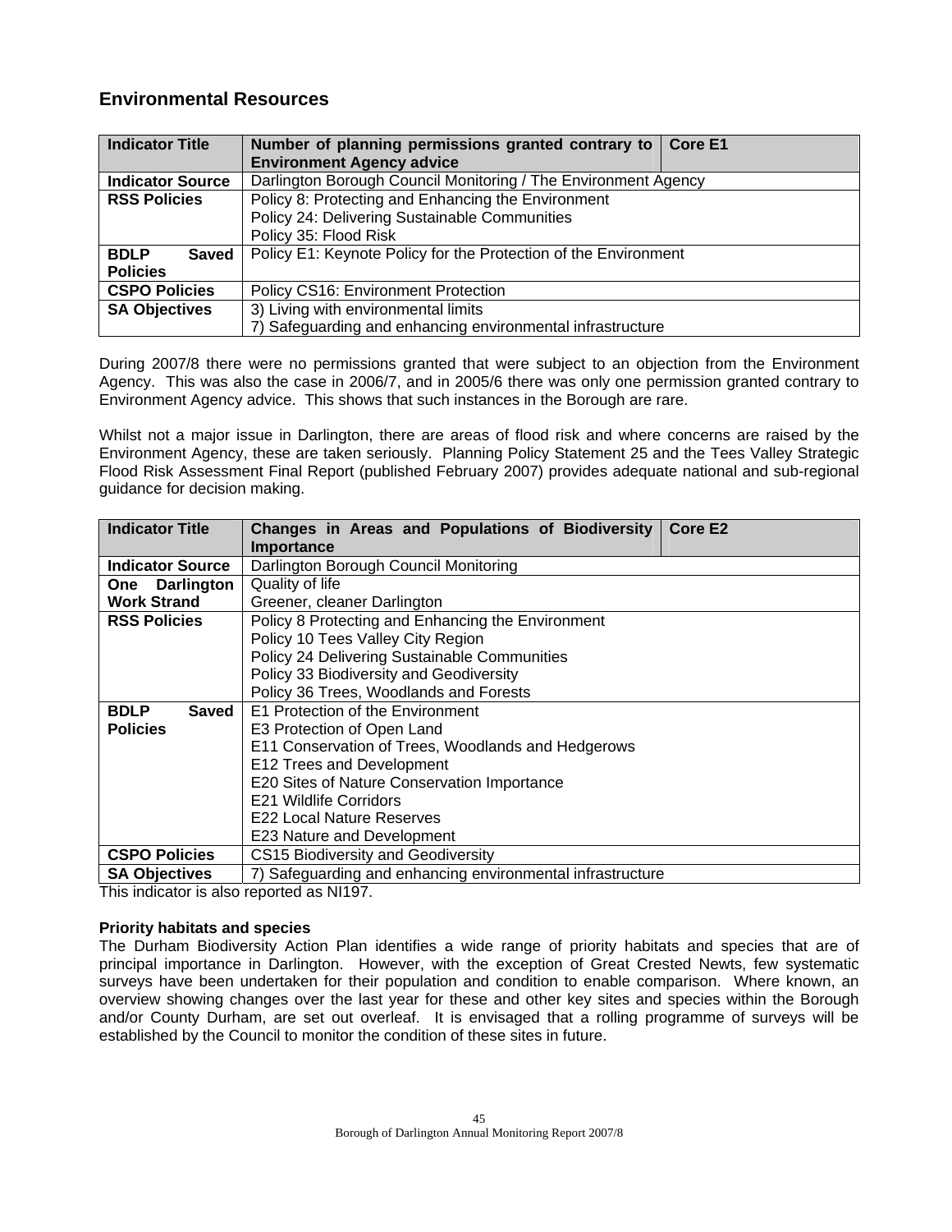## Environmental Resources

| Indicator Title | Number of planning permissions granted contrary to Environment Agency advice | Core E1 |
|---|---|---|
| Indicator Source | Darlington Borough Council Monitoring / The Environment Agency | |
| RSS Policies | Policy 8: Protecting and Enhancing the Environment<br>Policy 24: Delivering Sustainable Communities<br>Policy 35: Flood Risk | |
| BDLP Saved Policies | Policy E1: Keynote Policy for the Protection of the Environment | |
| CSPO Policies | Policy CS16: Environment Protection | |
| SA Objectives | 3) Living with environmental limits<br>7) Safeguarding and enhancing environmental infrastructure | |

During 2007/8 there were no permissions granted that were subject to an objection from the Environment Agency. This was also the case in 2006/7, and in 2005/6 there was only one permission granted contrary to Environment Agency advice. This shows that such instances in the Borough are rare.

Whilst not a major issue in Darlington, there are areas of flood risk and where concerns are raised by the Environment Agency, these are taken seriously. Planning Policy Statement 25 and the Tees Valley Strategic Flood Risk Assessment Final Report (published February 2007) provides adequate national and sub-regional guidance for decision making.

| Indicator Title | Changes in Areas and Populations of Biodiversity Importance | Core E2 |
|---|---|---|
| Indicator Source | Darlington Borough Council Monitoring | |
| One Darlington Work Strand | Quality of life<br>Greener, cleaner Darlington | |
| RSS Policies | Policy 8 Protecting and Enhancing the Environment<br>Policy 10 Tees Valley City Region<br>Policy 24 Delivering Sustainable Communities<br>Policy 33 Biodiversity and Geodiversity<br>Policy 36 Trees, Woodlands and Forests | |
| BDLP Saved Policies | E1 Protection of the Environment<br>E3 Protection of Open Land<br>E11 Conservation of Trees, Woodlands and Hedgerows<br>E12 Trees and Development<br>E20 Sites of Nature Conservation Importance<br>E21 Wildlife Corridors<br>E22 Local Nature Reserves<br>E23 Nature and Development | |
| CSPO Policies | CS15 Biodiversity and Geodiversity | |
| SA Objectives | 7) Safeguarding and enhancing environmental infrastructure | |

This indicator is also reported as NI197.

**Priority habitats and species**

The Durham Biodiversity Action Plan identifies a wide range of priority habitats and species that are of principal importance in Darlington. However, with the exception of Great Crested Newts, few systematic surveys have been undertaken for their population and condition to enable comparison. Where known, an overview showing changes over the last year for these and other key sites and species within the Borough and/or County Durham, are set out overleaf. It is envisaged that a rolling programme of surveys will be established by the Council to monitor the condition of these sites in future.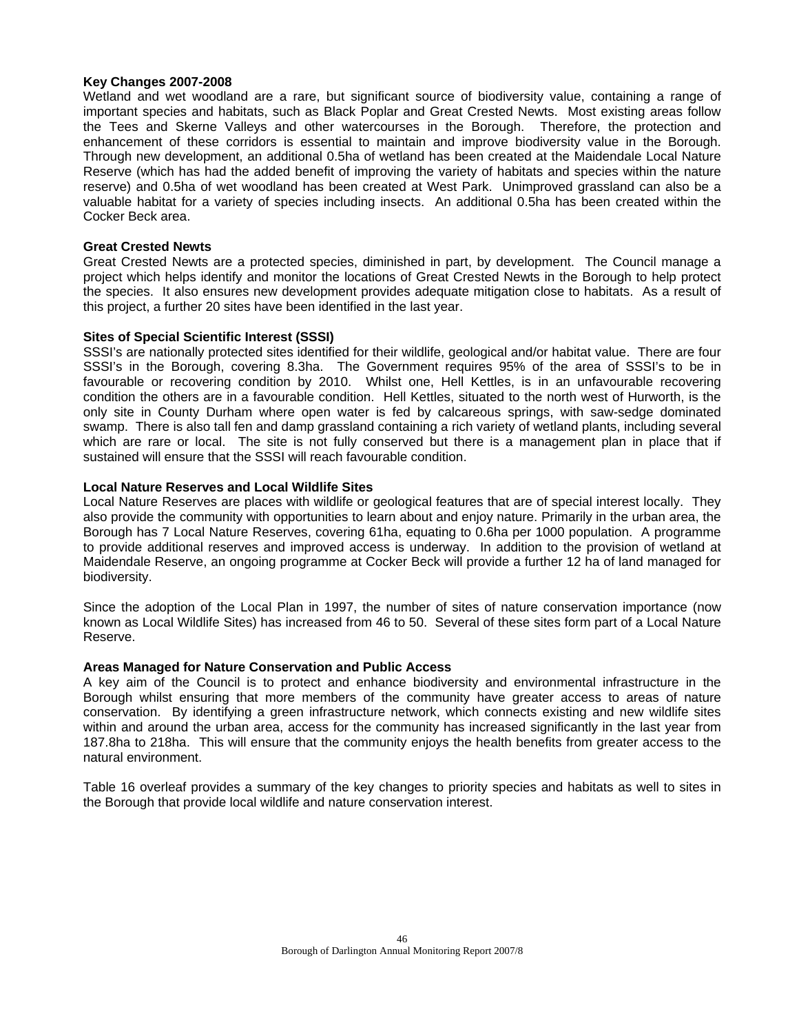**Key Changes 2007-2008**

Wetland and wet woodland are a rare, but significant source of biodiversity value, containing a range of important species and habitats, such as Black Poplar and Great Crested Newts. Most existing areas follow the Tees and Skerne Valleys and other watercourses in the Borough. Therefore, the protection and enhancement of these corridors is essential to maintain and improve biodiversity value in the Borough. Through new development, an additional 0.5ha of wetland has been created at the Maidendale Local Nature Reserve (which has had the added benefit of improving the variety of habitats and species within the nature reserve) and 0.5ha of wet woodland has been created at West Park. Unimproved grassland can also be a valuable habitat for a variety of species including insects. An additional 0.5ha has been created within the Cocker Beck area.

**Great Crested Newts**

Great Crested Newts are a protected species, diminished in part, by development. The Council manage a project which helps identify and monitor the locations of Great Crested Newts in the Borough to help protect the species. It also ensures new development provides adequate mitigation close to habitats. As a result of this project, a further 20 sites have been identified in the last year.

**Sites of Special Scientific Interest (SSSI)**

SSSI's are nationally protected sites identified for their wildlife, geological and/or habitat value. There are four SSSI's in the Borough, covering 8.3ha. The Government requires 95% of the area of SSSI's to be in favourable or recovering condition by 2010. Whilst one, Hell Kettles, is in an unfavourable recovering condition the others are in a favourable condition. Hell Kettles, situated to the north west of Hurworth, is the only site in County Durham where open water is fed by calcareous springs, with saw-sedge dominated swamp. There is also tall fen and damp grassland containing a rich variety of wetland plants, including several which are rare or local. The site is not fully conserved but there is a management plan in place that if sustained will ensure that the SSSI will reach favourable condition.

**Local Nature Reserves and Local Wildlife Sites**

Local Nature Reserves are places with wildlife or geological features that are of special interest locally. They also provide the community with opportunities to learn about and enjoy nature. Primarily in the urban area, the Borough has 7 Local Nature Reserves, covering 61ha, equating to 0.6ha per 1000 population. A programme to provide additional reserves and improved access is underway. In addition to the provision of wetland at Maidendale Reserve, an ongoing programme at Cocker Beck will provide a further 12 ha of land managed for biodiversity.

Since the adoption of the Local Plan in 1997, the number of sites of nature conservation importance (now known as Local Wildlife Sites) has increased from 46 to 50. Several of these sites form part of a Local Nature Reserve.

**Areas Managed for Nature Conservation and Public Access**

A key aim of the Council is to protect and enhance biodiversity and environmental infrastructure in the Borough whilst ensuring that more members of the community have greater access to areas of nature conservation. By identifying a green infrastructure network, which connects existing and new wildlife sites within and around the urban area, access for the community has increased significantly in the last year from 187.8ha to 218ha. This will ensure that the community enjoys the health benefits from greater access to the natural environment.

Table 16 overleaf provides a summary of the key changes to priority species and habitats as well to sites in the Borough that provide local wildlife and nature conservation interest.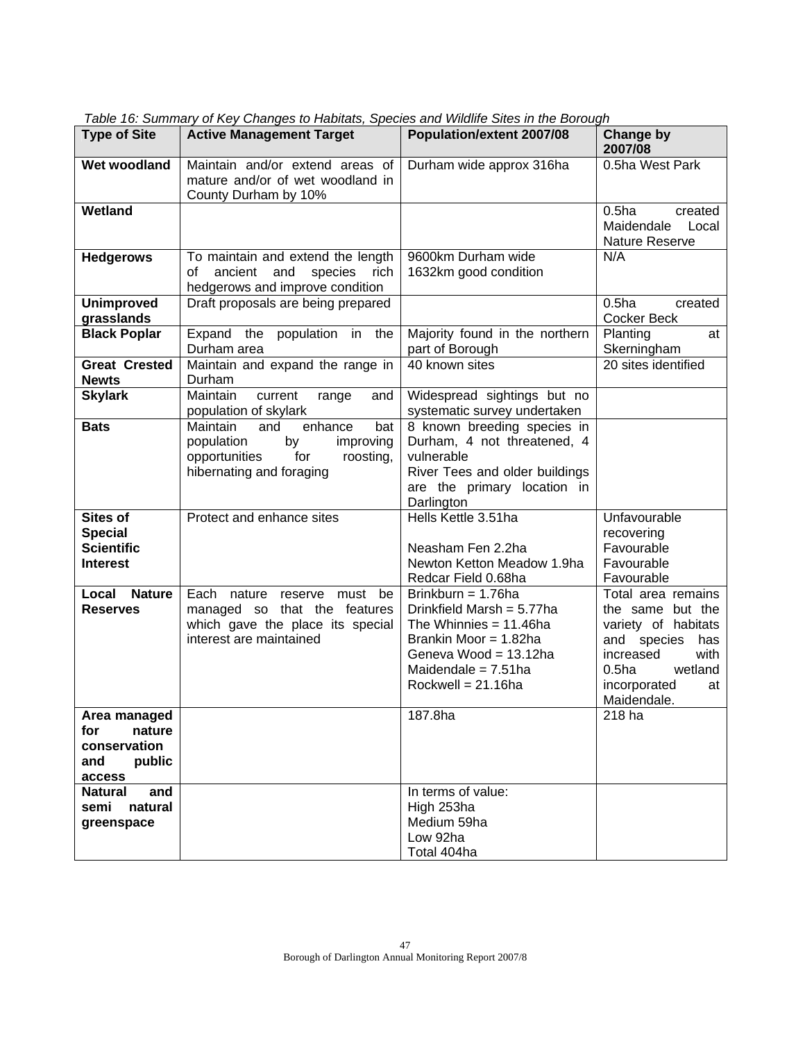*Table 16: Summary of Key Changes to Habitats, Species and Wildlife Sites in the Borough*

| Type of Site | Active Management Target | Population/extent 2007/08 | Change by 2007/08 |
|---|---|---|---|
| **Wet woodland** | Maintain and/or extend areas of mature and/or of wet woodland in County Durham by 10% | Durham wide approx 316ha | 0.5ha West Park |
| **Wetland** | | | 0.5ha created Maidendale Local Nature Reserve |
| **Hedgerows** | To maintain and extend the length of ancient and species rich hedgerows and improve condition | 9600km Durham wide<br>1632km good condition | N/A |
| **Unimproved grasslands** | Draft proposals are being prepared | | 0.5ha created Cocker Beck |
| **Black Poplar** | Expand the population in the Durham area | Majority found in the northern part of Borough | Planting at Skerningham |
| **Great Crested Newts** | Maintain and expand the range in Durham | 40 known sites | 20 sites identified |
| **Skylark** | Maintain current range and population of skylark | Widespread sightings but no systematic survey undertaken | |
| **Bats** | Maintain and enhance bat population by improving opportunities for roosting, hibernating and foraging | 8 known breeding species in Durham, 4 not threatened, 4 vulnerable<br>River Tees and older buildings are the primary location in Darlington | |
| **Sites of Special Scientific Interest** | Protect and enhance sites | Hells Kettle 3.51ha<br><br>Neasham Fen 2.2ha<br>Newton Ketton Meadow 1.9ha<br>Redcar Field 0.68ha | Unfavourable recovering<br>Favourable<br>Favourable<br>Favourable |
| **Local Nature Reserves** | Each nature reserve must be managed so that the features which gave the place its special interest are maintained | Brinkburn = 1.76ha<br>Drinkfield Marsh = 5.77ha<br>The Whinnies = 11.46ha<br>Brankin Moor = 1.82ha<br>Geneva Wood = 13.12ha<br>Maidendale = 7.51ha<br>Rockwell = 21.16ha | Total area remains the same but the variety of habitats and species has increased with 0.5ha wetland incorporated at Maidendale. |
| **Area managed for nature conservation and public access** | | 187.8ha | 218 ha |
| **Natural and semi natural greenspace** | | In terms of value:<br>High 253ha<br>Medium 59ha<br>Low 92ha<br>Total 404ha | |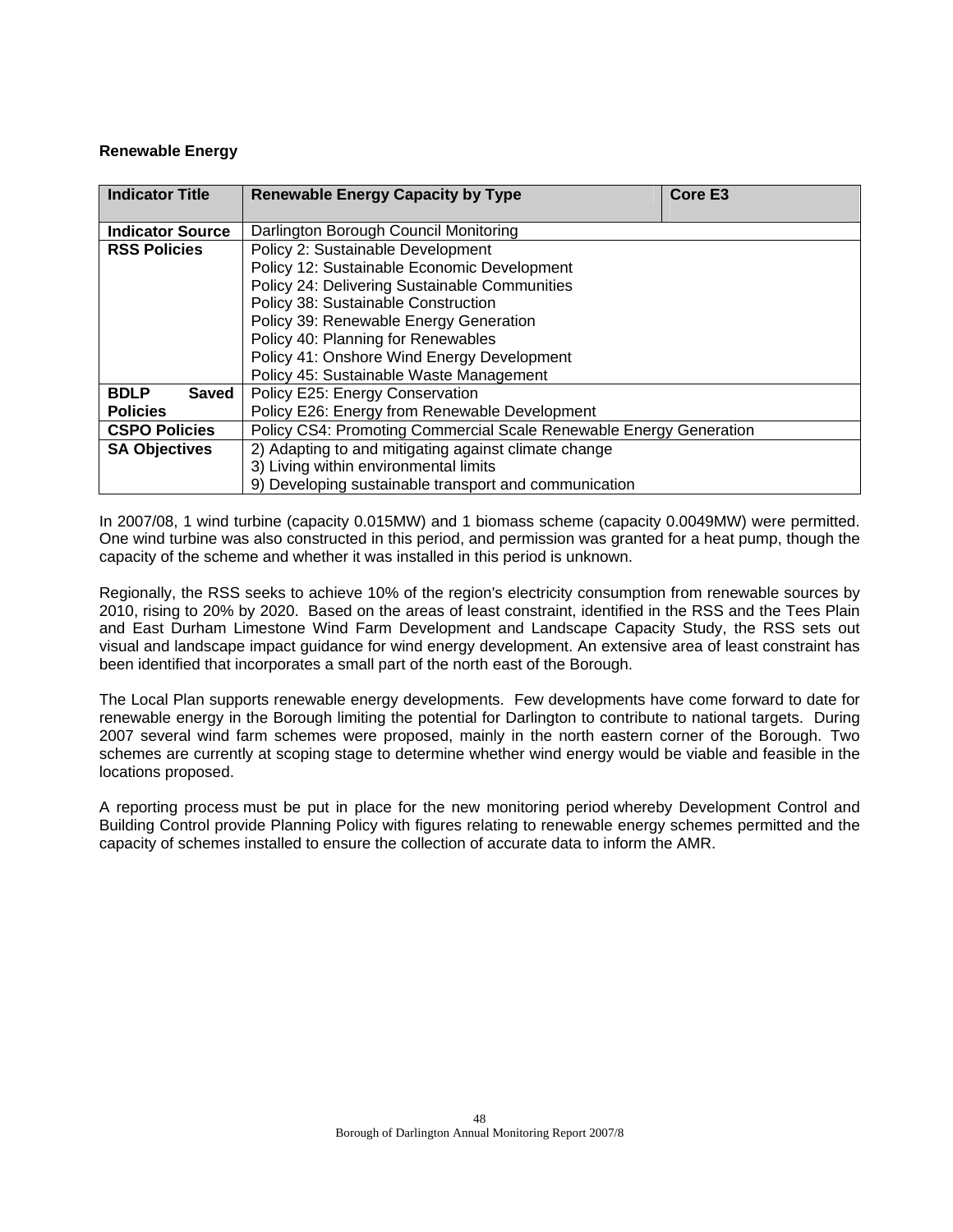**Renewable Energy**

| Indicator Title | Renewable Energy Capacity by Type | Core E3 |
|---|---|---|
| Indicator Source | Darlington Borough Council Monitoring | |
| RSS Policies | Policy 2: Sustainable Development<br>Policy 12: Sustainable Economic Development<br>Policy 24: Delivering Sustainable Communities<br>Policy 38: Sustainable Construction<br>Policy 39: Renewable Energy Generation<br>Policy 40: Planning for Renewables<br>Policy 41: Onshore Wind Energy Development<br>Policy 45: Sustainable Waste Management | |
| BDLP Saved Policies | Policy E25: Energy Conservation<br>Policy E26: Energy from Renewable Development | |
| CSPO Policies | Policy CS4: Promoting Commercial Scale Renewable Energy Generation | |
| SA Objectives | 2) Adapting to and mitigating against climate change<br>3) Living within environmental limits<br>9) Developing sustainable transport and communication | |

In 2007/08, 1 wind turbine (capacity 0.015MW) and 1 biomass scheme (capacity 0.0049MW) were permitted. One wind turbine was also constructed in this period, and permission was granted for a heat pump, though the capacity of the scheme and whether it was installed in this period is unknown.

Regionally, the RSS seeks to achieve 10% of the region's electricity consumption from renewable sources by 2010, rising to 20% by 2020. Based on the areas of least constraint, identified in the RSS and the Tees Plain and East Durham Limestone Wind Farm Development and Landscape Capacity Study, the RSS sets out visual and landscape impact guidance for wind energy development. An extensive area of least constraint has been identified that incorporates a small part of the north east of the Borough.

The Local Plan supports renewable energy developments. Few developments have come forward to date for renewable energy in the Borough limiting the potential for Darlington to contribute to national targets. During 2007 several wind farm schemes were proposed, mainly in the north eastern corner of the Borough. Two schemes are currently at scoping stage to determine whether wind energy would be viable and feasible in the locations proposed.

A reporting process must be put in place for the new monitoring period whereby Development Control and Building Control provide Planning Policy with figures relating to renewable energy schemes permitted and the capacity of schemes installed to ensure the collection of accurate data to inform the AMR.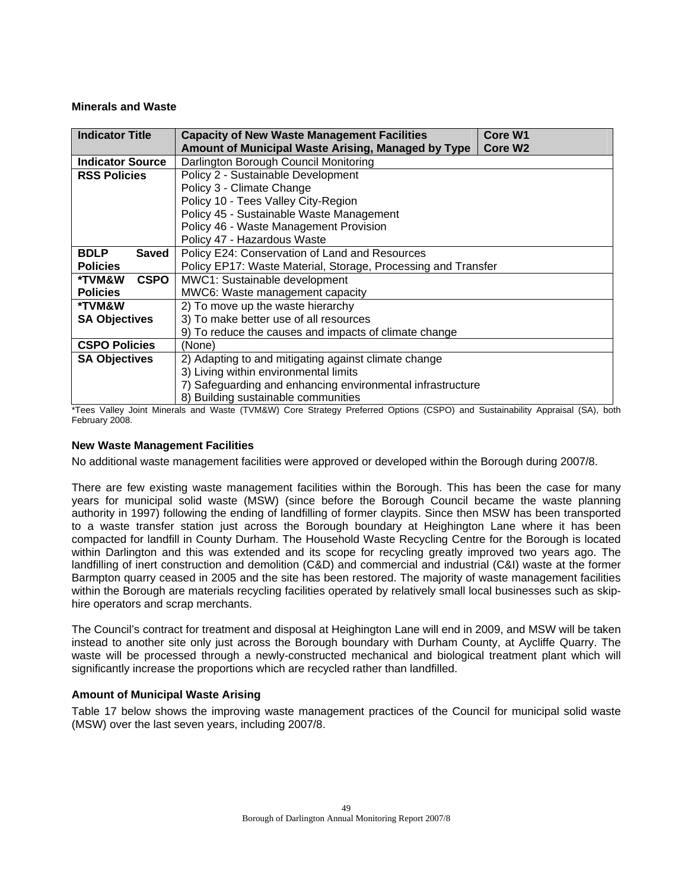**Minerals and Waste**

| Indicator Title | Capacity of New Waste Management Facilities<br>Amount of Municipal Waste Arising, Managed by Type | Core W1<br>Core W2 |
|---|---|---|
| **Indicator Source** | Darlington Borough Council Monitoring | |
| **RSS Policies** | Policy 2 - Sustainable Development<br>Policy 3 - Climate Change<br>Policy 10 - Tees Valley City-Region<br>Policy 45 - Sustainable Waste Management<br>Policy 46 - Waste Management Provision<br>Policy 47 - Hazardous Waste | |
| **BDLP Saved Policies** | Policy E24: Conservation of Land and Resources<br>Policy EP17: Waste Material, Storage, Processing and Transfer | |
| ***TVM&W CSPO Policies** | MWC1: Sustainable development<br>MWC6: Waste management capacity | |
| ***TVM&W SA Objectives** | 2) To move up the waste hierarchy<br>3) To make better use of all resources<br>9) To reduce the causes and impacts of climate change | |
| **CSPO Policies** | (None) | |
| **SA Objectives** | 2) Adapting to and mitigating against climate change<br>3) Living within environmental limits<br>7) Safeguarding and enhancing environmental infrastructure<br>8) Building sustainable communities | |

*Tees Valley Joint Minerals and Waste (TVM&W) Core Strategy Preferred Options (CSPO) and Sustainability Appraisal (SA), both February 2008.

**New Waste Management Facilities**

No additional waste management facilities were approved or developed within the Borough during 2007/8.

There are few existing waste management facilities within the Borough. This has been the case for many years for municipal solid waste (MSW) (since before the Borough Council became the waste planning authority in 1997) following the ending of landfilling of former claypits. Since then MSW has been transported to a waste transfer station just across the Borough boundary at Heighington Lane where it has been compacted for landfill in County Durham. The Household Waste Recycling Centre for the Borough is located within Darlington and this was extended and its scope for recycling greatly improved two years ago. The landfilling of inert construction and demolition (C&D) and commercial and industrial (C&I) waste at the former Barmpton quarry ceased in 2005 and the site has been restored. The majority of waste management facilities within the Borough are materials recycling facilities operated by relatively small local businesses such as skip-hire operators and scrap merchants.

The Council's contract for treatment and disposal at Heighington Lane will end in 2009, and MSW will be taken instead to another site only just across the Borough boundary with Durham County, at Aycliffe Quarry. The waste will be processed through a newly-constructed mechanical and biological treatment plant which will significantly increase the proportions which are recycled rather than landfilled.

**Amount of Municipal Waste Arising**

Table 17 below shows the improving waste management practices of the Council for municipal solid waste (MSW) over the last seven years, including 2007/8.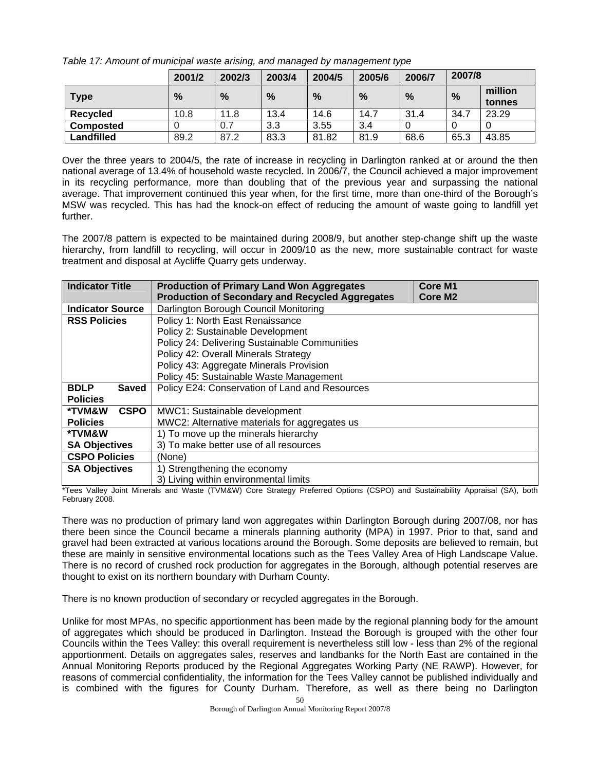*Table 17: Amount of municipal waste arising, and managed by management type*

| | 2001/2 | 2002/3 | 2003/4 | 2004/5 | 2005/6 | 2006/7 | 2007/8 | |
|---|---|---|---|---|---|---|---|---|
| **Type** | **%** | **%** | **%** | **%** | **%** | **%** | **%** | **million tonnes** |
| **Recycled** | 10.8 | 11.8 | 13.4 | 14.6 | 14.7 | 31.4 | 34.7 | 23.29 |
| **Composted** | 0 | 0.7 | 3.3 | 3.55 | 3.4 | 0 | 0 | 0 |
| **Landfilled** | 89.2 | 87.2 | 83.3 | 81.82 | 81.9 | 68.6 | 65.3 | 43.85 |

Over the three years to 2004/5, the rate of increase in recycling in Darlington ranked at or around the then national average of 13.4% of household waste recycled. In 2006/7, the Council achieved a major improvement in its recycling performance, more than doubling that of the previous year and surpassing the national average. That improvement continued this year when, for the first time, more than one-third of the Borough's MSW was recycled. This has had the knock-on effect of reducing the amount of waste going to landfill yet further.

The 2007/8 pattern is expected to be maintained during 2008/9, but another step-change shift up the waste hierarchy, from landfill to recycling, will occur in 2009/10 as the new, more sustainable contract for waste treatment and disposal at Aycliffe Quarry gets underway.

| **Indicator Title** | **Production of Primary Land Won Aggregates**<br>**Production of Secondary and Recycled Aggregates** | **Core M1**<br>**Core M2** |
|---|---|---|
| **Indicator Source** | Darlington Borough Council Monitoring | |
| **RSS Policies** | Policy 1: North East Renaissance<br>Policy 2: Sustainable Development<br>Policy 24: Delivering Sustainable Communities<br>Policy 42: Overall Minerals Strategy<br>Policy 43: Aggregate Minerals Provision<br>Policy 45: Sustainable Waste Management | |
| **BDLP Saved Policies** | Policy E24: Conservation of Land and Resources | |
| **\*TVM&W CSPO Policies** | MWC1: Sustainable development<br>MWC2: Alternative materials for aggregates us | |
| **\*TVM&W SA Objectives** | 1) To move up the minerals hierarchy<br>3) To make better use of all resources | |
| **CSPO Policies** | (None) | |
| **SA Objectives** | 1) Strengthening the economy<br>3) Living within environmental limits | |

*Tees Valley Joint Minerals and Waste (TVM&W) Core Strategy Preferred Options (CSPO) and Sustainability Appraisal (SA), both February 2008.

There was no production of primary land won aggregates within Darlington Borough during 2007/08, nor has there been since the Council became a minerals planning authority (MPA) in 1997. Prior to that, sand and gravel had been extracted at various locations around the Borough. Some deposits are believed to remain, but these are mainly in sensitive environmental locations such as the Tees Valley Area of High Landscape Value. There is no record of crushed rock production for aggregates in the Borough, although potential reserves are thought to exist on its northern boundary with Durham County.

There is no known production of secondary or recycled aggregates in the Borough.

Unlike for most MPAs, no specific apportionment has been made by the regional planning body for the amount of aggregates which should be produced in Darlington. Instead the Borough is grouped with the other four Councils within the Tees Valley: this overall requirement is nevertheless still low - less than 2% of the regional apportionment. Details on aggregates sales, reserves and landbanks for the North East are contained in the Annual Monitoring Reports produced by the Regional Aggregates Working Party (NE RAWP). However, for reasons of commercial confidentiality, the information for the Tees Valley cannot be published individually and is combined with the figures for County Durham. Therefore, as well as there being no Darlington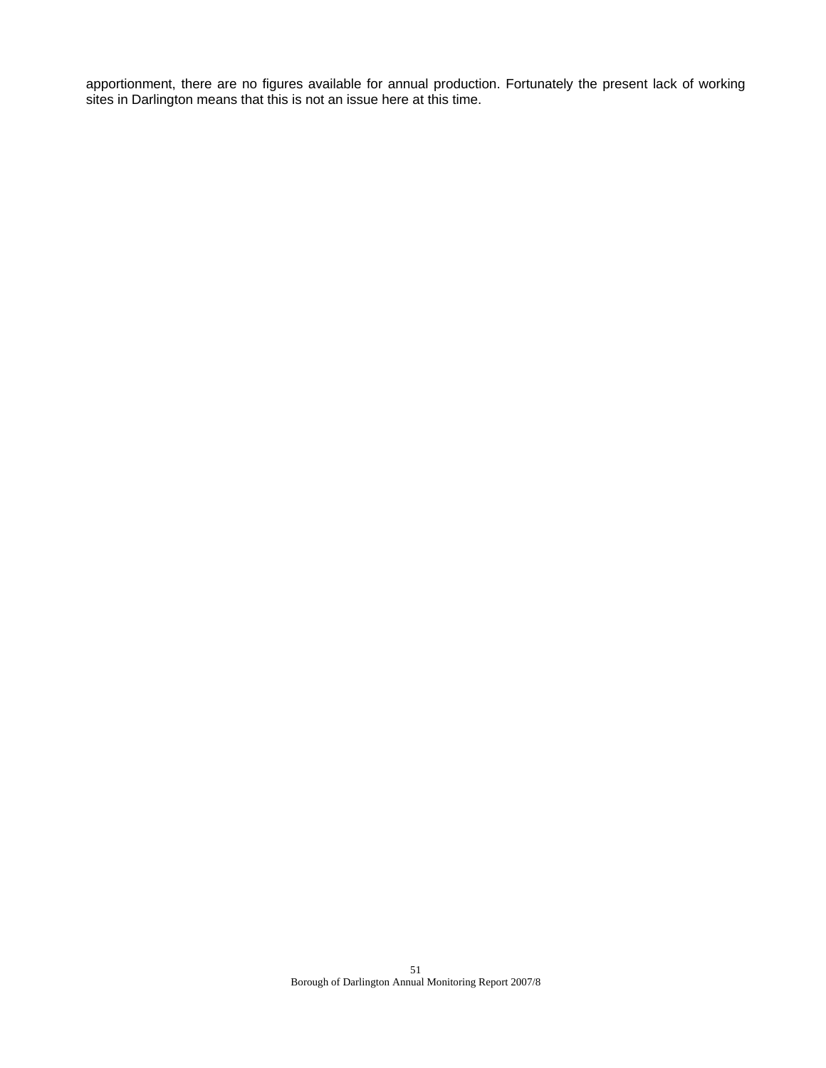apportionment, there are no figures available for annual production. Fortunately the present lack of working sites in Darlington means that this is not an issue here at this time.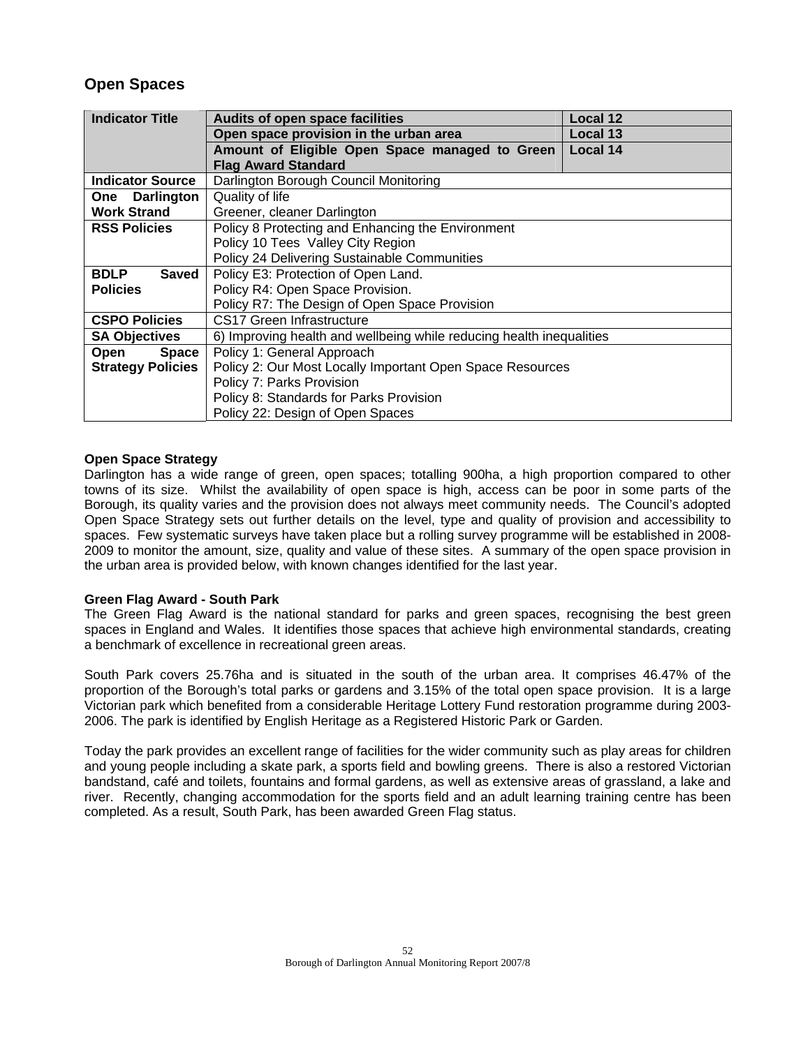## Open Spaces

| | | |
|---|---|---|
| **Indicator Title** | **Audits of open space facilities** | **Local 12** |
| | **Open space provision in the urban area** | **Local 13** |
| | **Amount of Eligible Open Space managed to Green Flag Award Standard** | **Local 14** |
| **Indicator Source** | Darlington Borough Council Monitoring | |
| **One Darlington Work Strand** | Quality of life<br>Greener, cleaner Darlington | |
| **RSS Policies** | Policy 8 Protecting and Enhancing the Environment<br>Policy 10 Tees Valley City Region<br>Policy 24 Delivering Sustainable Communities | |
| **BDLP Saved Policies** | Policy E3: Protection of Open Land.<br>Policy R4: Open Space Provision.<br>Policy R7: The Design of Open Space Provision | |
| **CSPO Policies** | CS17 Green Infrastructure | |
| **SA Objectives** | 6) Improving health and wellbeing while reducing health inequalities | |
| **Open Space Strategy Policies** | Policy 1: General Approach<br>Policy 2: Our Most Locally Important Open Space Resources<br>Policy 7: Parks Provision<br>Policy 8: Standards for Parks Provision<br>Policy 22: Design of Open Spaces | |

**Open Space Strategy**

Darlington has a wide range of green, open spaces; totalling 900ha, a high proportion compared to other towns of its size. Whilst the availability of open space is high, access can be poor in some parts of the Borough, its quality varies and the provision does not always meet community needs. The Council's adopted Open Space Strategy sets out further details on the level, type and quality of provision and accessibility to spaces. Few systematic surveys have taken place but a rolling survey programme will be established in 2008-2009 to monitor the amount, size, quality and value of these sites. A summary of the open space provision in the urban area is provided below, with known changes identified for the last year.

**Green Flag Award - South Park**

The Green Flag Award is the national standard for parks and green spaces, recognising the best green spaces in England and Wales. It identifies those spaces that achieve high environmental standards, creating a benchmark of excellence in recreational green areas.

South Park covers 25.76ha and is situated in the south of the urban area. It comprises 46.47% of the proportion of the Borough's total parks or gardens and 3.15% of the total open space provision. It is a large Victorian park which benefited from a considerable Heritage Lottery Fund restoration programme during 2003-2006. The park is identified by English Heritage as a Registered Historic Park or Garden.

Today the park provides an excellent range of facilities for the wider community such as play areas for children and young people including a skate park, a sports field and bowling greens. There is also a restored Victorian bandstand, café and toilets, fountains and formal gardens, as well as extensive areas of grassland, a lake and river. Recently, changing accommodation for the sports field and an adult learning training centre has been completed. As a result, South Park, has been awarded Green Flag status.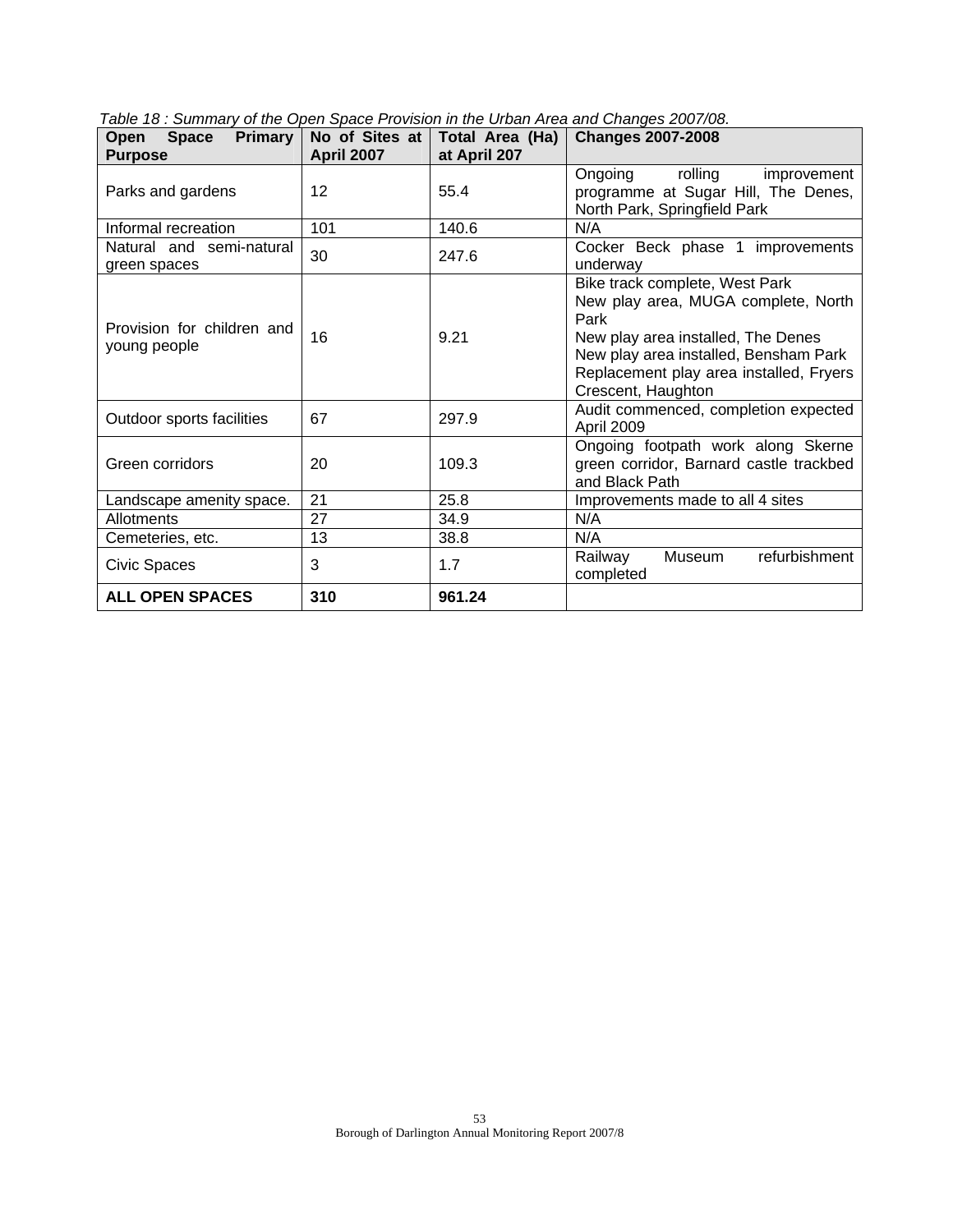*Table 18 : Summary of the Open Space Provision in the Urban Area and Changes 2007/08.*

| Open Space Primary Purpose | No of Sites at April 2007 | Total Area (Ha) at April 207 | Changes 2007-2008 |
|---|---|---|---|
| Parks and gardens | 12 | 55.4 | Ongoing rolling improvement programme at Sugar Hill, The Denes, North Park, Springfield Park |
| Informal recreation | 101 | 140.6 | N/A |
| Natural and semi-natural green spaces | 30 | 247.6 | Cocker Beck phase 1 improvements underway |
| Provision for children and young people | 16 | 9.21 | Bike track complete, West Park<br>New play area, MUGA complete, North Park<br>New play area installed, The Denes<br>New play area installed, Bensham Park<br>Replacement play area installed, Fryers Crescent, Haughton |
| Outdoor sports facilities | 67 | 297.9 | Audit commenced, completion expected April 2009 |
| Green corridors | 20 | 109.3 | Ongoing footpath work along Skerne green corridor, Barnard castle trackbed and Black Path |
| Landscape amenity space. | 21 | 25.8 | Improvements made to all 4 sites |
| Allotments | 27 | 34.9 | N/A |
| Cemeteries, etc. | 13 | 38.8 | N/A |
| Civic Spaces | 3 | 1.7 | Railway Museum refurbishment completed |
| **ALL OPEN SPACES** | **310** | **961.24** | |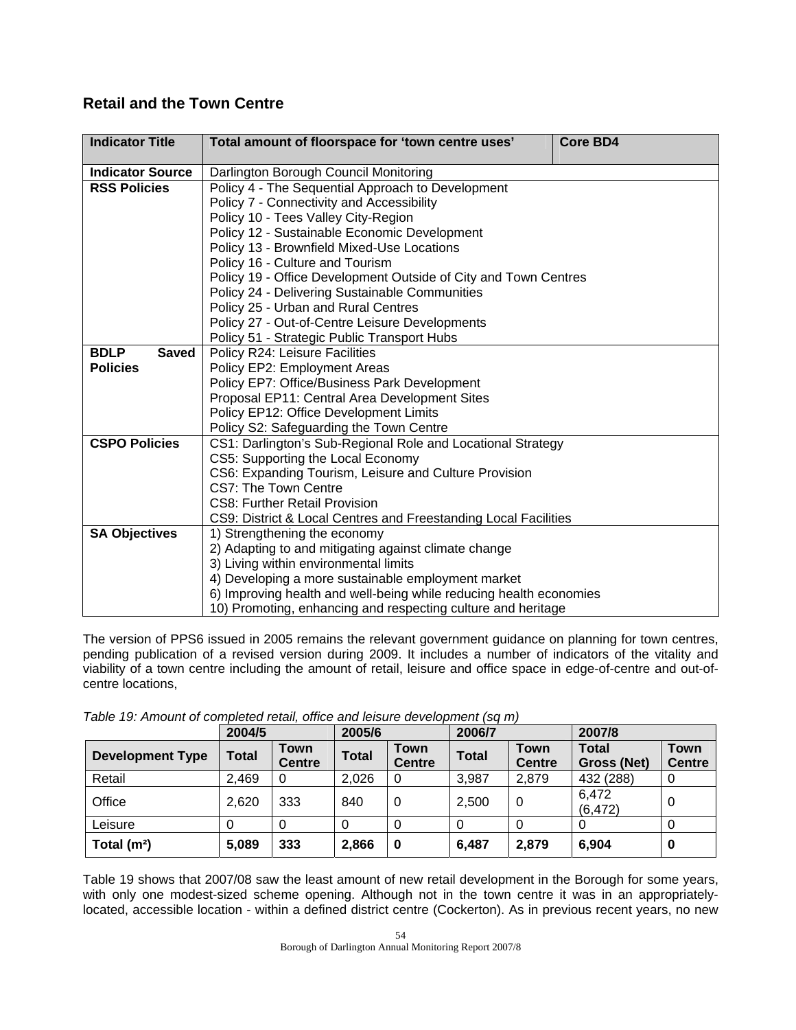## Retail and the Town Centre

| Indicator Title | Total amount of floorspace for 'town centre uses' | Core BD4 |
|---|---|---|
| Indicator Source | Darlington Borough Council Monitoring | |
| RSS Policies | Policy 4 - The Sequential Approach to Development<br>Policy 7 - Connectivity and Accessibility<br>Policy 10 - Tees Valley City-Region<br>Policy 12 - Sustainable Economic Development<br>Policy 13 - Brownfield Mixed-Use Locations<br>Policy 16 - Culture and Tourism<br>Policy 19 - Office Development Outside of City and Town Centres<br>Policy 24 - Delivering Sustainable Communities<br>Policy 25 - Urban and Rural Centres<br>Policy 27 - Out-of-Centre Leisure Developments<br>Policy 51 - Strategic Public Transport Hubs | |
| BDLP Saved Policies | Policy R24: Leisure Facilities<br>Policy EP2: Employment Areas<br>Policy EP7: Office/Business Park Development<br>Proposal EP11: Central Area Development Sites<br>Policy EP12: Office Development Limits<br>Policy S2: Safeguarding the Town Centre | |
| CSPO Policies | CS1: Darlington's Sub-Regional Role and Locational Strategy<br>CS5: Supporting the Local Economy<br>CS6: Expanding Tourism, Leisure and Culture Provision<br>CS7: The Town Centre<br>CS8: Further Retail Provision<br>CS9: District & Local Centres and Freestanding Local Facilities | |
| SA Objectives | 1) Strengthening the economy<br>2) Adapting to and mitigating against climate change<br>3) Living within environmental limits<br>4) Developing a more sustainable employment market<br>6) Improving health and well-being while reducing health economies<br>10) Promoting, enhancing and respecting culture and heritage | |

The version of PPS6 issued in 2005 remains the relevant government guidance on planning for town centres, pending publication of a revised version during 2009. It includes a number of indicators of the vitality and viability of a town centre including the amount of retail, leisure and office space in edge-of-centre and out-of-centre locations,

*Table 19: Amount of completed retail, office and leisure development (sq m)*

| | 2004/5 | | 2005/6 | | 2006/7 | | 2007/8 | |
|---|---|---|---|---|---|---|---|---|
| **Development Type** | **Total** | **Town Centre** | **Total** | **Town Centre** | **Total** | **Town Centre** | **Total Gross (Net)** | **Town Centre** |
| Retail | 2,469 | 0 | 2,026 | 0 | 3,987 | 2,879 | 432 (288) | 0 |
| Office | 2,620 | 333 | 840 | 0 | 2,500 | 0 | 6,472 (6,472) | 0 |
| Leisure | 0 | 0 | 0 | 0 | 0 | 0 | 0 | 0 |
| **Total (m²)** | **5,089** | **333** | **2,866** | **0** | **6,487** | **2,879** | **6,904** | **0** |

Table 19 shows that 2007/08 saw the least amount of new retail development in the Borough for some years, with only one modest-sized scheme opening. Although not in the town centre it was in an appropriately-located, accessible location - within a defined district centre (Cockerton). As in previous recent years, no new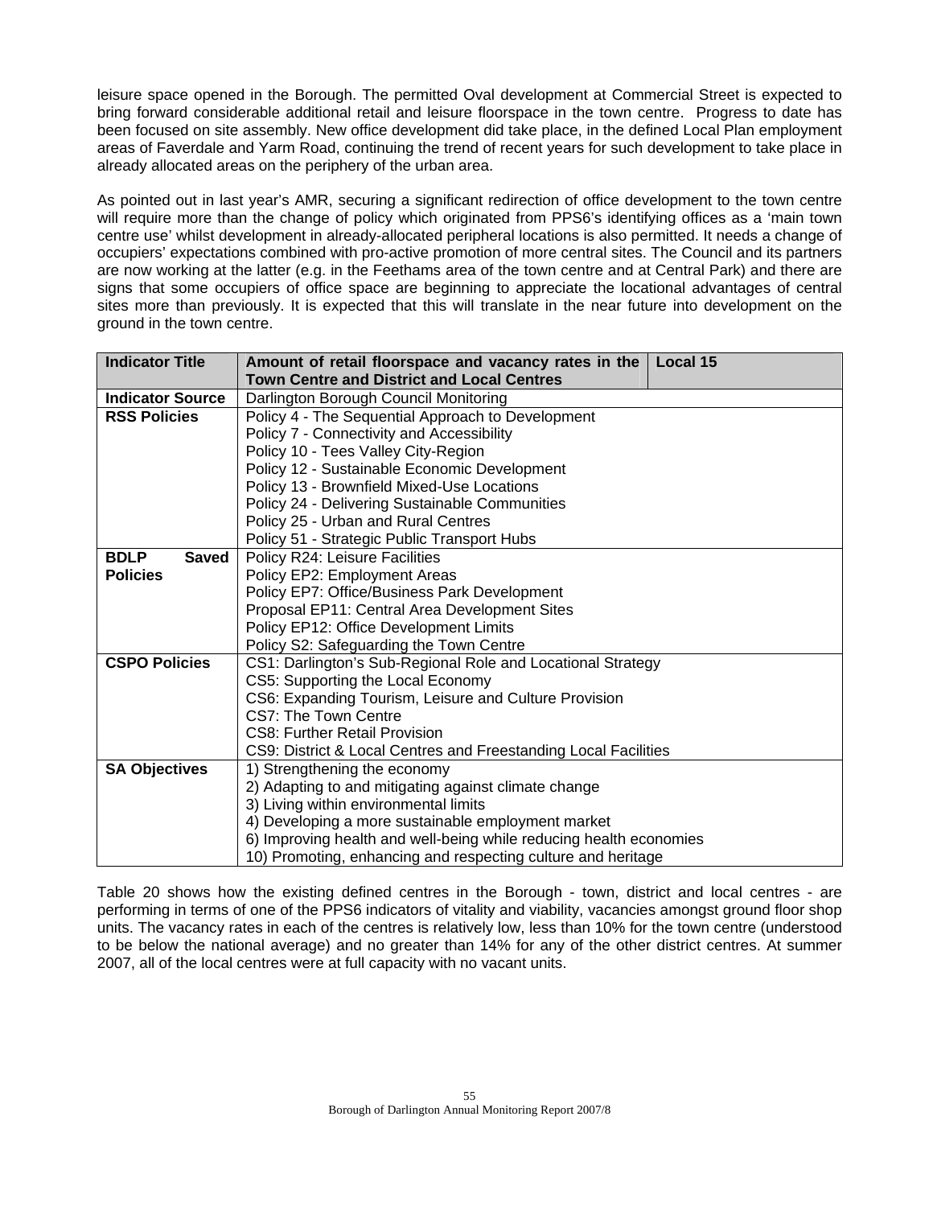leisure space opened in the Borough. The permitted Oval development at Commercial Street is expected to bring forward considerable additional retail and leisure floorspace in the town centre. Progress to date has been focused on site assembly. New office development did take place, in the defined Local Plan employment areas of Faverdale and Yarm Road, continuing the trend of recent years for such development to take place in already allocated areas on the periphery of the urban area.

As pointed out in last year's AMR, securing a significant redirection of office development to the town centre will require more than the change of policy which originated from PPS6's identifying offices as a 'main town centre use' whilst development in already-allocated peripheral locations is also permitted. It needs a change of occupiers' expectations combined with pro-active promotion of more central sites. The Council and its partners are now working at the latter (e.g. in the Feethams area of the town centre and at Central Park) and there are signs that some occupiers of office space are beginning to appreciate the locational advantages of central sites more than previously. It is expected that this will translate in the near future into development on the ground in the town centre.

| **Indicator Title** | **Amount of retail floorspace and vacancy rates in the Town Centre and District and Local Centres** | **Local 15** |
|---|---|---|
| **Indicator Source** | Darlington Borough Council Monitoring | |
| **RSS Policies** | Policy 4 - The Sequential Approach to Development<br>Policy 7 - Connectivity and Accessibility<br>Policy 10 - Tees Valley City-Region<br>Policy 12 - Sustainable Economic Development<br>Policy 13 - Brownfield Mixed-Use Locations<br>Policy 24 - Delivering Sustainable Communities<br>Policy 25 - Urban and Rural Centres<br>Policy 51 - Strategic Public Transport Hubs | |
| **BDLP Saved Policies** | Policy R24: Leisure Facilities<br>Policy EP2: Employment Areas<br>Policy EP7: Office/Business Park Development<br>Proposal EP11: Central Area Development Sites<br>Policy EP12: Office Development Limits<br>Policy S2: Safeguarding the Town Centre | |
| **CSPO Policies** | CS1: Darlington's Sub-Regional Role and Locational Strategy<br>CS5: Supporting the Local Economy<br>CS6: Expanding Tourism, Leisure and Culture Provision<br>CS7: The Town Centre<br>CS8: Further Retail Provision<br>CS9: District & Local Centres and Freestanding Local Facilities | |
| **SA Objectives** | 1) Strengthening the economy<br>2) Adapting to and mitigating against climate change<br>3) Living within environmental limits<br>4) Developing a more sustainable employment market<br>6) Improving health and well-being while reducing health economies<br>10) Promoting, enhancing and respecting culture and heritage | |

Table 20 shows how the existing defined centres in the Borough - town, district and local centres - are performing in terms of one of the PPS6 indicators of vitality and viability, vacancies amongst ground floor shop units. The vacancy rates in each of the centres is relatively low, less than 10% for the town centre (understood to be below the national average) and no greater than 14% for any of the other district centres. At summer 2007, all of the local centres were at full capacity with no vacant units.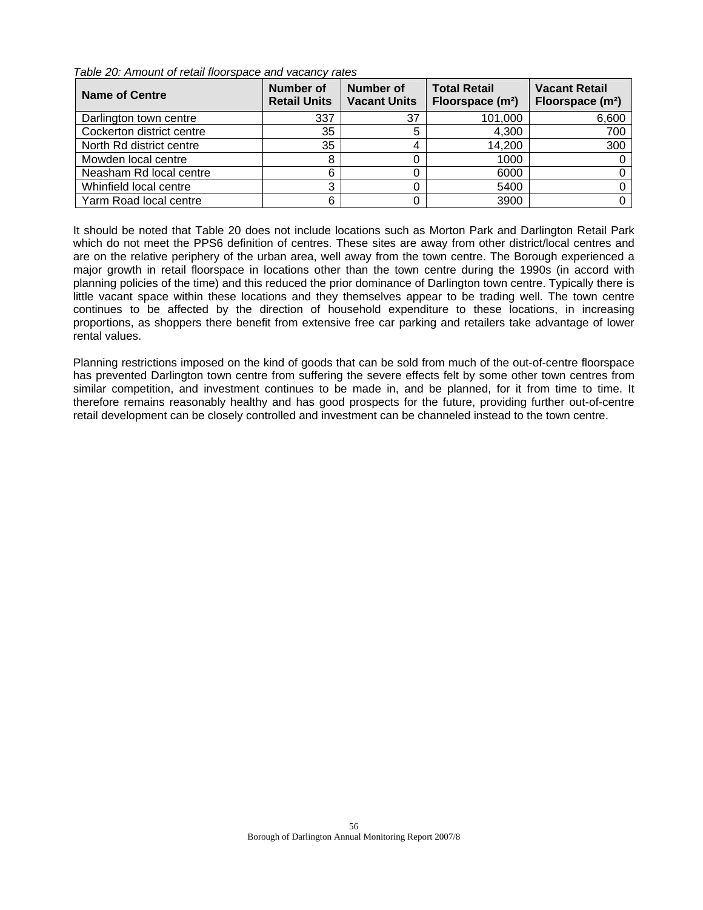*Table 20: Amount of retail floorspace and vacancy rates*

| Name of Centre | Number of Retail Units | Number of Vacant Units | Total Retail Floorspace (m²) | Vacant Retail Floorspace (m²) |
|---|---|---|---|---|
| Darlington town centre | 337 | 37 | 101,000 | 6,600 |
| Cockerton district centre | 35 | 5 | 4,300 | 700 |
| North Rd district centre | 35 | 4 | 14,200 | 300 |
| Mowden local centre | 8 | 0 | 1000 | 0 |
| Neasham Rd local centre | 6 | 0 | 6000 | 0 |
| Whinfield local centre | 3 | 0 | 5400 | 0 |
| Yarm Road local centre | 6 | 0 | 3900 | 0 |

It should be noted that Table 20 does not include locations such as Morton Park and Darlington Retail Park which do not meet the PPS6 definition of centres. These sites are away from other district/local centres and are on the relative periphery of the urban area, well away from the town centre. The Borough experienced a major growth in retail floorspace in locations other than the town centre during the 1990s (in accord with planning policies of the time) and this reduced the prior dominance of Darlington town centre. Typically there is little vacant space within these locations and they themselves appear to be trading well. The town centre continues to be affected by the direction of household expenditure to these locations, in increasing proportions, as shoppers there benefit from extensive free car parking and retailers take advantage of lower rental values.

Planning restrictions imposed on the kind of goods that can be sold from much of the out-of-centre floorspace has prevented Darlington town centre from suffering the severe effects felt by some other town centres from similar competition, and investment continues to be made in, and be planned, for it from time to time. It therefore remains reasonably healthy and has good prospects for the future, providing further out-of-centre retail development can be closely controlled and investment can be channeled instead to the town centre.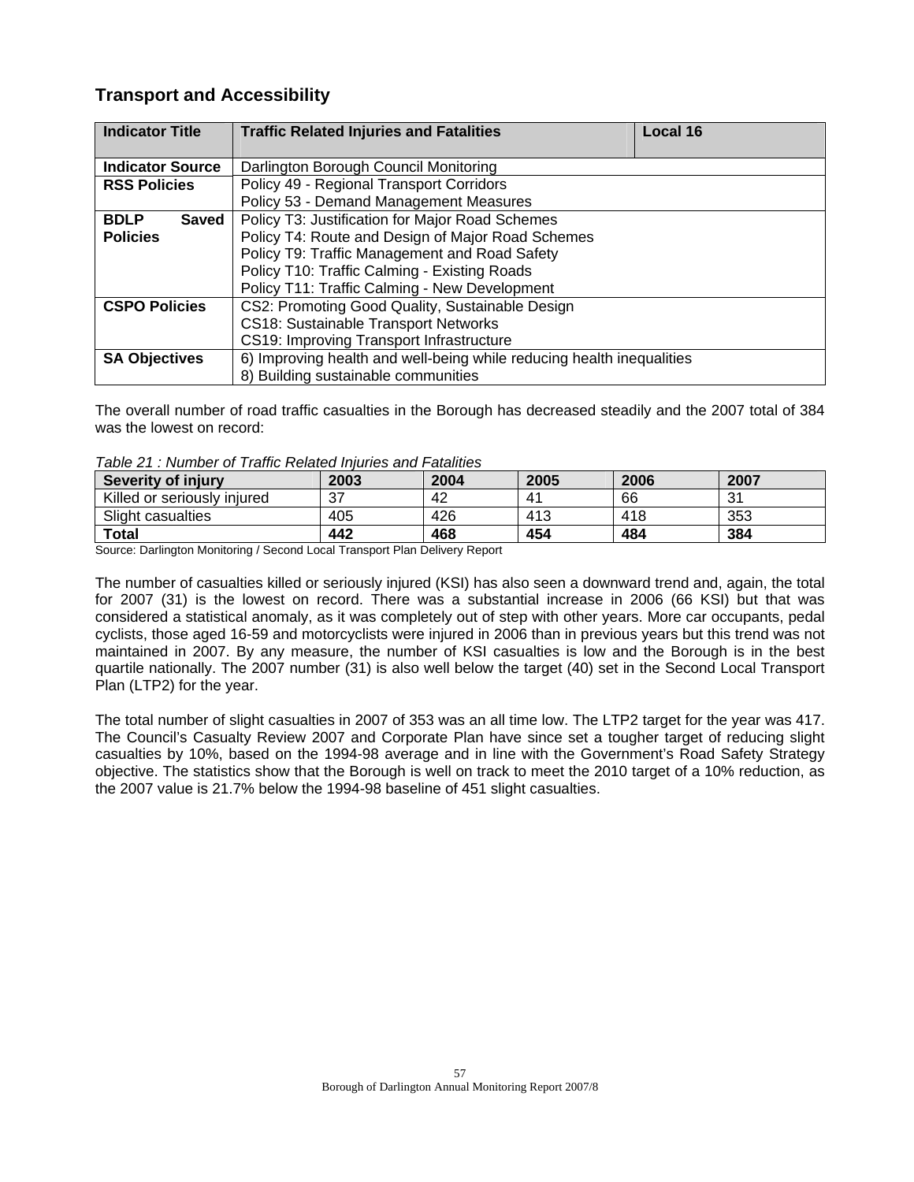## Transport and Accessibility

| **Indicator Title** | **Traffic Related Injuries and Fatalities** | **Local 16** |
|---|---|---|
| **Indicator Source** | Darlington Borough Council Monitoring | |
| **RSS Policies** | Policy 49 - Regional Transport Corridors<br>Policy 53 - Demand Management Measures | |
| **BDLP Saved Policies** | Policy T3: Justification for Major Road Schemes<br>Policy T4: Route and Design of Major Road Schemes<br>Policy T9: Traffic Management and Road Safety<br>Policy T10: Traffic Calming - Existing Roads<br>Policy T11: Traffic Calming - New Development | |
| **CSPO Policies** | CS2: Promoting Good Quality, Sustainable Design<br>CS18: Sustainable Transport Networks<br>CS19: Improving Transport Infrastructure | |
| **SA Objectives** | 6) Improving health and well-being while reducing health inequalities<br>8) Building sustainable communities | |

The overall number of road traffic casualties in the Borough has decreased steadily and the 2007 total of 384 was the lowest on record:

*Table 21 : Number of Traffic Related Injuries and Fatalities*

| **Severity of injury** | **2003** | **2004** | **2005** | **2006** | **2007** |
|---|---|---|---|---|---|
| Killed or seriously injured | 37 | 42 | 41 | 66 | 31 |
| Slight casualties | 405 | 426 | 413 | 418 | 353 |
| **Total** | **442** | **468** | **454** | **484** | **384** |

Source: Darlington Monitoring / Second Local Transport Plan Delivery Report

The number of casualties killed or seriously injured (KSI) has also seen a downward trend and, again, the total for 2007 (31) is the lowest on record. There was a substantial increase in 2006 (66 KSI) but that was considered a statistical anomaly, as it was completely out of step with other years. More car occupants, pedal cyclists, those aged 16-59 and motorcyclists were injured in 2006 than in previous years but this trend was not maintained in 2007. By any measure, the number of KSI casualties is low and the Borough is in the best quartile nationally. The 2007 number (31) is also well below the target (40) set in the Second Local Transport Plan (LTP2) for the year.

The total number of slight casualties in 2007 of 353 was an all time low. The LTP2 target for the year was 417. The Council's Casualty Review 2007 and Corporate Plan have since set a tougher target of reducing slight casualties by 10%, based on the 1994-98 average and in line with the Government's Road Safety Strategy objective. The statistics show that the Borough is well on track to meet the 2010 target of a 10% reduction, as the 2007 value is 21.7% below the 1994-98 baseline of 451 slight casualties.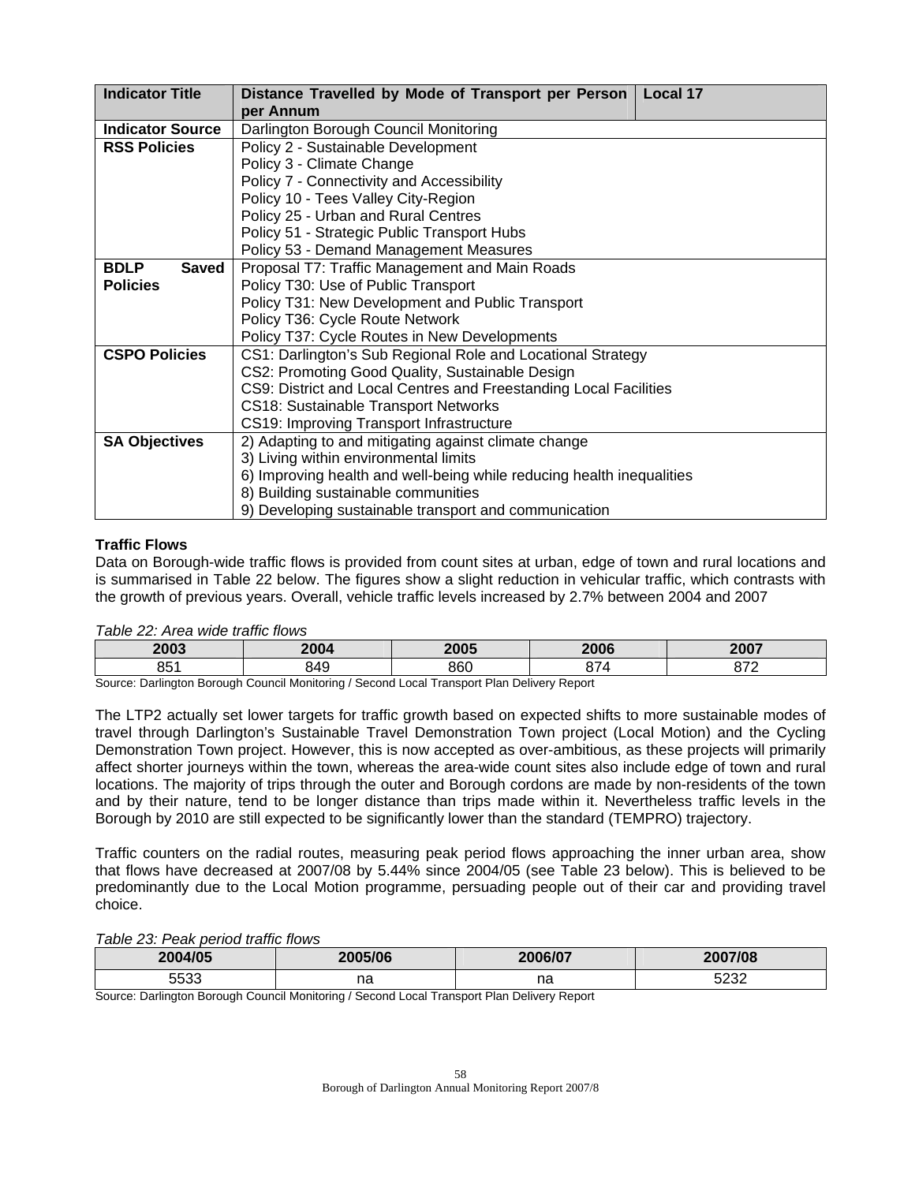| Indicator Title | Distance Travelled by Mode of Transport per Person per Annum | Local 17 |
| --- | --- | --- |
| **Indicator Source** | Darlington Borough Council Monitoring | |
| **RSS Policies** | Policy 2 - Sustainable Development<br>Policy 3 - Climate Change<br>Policy 7 - Connectivity and Accessibility<br>Policy 10 - Tees Valley City-Region<br>Policy 25 - Urban and Rural Centres<br>Policy 51 - Strategic Public Transport Hubs<br>Policy 53 - Demand Management Measures | |
| **BDLP Saved Policies** | Proposal T7: Traffic Management and Main Roads<br>Policy T30: Use of Public Transport<br>Policy T31: New Development and Public Transport<br>Policy T36: Cycle Route Network<br>Policy T37: Cycle Routes in New Developments | |
| **CSPO Policies** | CS1: Darlington's Sub Regional Role and Locational Strategy<br>CS2: Promoting Good Quality, Sustainable Design<br>CS9: District and Local Centres and Freestanding Local Facilities<br>CS18: Sustainable Transport Networks<br>CS19: Improving Transport Infrastructure | |
| **SA Objectives** | 2) Adapting to and mitigating against climate change<br>3) Living within environmental limits<br>6) Improving health and well-being while reducing health inequalities<br>8) Building sustainable communities<br>9) Developing sustainable transport and communication | |

**Traffic Flows**

Data on Borough-wide traffic flows is provided from count sites at urban, edge of town and rural locations and is summarised in Table 22 below. The figures show a slight reduction in vehicular traffic, which contrasts with the growth of previous years. Overall, vehicle traffic levels increased by 2.7% between 2004 and 2007

*Table 22: Area wide traffic flows*

| 2003 | 2004 | 2005 | 2006 | 2007 |
| --- | --- | --- | --- | --- |
| 851 | 849 | 860 | 874 | 872 |

Source: Darlington Borough Council Monitoring / Second Local Transport Plan Delivery Report

The LTP2 actually set lower targets for traffic growth based on expected shifts to more sustainable modes of travel through Darlington's Sustainable Travel Demonstration Town project (Local Motion) and the Cycling Demonstration Town project. However, this is now accepted as over-ambitious, as these projects will primarily affect shorter journeys within the town, whereas the area-wide count sites also include edge of town and rural locations. The majority of trips through the outer and Borough cordons are made by non-residents of the town and by their nature, tend to be longer distance than trips made within it. Nevertheless traffic levels in the Borough by 2010 are still expected to be significantly lower than the standard (TEMPRO) trajectory.

Traffic counters on the radial routes, measuring peak period flows approaching the inner urban area, show that flows have decreased at 2007/08 by 5.44% since 2004/05 (see Table 23 below). This is believed to be predominantly due to the Local Motion programme, persuading people out of their car and providing travel choice.

*Table 23: Peak period traffic flows*

| 2004/05 | 2005/06 | 2006/07 | 2007/08 |
| --- | --- | --- | --- |
| 5533 | na | na | 5232 |

Source: Darlington Borough Council Monitoring / Second Local Transport Plan Delivery Report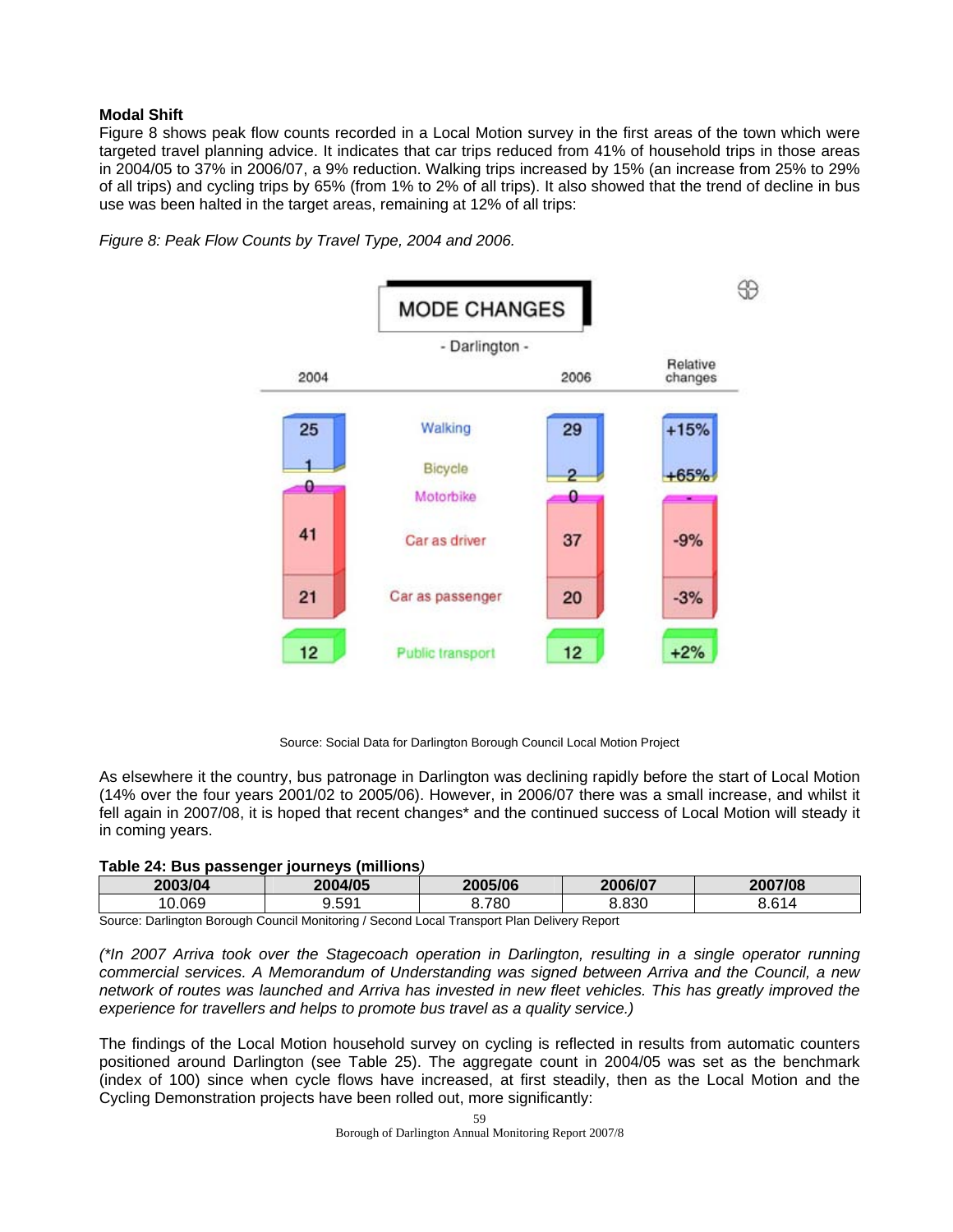**Modal Shift**

Figure 8 shows peak flow counts recorded in a Local Motion survey in the first areas of the town which were targeted travel planning advice. It indicates that car trips reduced from 41% of household trips in those areas in 2004/05 to 37% in 2006/07, a 9% reduction. Walking trips increased by 15% (an increase from 25% to 29% of all trips) and cycling trips by 65% (from 1% to 2% of all trips). It also showed that the trend of decline in bus use was been halted in the target areas, remaining at 12% of all trips:

*Figure 8: Peak Flow Counts by Travel Type, 2004 and 2006.*

MODE CHANGES

- Darlington -

2004

2006

Relative changes

25
Walking
29
+15%

1
Bicycle
2
+65%

0
Motorbike
0
-

41
Car as driver
37
-9%

21
Car as passenger
20
-3%

12
Public transport
12
+2%

Source: Social Data for Darlington Borough Council Local Motion Project

As elsewhere it the country, bus patronage in Darlington was declining rapidly before the start of Local Motion (14% over the four years 2001/02 to 2005/06). However, in 2006/07 there was a small increase, and whilst it fell again in 2007/08, it is hoped that recent changes* and the continued success of Local Motion will steady it in coming years.

**Table 24: Bus passenger journeys (millions***)*

| 2003/04 | 2004/05 | 2005/06 | 2006/07 | 2007/08 |
|---|---|---|---|---|
| 10.069 | 9.591 | 8.780 | 8.830 | 8.614 |

Source: Darlington Borough Council Monitoring / Second Local Transport Plan Delivery Report

*(\*In 2007 Arriva took over the Stagecoach operation in Darlington, resulting in a single operator running commercial services. A Memorandum of Understanding was signed between Arriva and the Council, a new network of routes was launched and Arriva has invested in new fleet vehicles. This has greatly improved the experience for travellers and helps to promote bus travel as a quality service.)*

The findings of the Local Motion household survey on cycling is reflected in results from automatic counters positioned around Darlington (see Table 25). The aggregate count in 2004/05 was set as the benchmark (index of 100) since when cycle flows have increased, at first steadily, then as the Local Motion and the Cycling Demonstration projects have been rolled out, more significantly: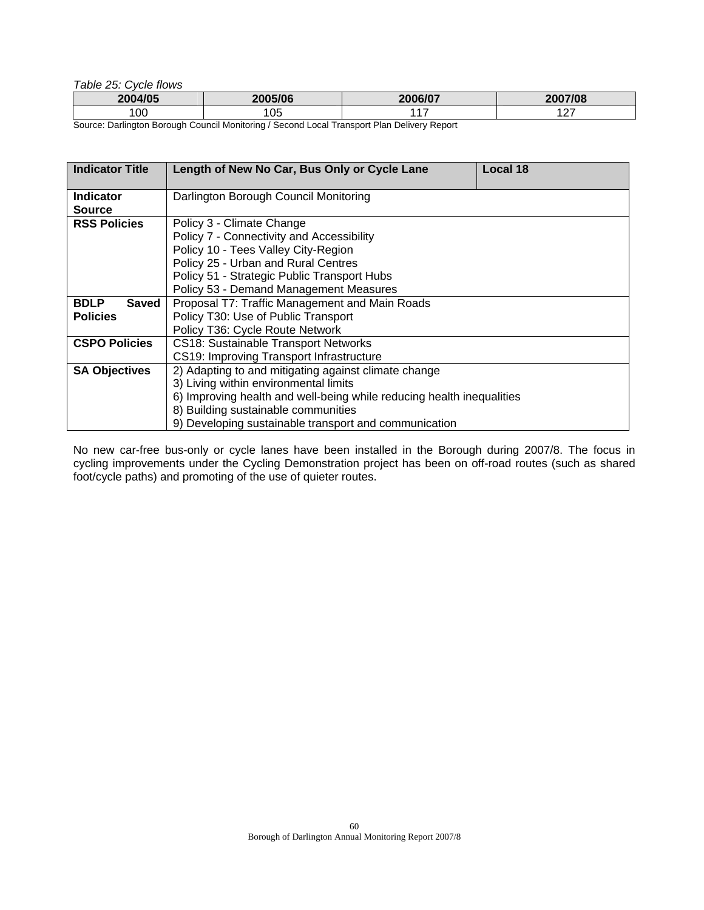*Table 25: Cycle flows*

| 2004/05 | 2005/06 | 2006/07 | 2007/08 |
|---|---|---|---|
| 100 | 105 | 117 | 127 |

Source: Darlington Borough Council Monitoring / Second Local Transport Plan Delivery Report

| **Indicator Title** | **Length of New No Car, Bus Only or Cycle Lane** | **Local 18** |
|---|---|---|
| **Indicator Source** | Darlington Borough Council Monitoring | |
| **RSS Policies** | Policy 3 - Climate Change<br>Policy 7 - Connectivity and Accessibility<br>Policy 10 - Tees Valley City-Region<br>Policy 25 - Urban and Rural Centres<br>Policy 51 - Strategic Public Transport Hubs<br>Policy 53 - Demand Management Measures | |
| **BDLP Saved Policies** | Proposal T7: Traffic Management and Main Roads<br>Policy T30: Use of Public Transport<br>Policy T36: Cycle Route Network | |
| **CSPO Policies** | CS18: Sustainable Transport Networks<br>CS19: Improving Transport Infrastructure | |
| **SA Objectives** | 2) Adapting to and mitigating against climate change<br>3) Living within environmental limits<br>6) Improving health and well-being while reducing health inequalities<br>8) Building sustainable communities<br>9) Developing sustainable transport and communication | |

No new car-free bus-only or cycle lanes have been installed in the Borough during 2007/8. The focus in cycling improvements under the Cycling Demonstration project has been on off-road routes (such as shared foot/cycle paths) and promoting of the use of quieter routes.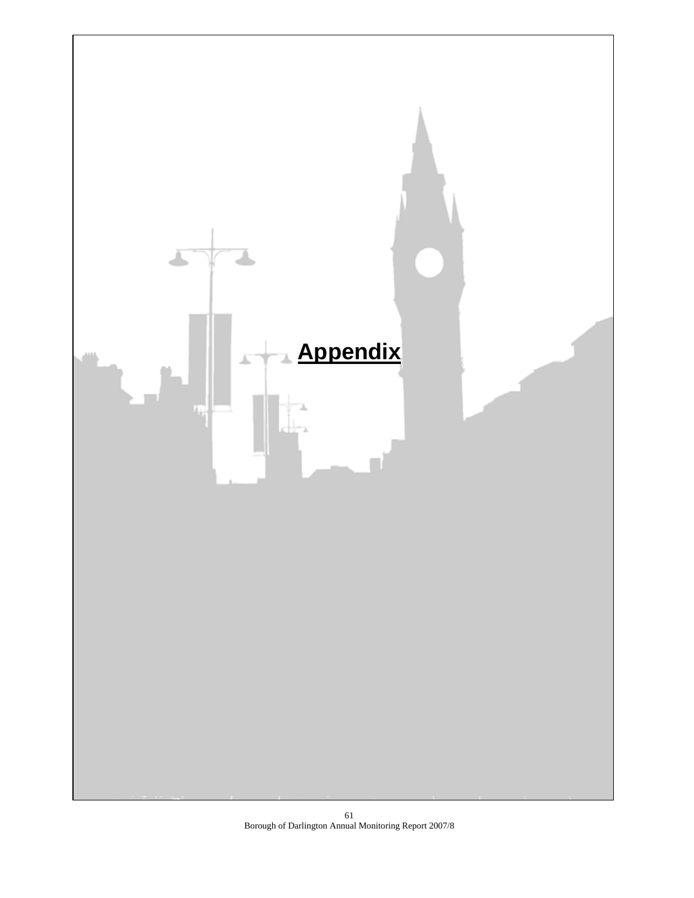# Appendix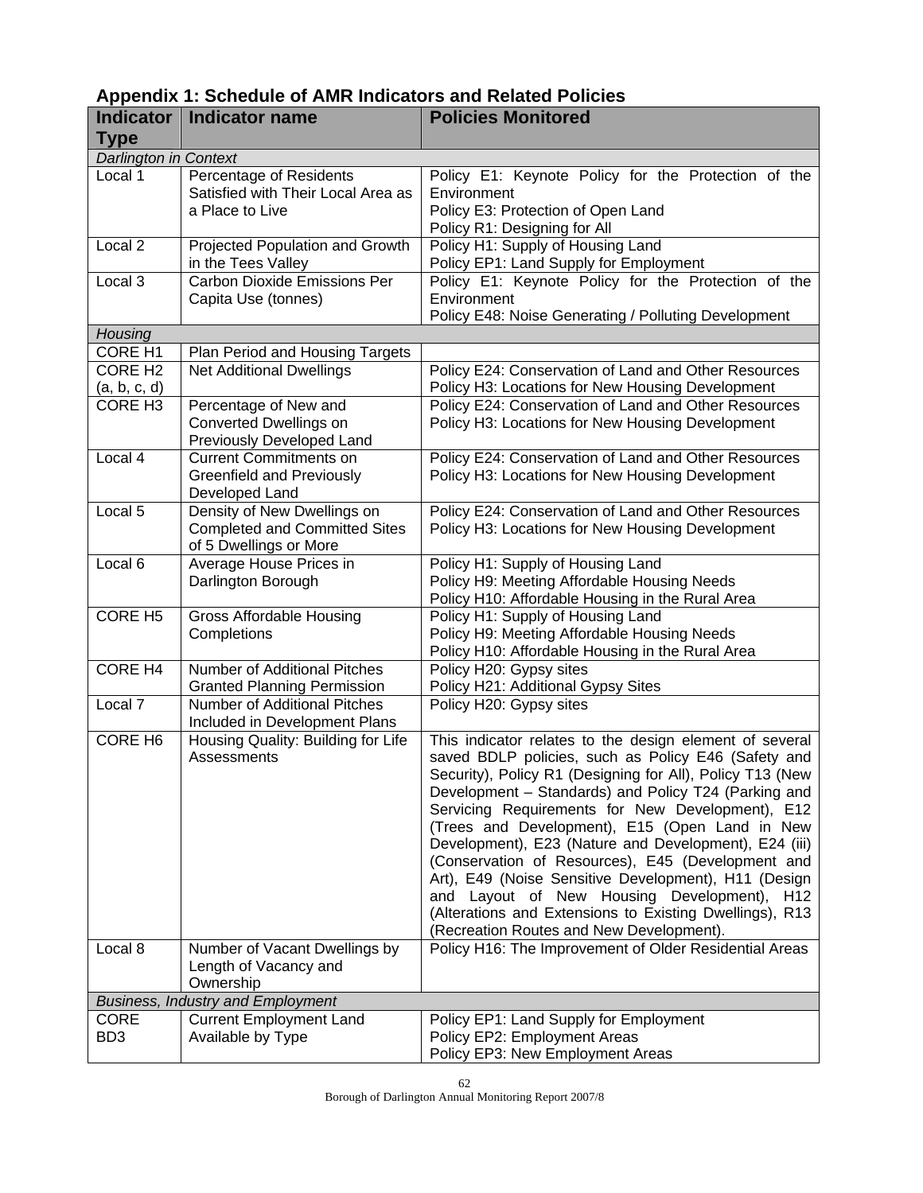## Appendix 1: Schedule of AMR Indicators and Related Policies

| Indicator Type | Indicator name | Policies Monitored |
|---|---|---|
| *Darlington in Context* | | |
| Local 1 | Percentage of Residents Satisfied with Their Local Area as a Place to Live | Policy E1: Keynote Policy for the Protection of the Environment<br>Policy E3: Protection of Open Land<br>Policy R1: Designing for All |
| Local 2 | Projected Population and Growth in the Tees Valley | Policy H1: Supply of Housing Land<br>Policy EP1: Land Supply for Employment |
| Local 3 | Carbon Dioxide Emissions Per Capita Use (tonnes) | Policy E1: Keynote Policy for the Protection of the Environment<br>Policy E48: Noise Generating / Polluting Development |
| *Housing* | | |
| CORE H1 | Plan Period and Housing Targets | |
| CORE H2 (a, b, c, d) | Net Additional Dwellings | Policy E24: Conservation of Land and Other Resources<br>Policy H3: Locations for New Housing Development |
| CORE H3 | Percentage of New and Converted Dwellings on Previously Developed Land | Policy E24: Conservation of Land and Other Resources<br>Policy H3: Locations for New Housing Development |
| Local 4 | Current Commitments on Greenfield and Previously Developed Land | Policy E24: Conservation of Land and Other Resources<br>Policy H3: Locations for New Housing Development |
| Local 5 | Density of New Dwellings on Completed and Committed Sites of 5 Dwellings or More | Policy E24: Conservation of Land and Other Resources<br>Policy H3: Locations for New Housing Development |
| Local 6 | Average House Prices in Darlington Borough | Policy H1: Supply of Housing Land<br>Policy H9: Meeting Affordable Housing Needs<br>Policy H10: Affordable Housing in the Rural Area |
| CORE H5 | Gross Affordable Housing Completions | Policy H1: Supply of Housing Land<br>Policy H9: Meeting Affordable Housing Needs<br>Policy H10: Affordable Housing in the Rural Area |
| CORE H4 | Number of Additional Pitches Granted Planning Permission | Policy H20: Gypsy sites<br>Policy H21: Additional Gypsy Sites |
| Local 7 | Number of Additional Pitches Included in Development Plans | Policy H20: Gypsy sites |
| CORE H6 | Housing Quality: Building for Life Assessments | This indicator relates to the design element of several saved BDLP policies, such as Policy E46 (Safety and Security), Policy R1 (Designing for All), Policy T13 (New Development – Standards) and Policy T24 (Parking and Servicing Requirements for New Development), E12 (Trees and Development), E15 (Open Land in New Development), E23 (Nature and Development), E24 (iii) (Conservation of Resources), E45 (Development and Art), E49 (Noise Sensitive Development), H11 (Design and Layout of New Housing Development), H12 (Alterations and Extensions to Existing Dwellings), R13 (Recreation Routes and New Development). |
| Local 8 | Number of Vacant Dwellings by Length of Vacancy and Ownership | Policy H16: The Improvement of Older Residential Areas |
| *Business, Industry and Employment* | | |
| CORE BD3 | Current Employment Land Available by Type | Policy EP1: Land Supply for Employment<br>Policy EP2: Employment Areas<br>Policy EP3: New Employment Areas |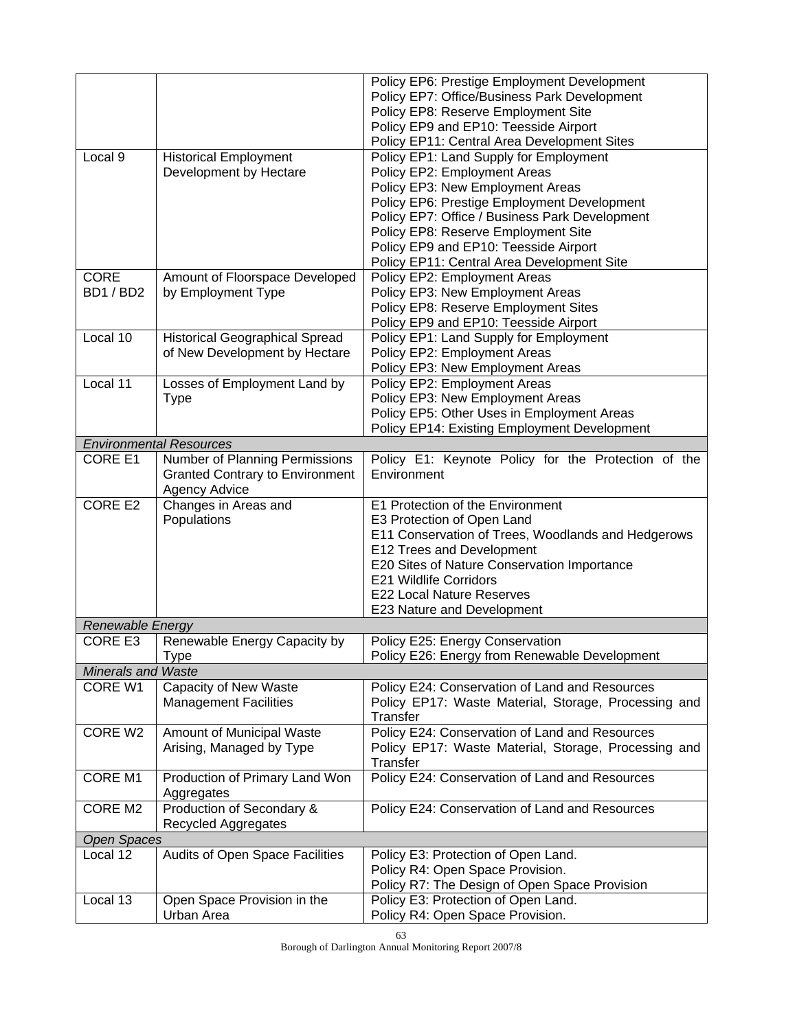| | | |
|---|---|---|
| | | Policy EP6: Prestige Employment Development<br>Policy EP7: Office/Business Park Development<br>Policy EP8: Reserve Employment Site<br>Policy EP9 and EP10: Teesside Airport<br>Policy EP11: Central Area Development Sites |
| Local 9 | Historical Employment Development by Hectare | Policy EP1: Land Supply for Employment<br>Policy EP2: Employment Areas<br>Policy EP3: New Employment Areas<br>Policy EP6: Prestige Employment Development<br>Policy EP7: Office / Business Park Development<br>Policy EP8: Reserve Employment Site<br>Policy EP9 and EP10: Teesside Airport<br>Policy EP11: Central Area Development Site |
| CORE BD1 / BD2 | Amount of Floorspace Developed by Employment Type | Policy EP2: Employment Areas<br>Policy EP3: New Employment Areas<br>Policy EP8: Reserve Employment Sites<br>Policy EP9 and EP10: Teesside Airport |
| Local 10 | Historical Geographical Spread of New Development by Hectare | Policy EP1: Land Supply for Employment<br>Policy EP2: Employment Areas<br>Policy EP3: New Employment Areas |
| Local 11 | Losses of Employment Land by Type | Policy EP2: Employment Areas<br>Policy EP3: New Employment Areas<br>Policy EP5: Other Uses in Employment Areas<br>Policy EP14: Existing Employment Development |
| *Environmental Resources* | | |
| CORE E1 | Number of Planning Permissions Granted Contrary to Environment Agency Advice | Policy E1: Keynote Policy for the Protection of the Environment |
| CORE E2 | Changes in Areas and Populations | E1 Protection of the Environment<br>E3 Protection of Open Land<br>E11 Conservation of Trees, Woodlands and Hedgerows<br>E12 Trees and Development<br>E20 Sites of Nature Conservation Importance<br>E21 Wildlife Corridors<br>E22 Local Nature Reserves<br>E23 Nature and Development |
| *Renewable Energy* | | |
| CORE E3 | Renewable Energy Capacity by Type | Policy E25: Energy Conservation<br>Policy E26: Energy from Renewable Development |
| *Minerals and Waste* | | |
| CORE W1 | Capacity of New Waste Management Facilities | Policy E24: Conservation of Land and Resources<br>Policy EP17: Waste Material, Storage, Processing and Transfer |
| CORE W2 | Amount of Municipal Waste Arising, Managed by Type | Policy E24: Conservation of Land and Resources<br>Policy EP17: Waste Material, Storage, Processing and Transfer |
| CORE M1 | Production of Primary Land Won Aggregates | Policy E24: Conservation of Land and Resources |
| CORE M2 | Production of Secondary & Recycled Aggregates | Policy E24: Conservation of Land and Resources |
| *Open Spaces* | | |
| Local 12 | Audits of Open Space Facilities | Policy E3: Protection of Open Land.<br>Policy R4: Open Space Provision.<br>Policy R7: The Design of Open Space Provision |
| Local 13 | Open Space Provision in the Urban Area | Policy E3: Protection of Open Land.<br>Policy R4: Open Space Provision. |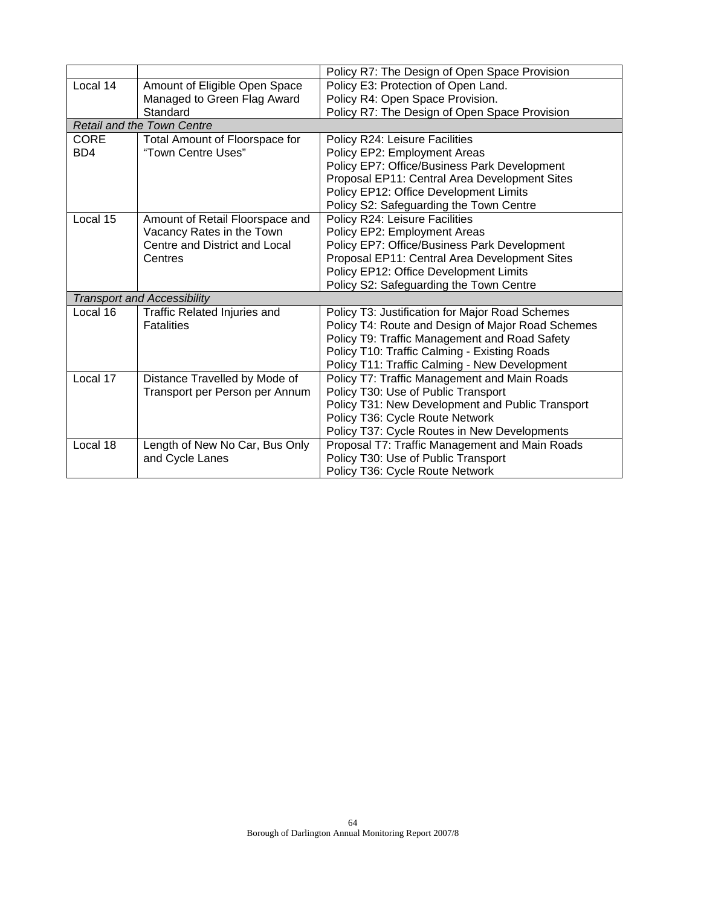| | | |
|---|---|---|
| | | Policy R7: The Design of Open Space Provision |
| Local 14 | Amount of Eligible Open Space Managed to Green Flag Award Standard | Policy E3: Protection of Open Land.<br>Policy R4: Open Space Provision.<br>Policy R7: The Design of Open Space Provision |
| *Retail and the Town Centre* | | |
| CORE BD4 | Total Amount of Floorspace for "Town Centre Uses" | Policy R24: Leisure Facilities<br>Policy EP2: Employment Areas<br>Policy EP7: Office/Business Park Development<br>Proposal EP11: Central Area Development Sites<br>Policy EP12: Office Development Limits<br>Policy S2: Safeguarding the Town Centre |
| Local 15 | Amount of Retail Floorspace and Vacancy Rates in the Town Centre and District and Local Centres | Policy R24: Leisure Facilities<br>Policy EP2: Employment Areas<br>Policy EP7: Office/Business Park Development<br>Proposal EP11: Central Area Development Sites<br>Policy EP12: Office Development Limits<br>Policy S2: Safeguarding the Town Centre |
| *Transport and Accessibility* | | |
| Local 16 | Traffic Related Injuries and Fatalities | Policy T3: Justification for Major Road Schemes<br>Policy T4: Route and Design of Major Road Schemes<br>Policy T9: Traffic Management and Road Safety<br>Policy T10: Traffic Calming - Existing Roads<br>Policy T11: Traffic Calming - New Development |
| Local 17 | Distance Travelled by Mode of Transport per Person per Annum | Policy T7: Traffic Management and Main Roads<br>Policy T30: Use of Public Transport<br>Policy T31: New Development and Public Transport<br>Policy T36: Cycle Route Network<br>Policy T37: Cycle Routes in New Developments |
| Local 18 | Length of New No Car, Bus Only and Cycle Lanes | Proposal T7: Traffic Management and Main Roads<br>Policy T30: Use of Public Transport<br>Policy T36: Cycle Route Network |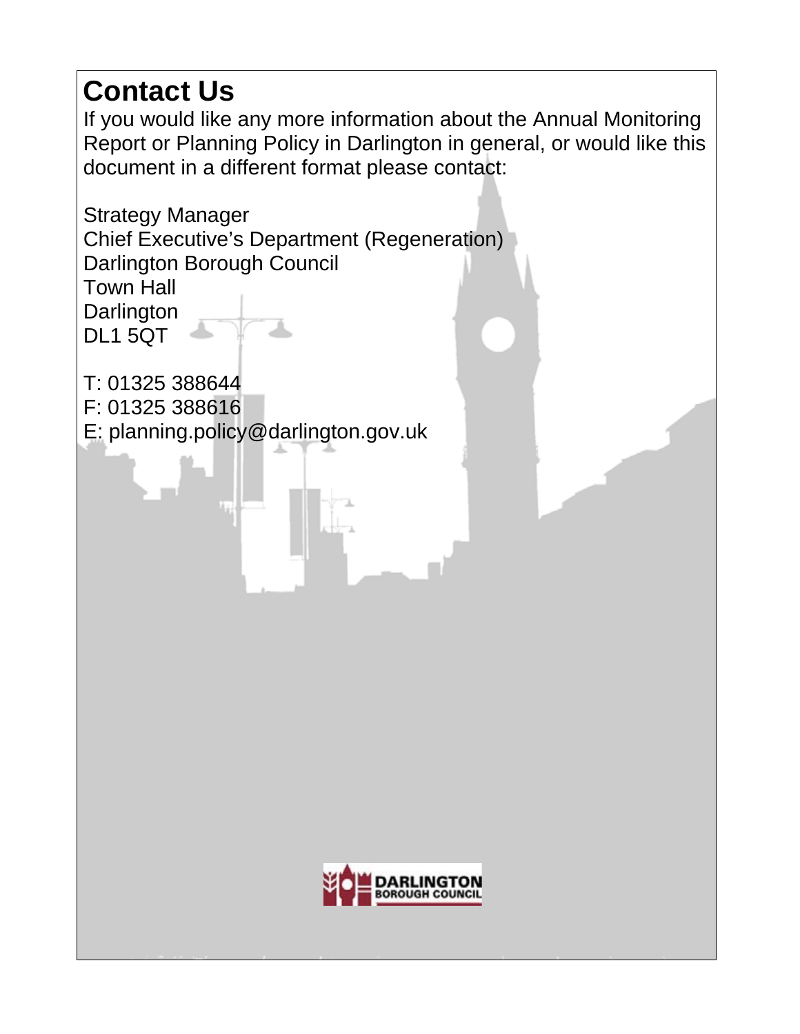# Contact Us

If you would like any more information about the Annual Monitoring Report or Planning Policy in Darlington in general, or would like this document in a different format please contact:

Strategy Manager
Chief Executive's Department (Regeneration)
Darlington Borough Council
Town Hall
Darlington
DL1 5QT

T: 01325 388644
F: 01325 388616
E: planning.policy@darlington.gov.uk

DARLINGTON BOROUGH COUNCIL